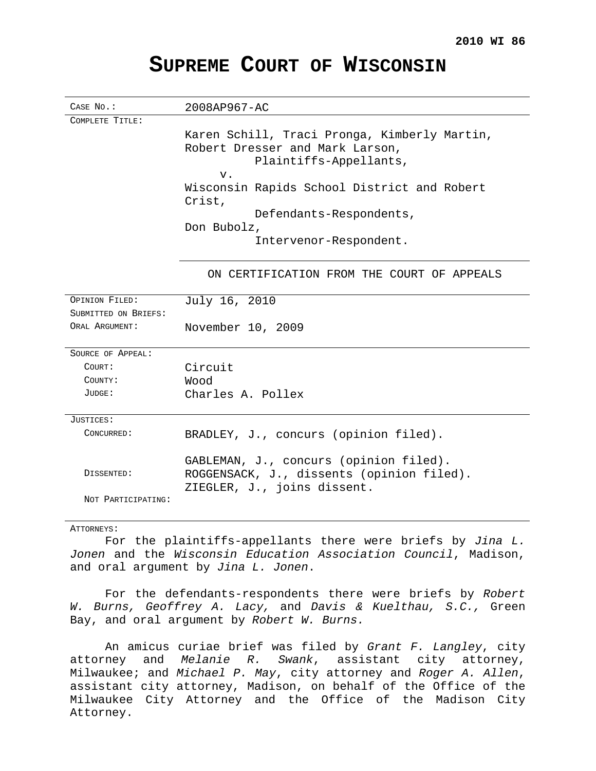**2010 WI 86**

# SUPREME COURT OF WISCONSIN

| | |
|---|---|
| CASE NO.: | 2008AP967-AC |
| COMPLETE TITLE: | Karen Schill, Traci Pronga, Kimberly Martin, Robert Dresser and Mark Larson,<br>Plaintiffs-Appellants,<br>v.<br>Wisconsin Rapids School District and Robert Crist,<br>Defendants-Respondents,<br>Don Bubolz,<br>Intervenor-Respondent. |
| | ON CERTIFICATION FROM THE COURT OF APPEALS |
| OPINION FILED: | July 16, 2010 |
| SUBMITTED ON BRIEFS: | |
| ORAL ARGUMENT: | November 10, 2009 |
| SOURCE OF APPEAL: | |
| COURT: | Circuit |
| COUNTY: | Wood |
| JUDGE: | Charles A. Pollex |
| JUSTICES: | |
| CONCURRED: | BRADLEY, J., concurs (opinion filed).<br>GABLEMAN, J., concurs (opinion filed). |
| DISSENTED: | ROGGENSACK, J., dissents (opinion filed).<br>ZIEGLER, J., joins dissent. |
| NOT PARTICIPATING: | |

ATTORNEYS:

For the plaintiffs-appellants there were briefs by *Jina L. Jonen* and the *Wisconsin Education Association Council*, Madison, and oral argument by *Jina L. Jonen*.

For the defendants-respondents there were briefs by *Robert W. Burns, Geoffrey A. Lacy,* and *Davis & Kuelthau, S.C.,* Green Bay, and oral argument by *Robert W. Burns.*

An amicus curiae brief was filed by *Grant F. Langley*, city attorney and *Melanie R. Swank*, assistant city attorney, Milwaukee; and *Michael P. May*, city attorney and *Roger A. Allen*, assistant city attorney, Madison, on behalf of the Office of the Milwaukee City Attorney and the Office of the Madison City Attorney.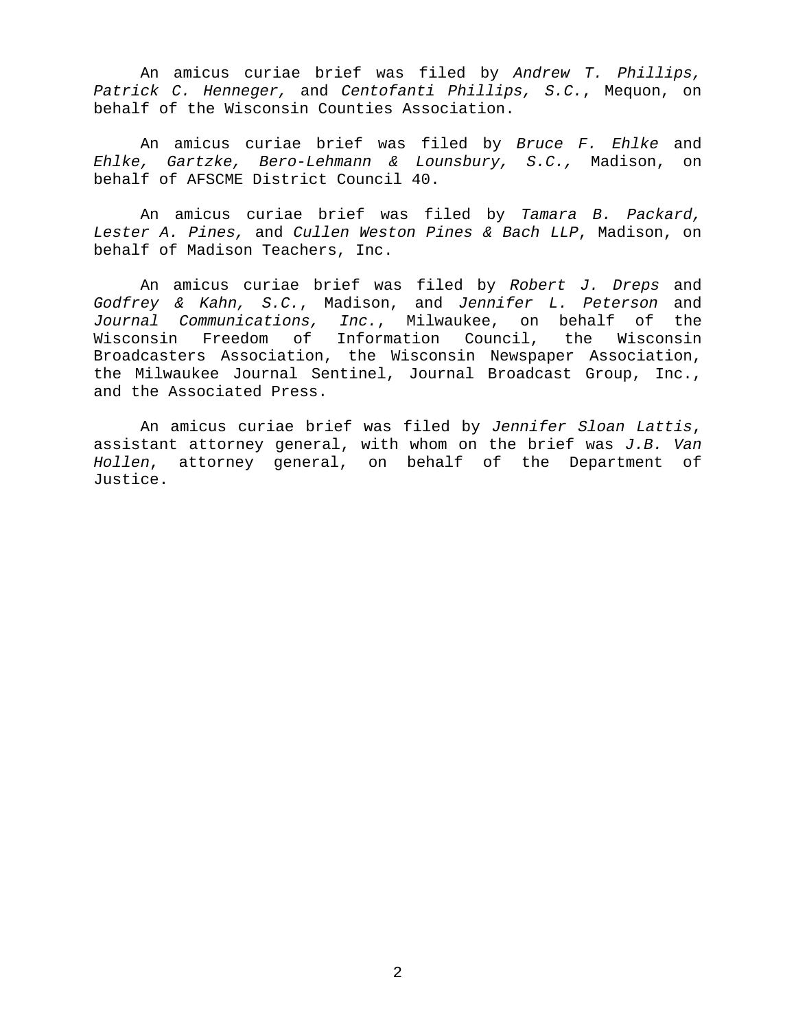An amicus curiae brief was filed by *Andrew T. Phillips, Patrick C. Henneger,* and *Centofanti Phillips, S.C.*, Mequon, on behalf of the Wisconsin Counties Association.

An amicus curiae brief was filed by *Bruce F. Ehlke* and *Ehlke, Gartzke, Bero-Lehmann & Lounsbury, S.C.,* Madison, on behalf of AFSCME District Council 40.

An amicus curiae brief was filed by *Tamara B. Packard, Lester A. Pines,* and *Cullen Weston Pines & Bach LLP*, Madison, on behalf of Madison Teachers, Inc.

An amicus curiae brief was filed by *Robert J. Dreps* and *Godfrey & Kahn, S.C.*, Madison, and *Jennifer L. Peterson* and *Journal Communications, Inc.*, Milwaukee, on behalf of the Wisconsin Freedom of Information Council, the Wisconsin Broadcasters Association, the Wisconsin Newspaper Association, the Milwaukee Journal Sentinel, Journal Broadcast Group, Inc., and the Associated Press.

An amicus curiae brief was filed by *Jennifer Sloan Lattis*, assistant attorney general, with whom on the brief was *J.B. Van Hollen*, attorney general, on behalf of the Department of Justice.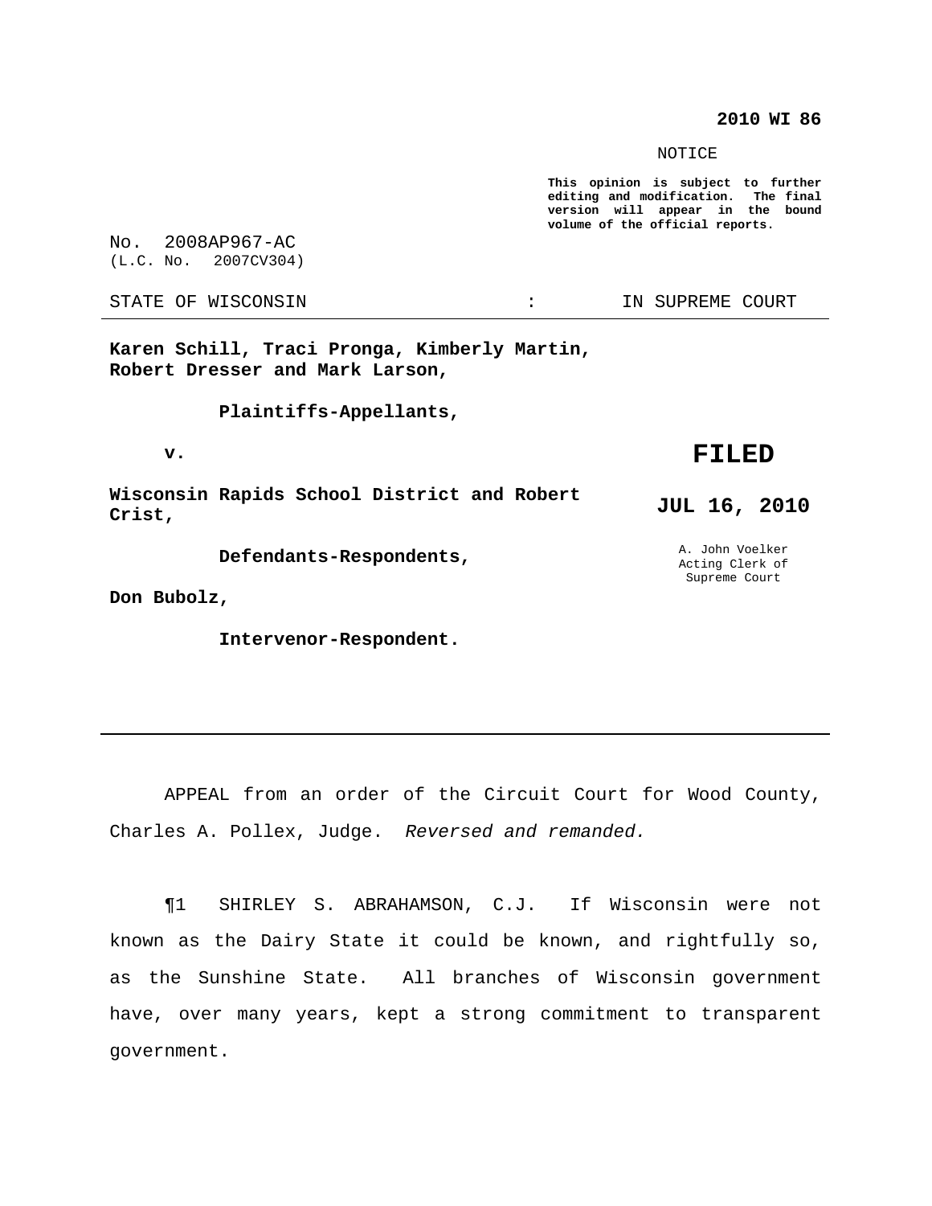**2010 WI 86**

NOTICE

**This opinion is subject to further editing and modification. The final version will appear in the bound volume of the official reports.**

No. 2008AP967-AC
(L.C. No. 2007CV304)

STATE OF WISCONSIN : IN SUPREME COURT

**Karen Schill, Traci Pronga, Kimberly Martin, Robert Dresser and Mark Larson,**

**Plaintiffs-Appellants,**

**v.**

**Wisconsin Rapids School District and Robert Crist,**

**Defendants-Respondents,**

**Don Bubolz,**

**Intervenor-Respondent.**

**FILED**

**JUL 16, 2010**

A. John Voelker
Acting Clerk of
Supreme Court

---

APPEAL from an order of the Circuit Court for Wood County, Charles A. Pollex, Judge. *Reversed and remanded.*

¶1 SHIRLEY S. ABRAHAMSON, C.J. If Wisconsin were not known as the Dairy State it could be known, and rightfully so, as the Sunshine State. All branches of Wisconsin government have, over many years, kept a strong commitment to transparent government.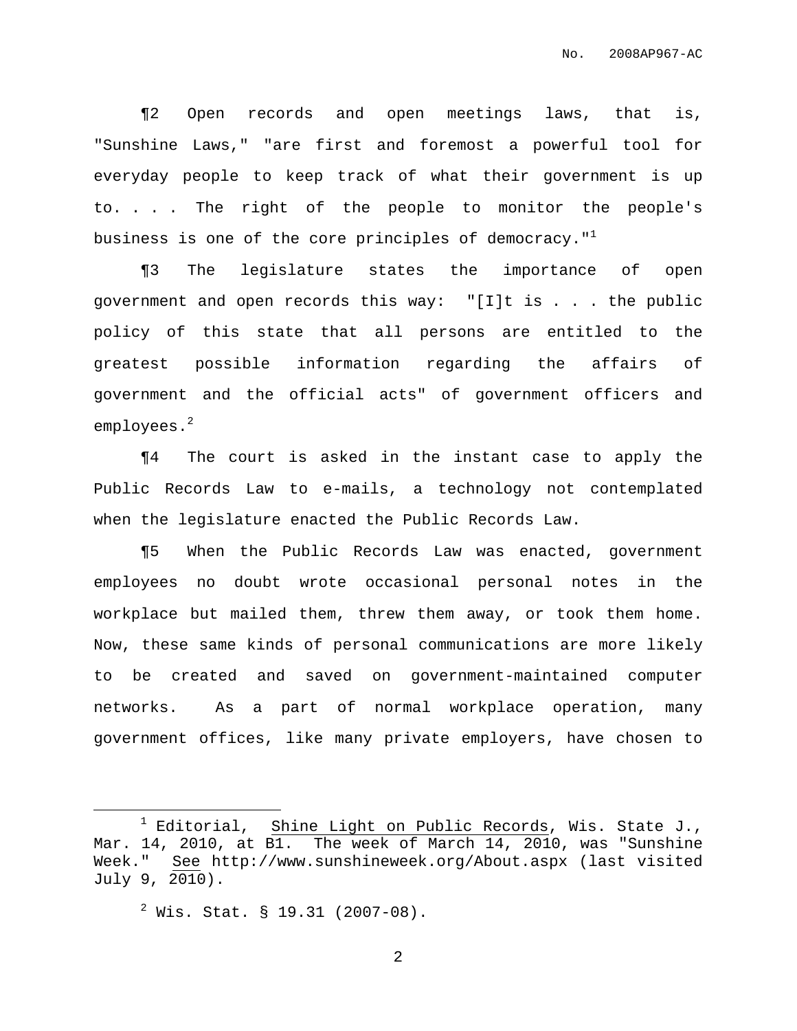¶2 Open records and open meetings laws, that is, "Sunshine Laws," "are first and foremost a powerful tool for everyday people to keep track of what their government is up to. . . . The right of the people to monitor the people's business is one of the core principles of democracy."[1]

¶3 The legislature states the importance of open government and open records this way: "[I]t is . . . the public policy of this state that all persons are entitled to the greatest possible information regarding the affairs of government and the official acts" of government officers and employees.[2]

¶4 The court is asked in the instant case to apply the Public Records Law to e-mails, a technology not contemplated when the legislature enacted the Public Records Law.

¶5 When the Public Records Law was enacted, government employees no doubt wrote occasional personal notes in the workplace but mailed them, threw them away, or took them home. Now, these same kinds of personal communications are more likely to be created and saved on government-maintained computer networks. As a part of normal workplace operation, many government offices, like many private employers, have chosen to

---

[1] Editorial, Shine Light on Public Records, Wis. State J., Mar. 14, 2010, at B1. The week of March 14, 2010, was "Sunshine Week." See http://www.sunshineweek.org/About.aspx (last visited July 9, 2010).

[2] Wis. Stat. § 19.31 (2007-08).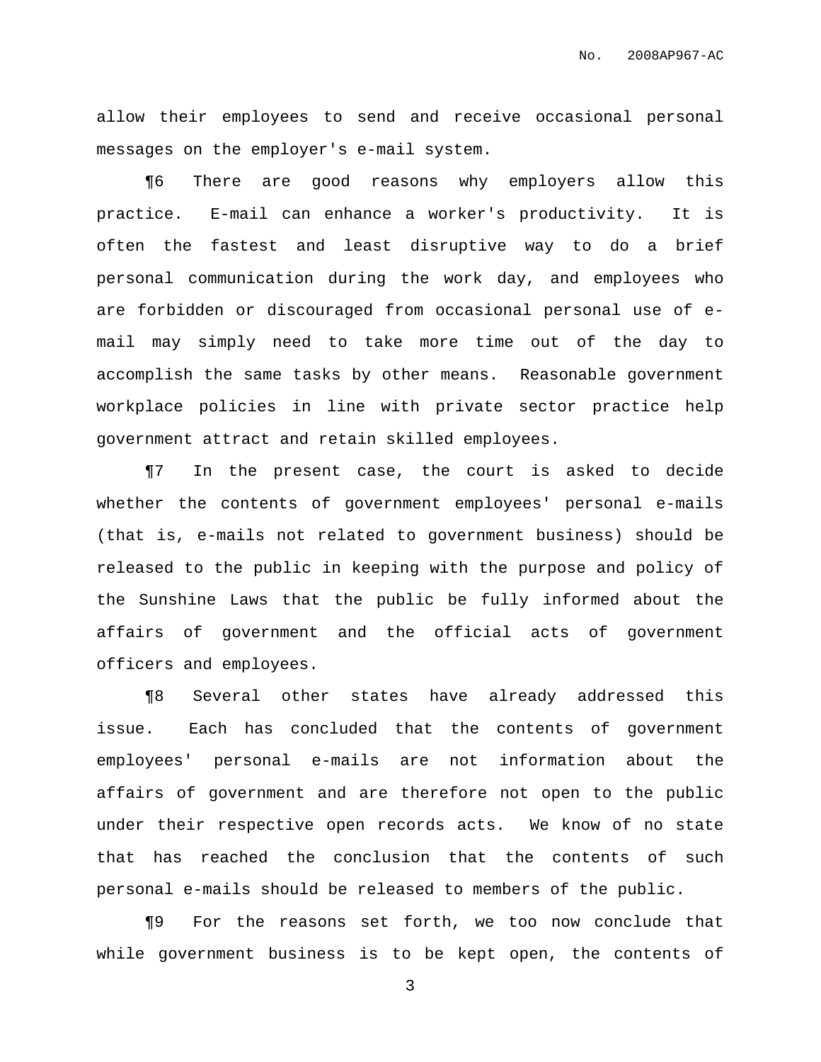allow their employees to send and receive occasional personal messages on the employer's e-mail system.

¶6 There are good reasons why employers allow this practice. E-mail can enhance a worker's productivity. It is often the fastest and least disruptive way to do a brief personal communication during the work day, and employees who are forbidden or discouraged from occasional personal use of e-mail may simply need to take more time out of the day to accomplish the same tasks by other means. Reasonable government workplace policies in line with private sector practice help government attract and retain skilled employees.

¶7 In the present case, the court is asked to decide whether the contents of government employees' personal e-mails (that is, e-mails not related to government business) should be released to the public in keeping with the purpose and policy of the Sunshine Laws that the public be fully informed about the affairs of government and the official acts of government officers and employees.

¶8 Several other states have already addressed this issue. Each has concluded that the contents of government employees' personal e-mails are not information about the affairs of government and are therefore not open to the public under their respective open records acts. We know of no state that has reached the conclusion that the contents of such personal e-mails should be released to members of the public.

¶9 For the reasons set forth, we too now conclude that while government business is to be kept open, the contents of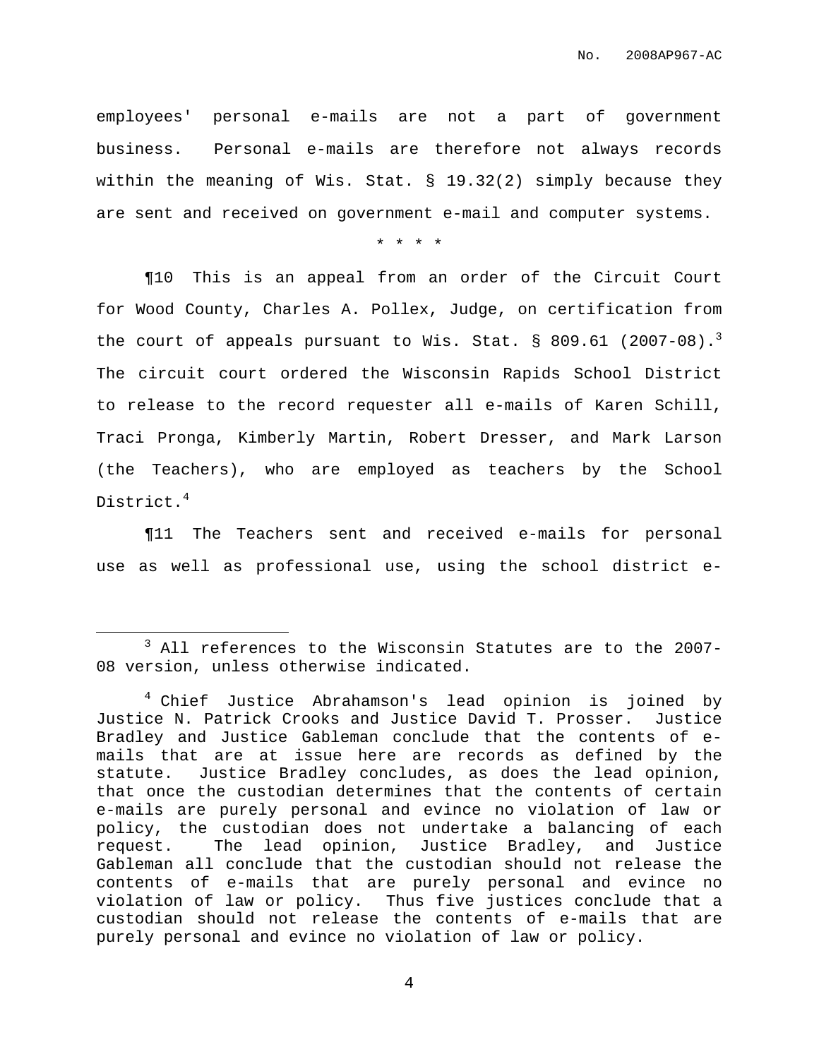employees' personal e-mails are not a part of government business. Personal e-mails are therefore not always records within the meaning of Wis. Stat. § 19.32(2) simply because they are sent and received on government e-mail and computer systems.

\* \* \* \*

¶10 This is an appeal from an order of the Circuit Court for Wood County, Charles A. Pollex, Judge, on certification from the court of appeals pursuant to Wis. Stat. § 809.61 (2007-08).[3] The circuit court ordered the Wisconsin Rapids School District to release to the record requester all e-mails of Karen Schill, Traci Pronga, Kimberly Martin, Robert Dresser, and Mark Larson (the Teachers), who are employed as teachers by the School District.[4]

¶11 The Teachers sent and received e-mails for personal use as well as professional use, using the school district e-

---

[3] All references to the Wisconsin Statutes are to the 2007-08 version, unless otherwise indicated.

[4] Chief Justice Abrahamson's lead opinion is joined by Justice N. Patrick Crooks and Justice David T. Prosser. Justice Bradley and Justice Gableman conclude that the contents of e-mails that are at issue here are records as defined by the statute. Justice Bradley concludes, as does the lead opinion, that once the custodian determines that the contents of certain e-mails are purely personal and evince no violation of law or policy, the custodian does not undertake a balancing of each request. The lead opinion, Justice Bradley, and Justice Gableman all conclude that the custodian should not release the contents of e-mails that are purely personal and evince no violation of law or policy. Thus five justices conclude that a custodian should not release the contents of e-mails that are purely personal and evince no violation of law or policy.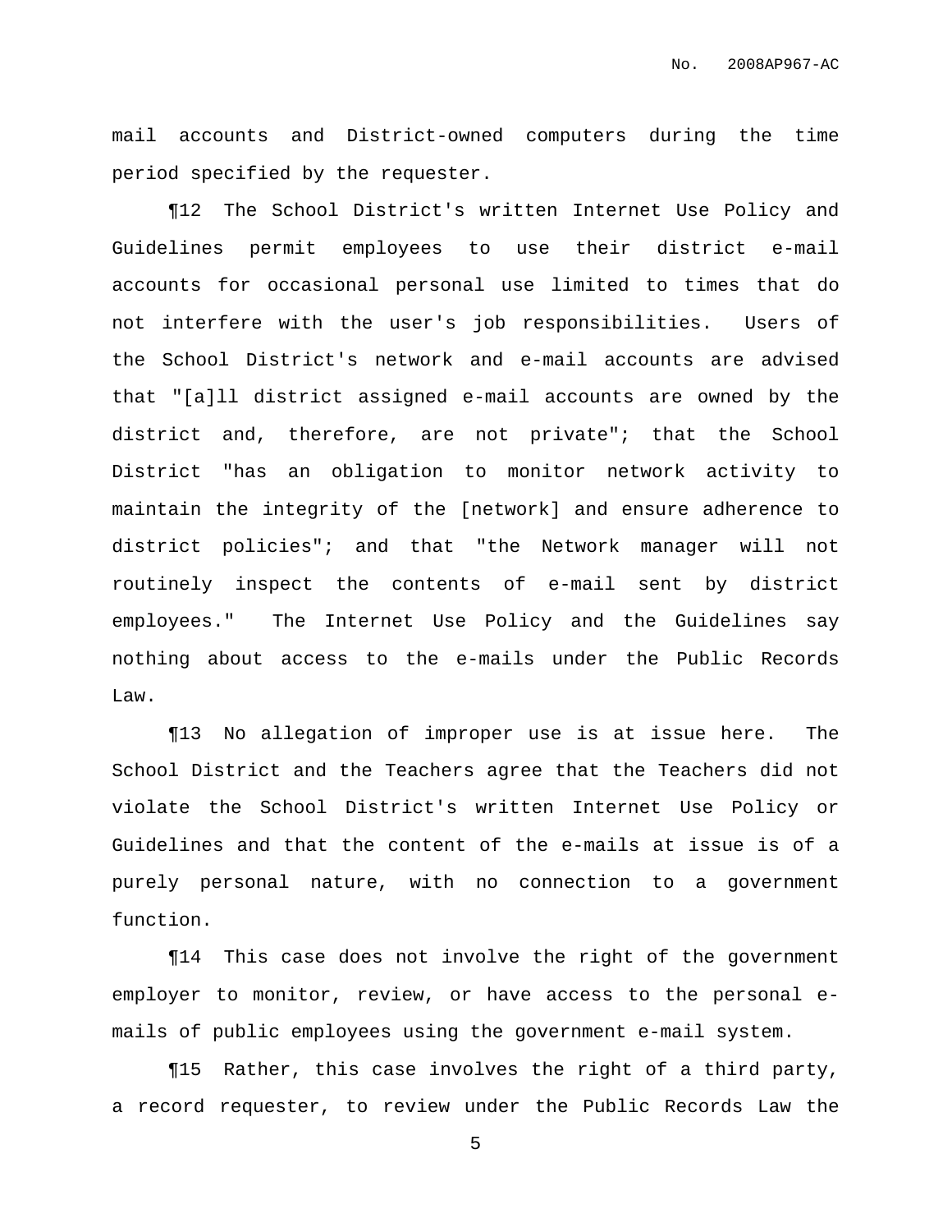mail accounts and District-owned computers during the time period specified by the requester.

¶12 The School District's written Internet Use Policy and Guidelines permit employees to use their district e-mail accounts for occasional personal use limited to times that do not interfere with the user's job responsibilities. Users of the School District's network and e-mail accounts are advised that "[a]ll district assigned e-mail accounts are owned by the district and, therefore, are not private"; that the School District "has an obligation to monitor network activity to maintain the integrity of the [network] and ensure adherence to district policies"; and that "the Network manager will not routinely inspect the contents of e-mail sent by district employees." The Internet Use Policy and the Guidelines say nothing about access to the e-mails under the Public Records Law.

¶13 No allegation of improper use is at issue here. The School District and the Teachers agree that the Teachers did not violate the School District's written Internet Use Policy or Guidelines and that the content of the e-mails at issue is of a purely personal nature, with no connection to a government function.

¶14 This case does not involve the right of the government employer to monitor, review, or have access to the personal e-mails of public employees using the government e-mail system.

¶15 Rather, this case involves the right of a third party, a record requester, to review under the Public Records Law the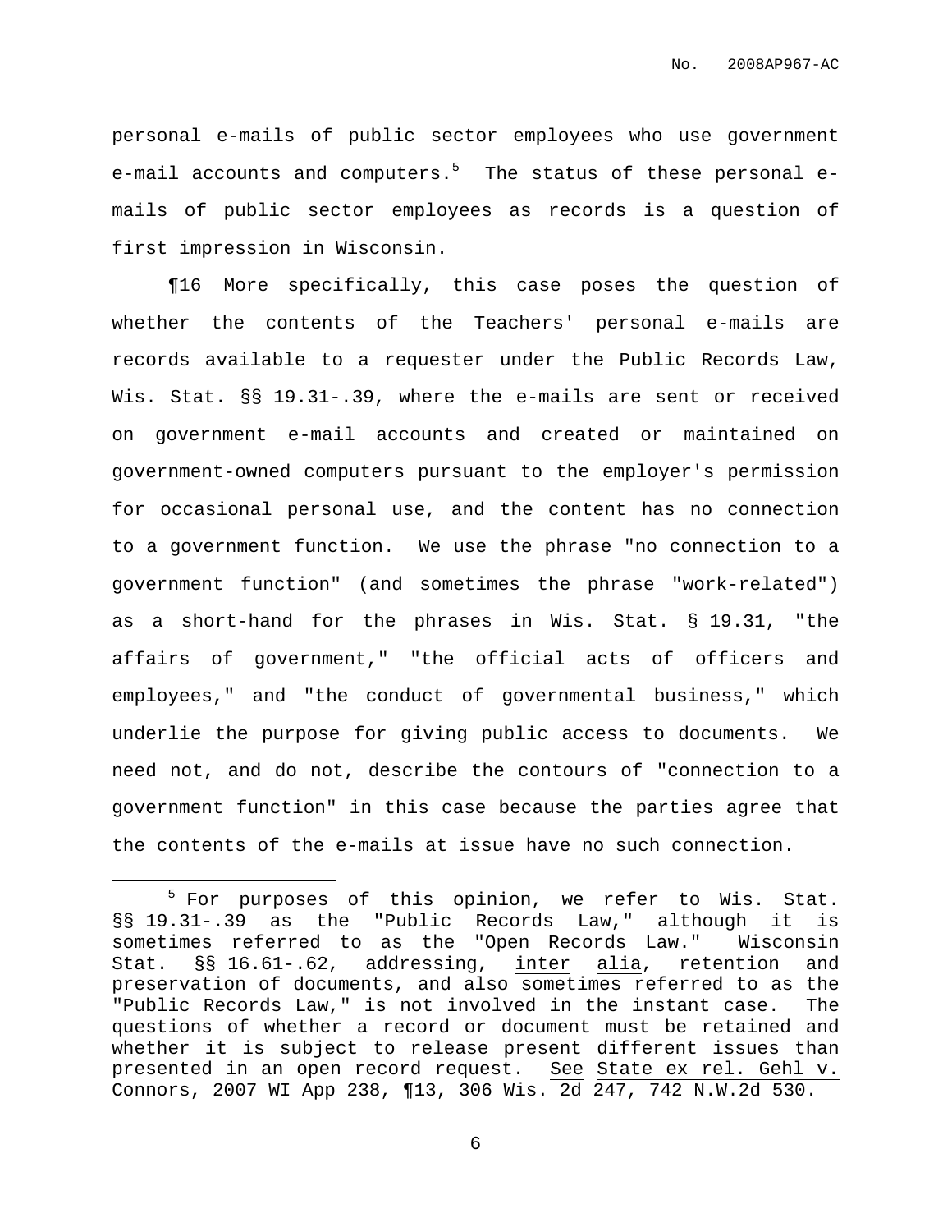personal e-mails of public sector employees who use government e-mail accounts and computers.[5] The status of these personal e-mails of public sector employees as records is a question of first impression in Wisconsin.

¶16 More specifically, this case poses the question of whether the contents of the Teachers' personal e-mails are records available to a requester under the Public Records Law, Wis. Stat. §§ 19.31-.39, where the e-mails are sent or received on government e-mail accounts and created or maintained on government-owned computers pursuant to the employer's permission for occasional personal use, and the content has no connection to a government function. We use the phrase "no connection to a government function" (and sometimes the phrase "work-related") as a short-hand for the phrases in Wis. Stat. § 19.31, "the affairs of government," "the official acts of officers and employees," and "the conduct of governmental business," which underlie the purpose for giving public access to documents. We need not, and do not, describe the contours of "connection to a government function" in this case because the parties agree that the contents of the e-mails at issue have no such connection.

---

[5] For purposes of this opinion, we refer to Wis. Stat. §§ 19.31-.39 as the "Public Records Law," although it is sometimes referred to as the "Open Records Law." Wisconsin Stat. §§ 16.61-.62, addressing, <u>inter alia</u>, retention and preservation of documents, and also sometimes referred to as the "Public Records Law," is not involved in the instant case. The questions of whether a record or document must be retained and whether it is subject to release present different issues than presented in an open record request. <u>See</u> <u>State ex rel. Gehl v. Connors</u>, 2007 WI App 238, ¶13, 306 Wis. 2d 247, 742 N.W.2d 530.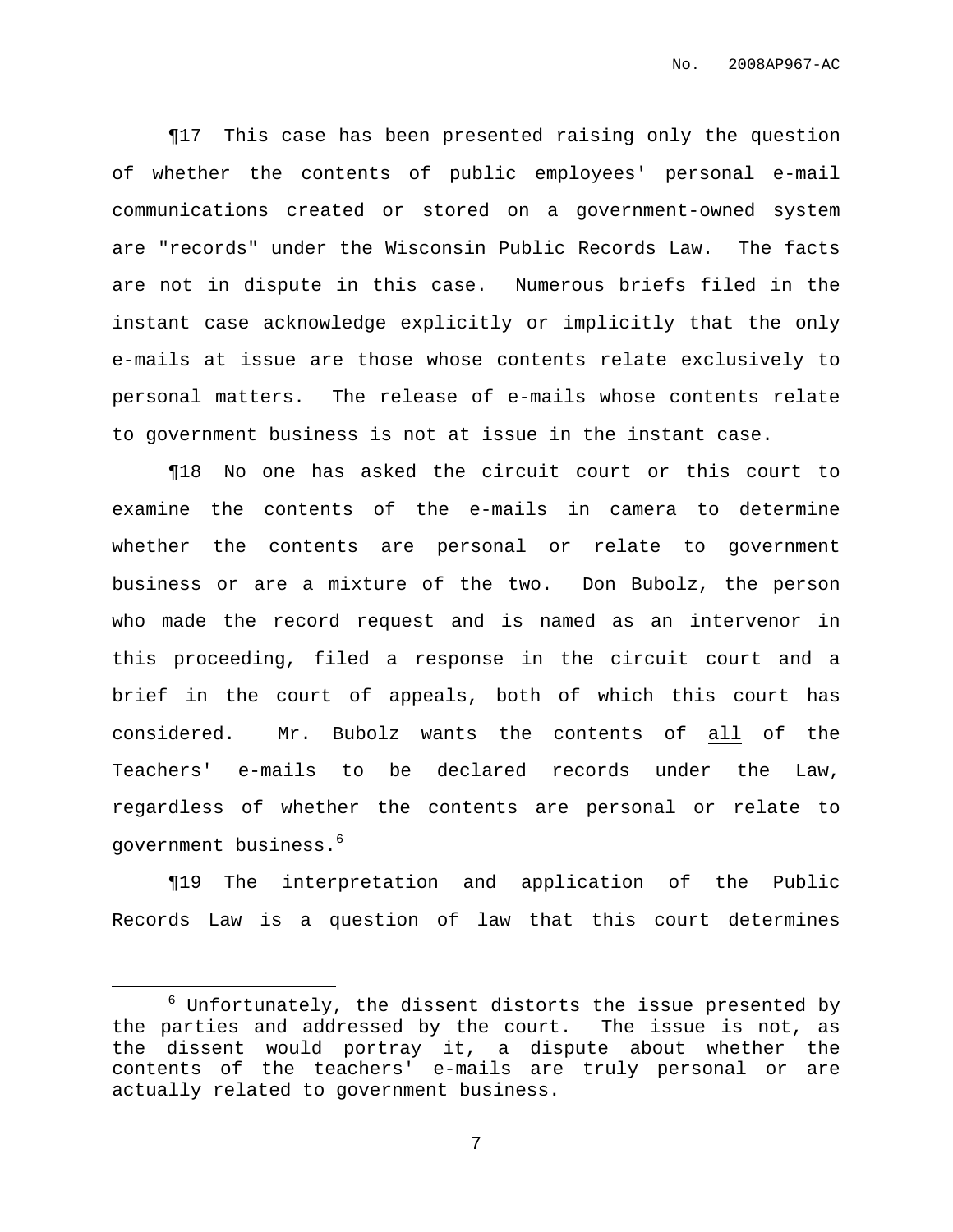¶17 This case has been presented raising only the question of whether the contents of public employees' personal e-mail communications created or stored on a government-owned system are "records" under the Wisconsin Public Records Law. The facts are not in dispute in this case. Numerous briefs filed in the instant case acknowledge explicitly or implicitly that the only e-mails at issue are those whose contents relate exclusively to personal matters. The release of e-mails whose contents relate to government business is not at issue in the instant case.

¶18 No one has asked the circuit court or this court to examine the contents of the e-mails in camera to determine whether the contents are personal or relate to government business or are a mixture of the two. Don Bubolz, the person who made the record request and is named as an intervenor in this proceeding, filed a response in the circuit court and a brief in the court of appeals, both of which this court has considered. Mr. Bubolz wants the contents of <u>all</u> of the Teachers' e-mails to be declared records under the Law, regardless of whether the contents are personal or relate to government business.[6]

¶19 The interpretation and application of the Public Records Law is a question of law that this court determines

---

[6] Unfortunately, the dissent distorts the issue presented by the parties and addressed by the court. The issue is not, as the dissent would portray it, a dispute about whether the contents of the teachers' e-mails are truly personal or are actually related to government business.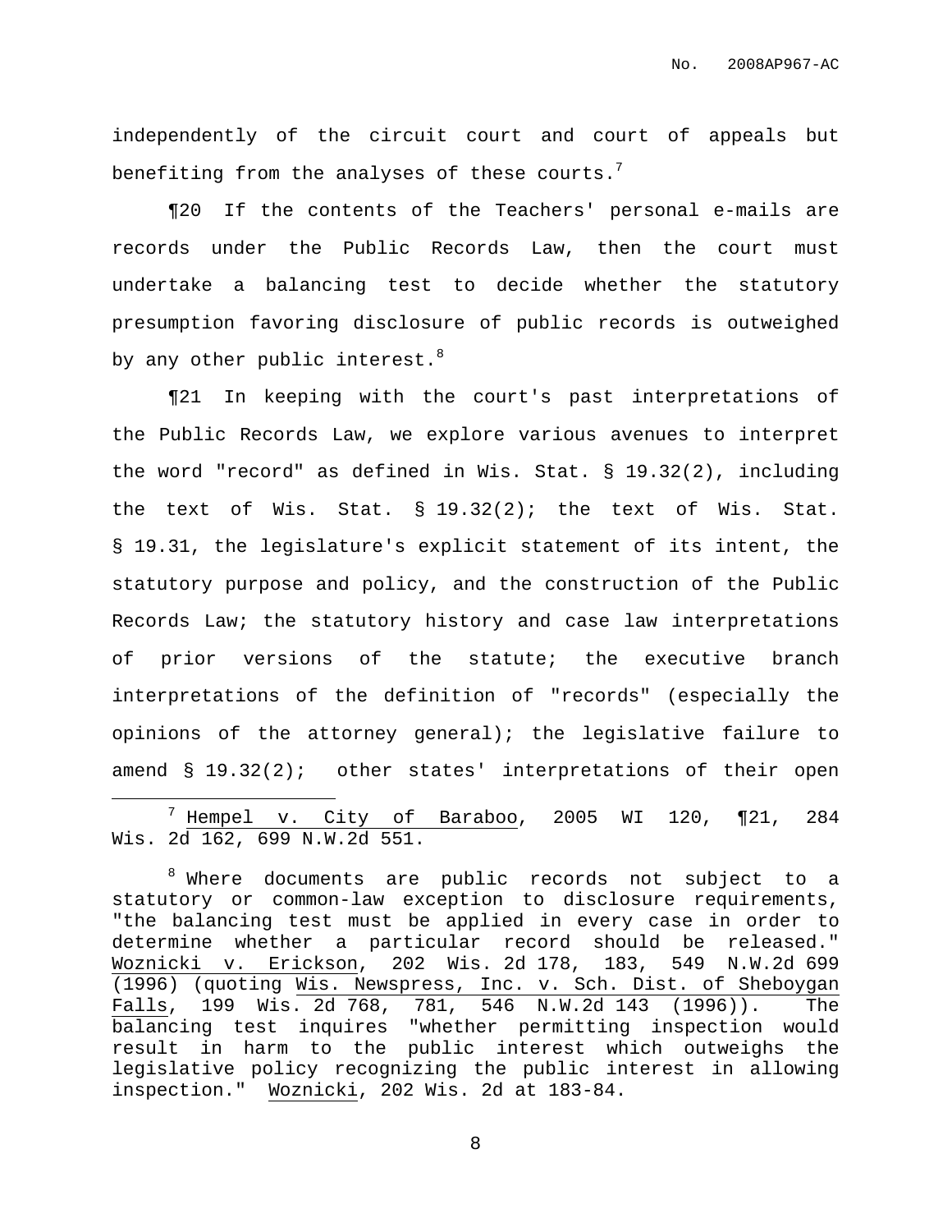independently of the circuit court and court of appeals but benefiting from the analyses of these courts.[7]

¶20 If the contents of the Teachers' personal e-mails are records under the Public Records Law, then the court must undertake a balancing test to decide whether the statutory presumption favoring disclosure of public records is outweighed by any other public interest.[8]

¶21 In keeping with the court's past interpretations of the Public Records Law, we explore various avenues to interpret the word "record" as defined in Wis. Stat. § 19.32(2), including the text of Wis. Stat. § 19.32(2); the text of Wis. Stat. § 19.31, the legislature's explicit statement of its intent, the statutory purpose and policy, and the construction of the Public Records Law; the statutory history and case law interpretations of prior versions of the statute; the executive branch interpretations of the definition of "records" (especially the opinions of the attorney general); the legislative failure to amend § 19.32(2); other states' interpretations of their open

---

[7] Hempel v. City of Baraboo, 2005 WI 120, ¶21, 284 Wis. 2d 162, 699 N.W.2d 551.

[8] Where documents are public records not subject to a statutory or common-law exception to disclosure requirements, "the balancing test must be applied in every case in order to determine whether a particular record should be released." Woznicki v. Erickson, 202 Wis. 2d 178, 183, 549 N.W.2d 699 (1996) (quoting Wis. Newspress, Inc. v. Sch. Dist. of Sheboygan Falls, 199 Wis. 2d 768, 781, 546 N.W.2d 143 (1996)). The balancing test inquires "whether permitting inspection would result in harm to the public interest which outweighs the legislative policy recognizing the public interest in allowing inspection." Woznicki, 202 Wis. 2d at 183-84.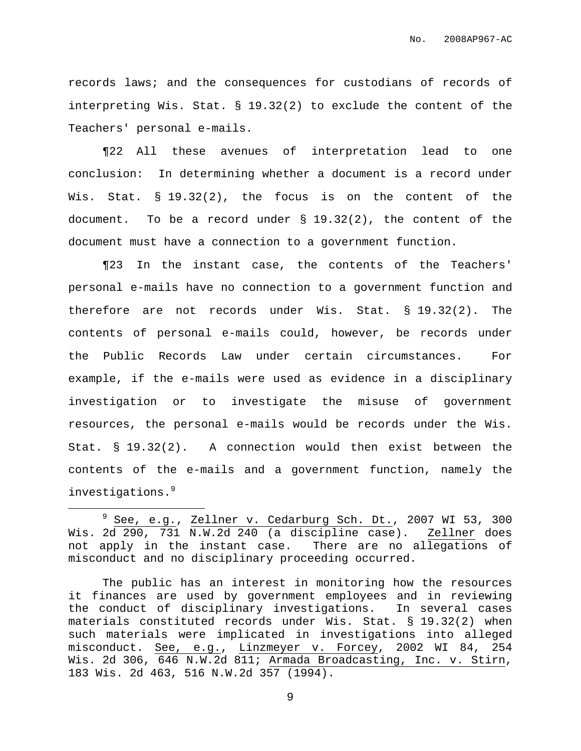records laws; and the consequences for custodians of records of interpreting Wis. Stat. § 19.32(2) to exclude the content of the Teachers' personal e-mails.

¶22 All these avenues of interpretation lead to one conclusion: In determining whether a document is a record under Wis. Stat. § 19.32(2), the focus is on the content of the document. To be a record under § 19.32(2), the content of the document must have a connection to a government function.

¶23 In the instant case, the contents of the Teachers' personal e-mails have no connection to a government function and therefore are not records under Wis. Stat. § 19.32(2). The contents of personal e-mails could, however, be records under the Public Records Law under certain circumstances. For example, if the e-mails were used as evidence in a disciplinary investigation or to investigate the misuse of government resources, the personal e-mails would be records under the Wis. Stat. § 19.32(2). A connection would then exist between the contents of the e-mails and a government function, namely the investigations.[9]

---

[9] See, e.g., Zellner v. Cedarburg Sch. Dt., 2007 WI 53, 300 Wis. 2d 290, 731 N.W.2d 240 (a discipline case). Zellner does not apply in the instant case. There are no allegations of misconduct and no disciplinary proceeding occurred.

The public has an interest in monitoring how the resources it finances are used by government employees and in reviewing the conduct of disciplinary investigations. In several cases materials constituted records under Wis. Stat. § 19.32(2) when such materials were implicated in investigations into alleged misconduct. See, e.g., Linzmeyer v. Forcey, 2002 WI 84, 254 Wis. 2d 306, 646 N.W.2d 811; Armada Broadcasting, Inc. v. Stirn, 183 Wis. 2d 463, 516 N.W.2d 357 (1994).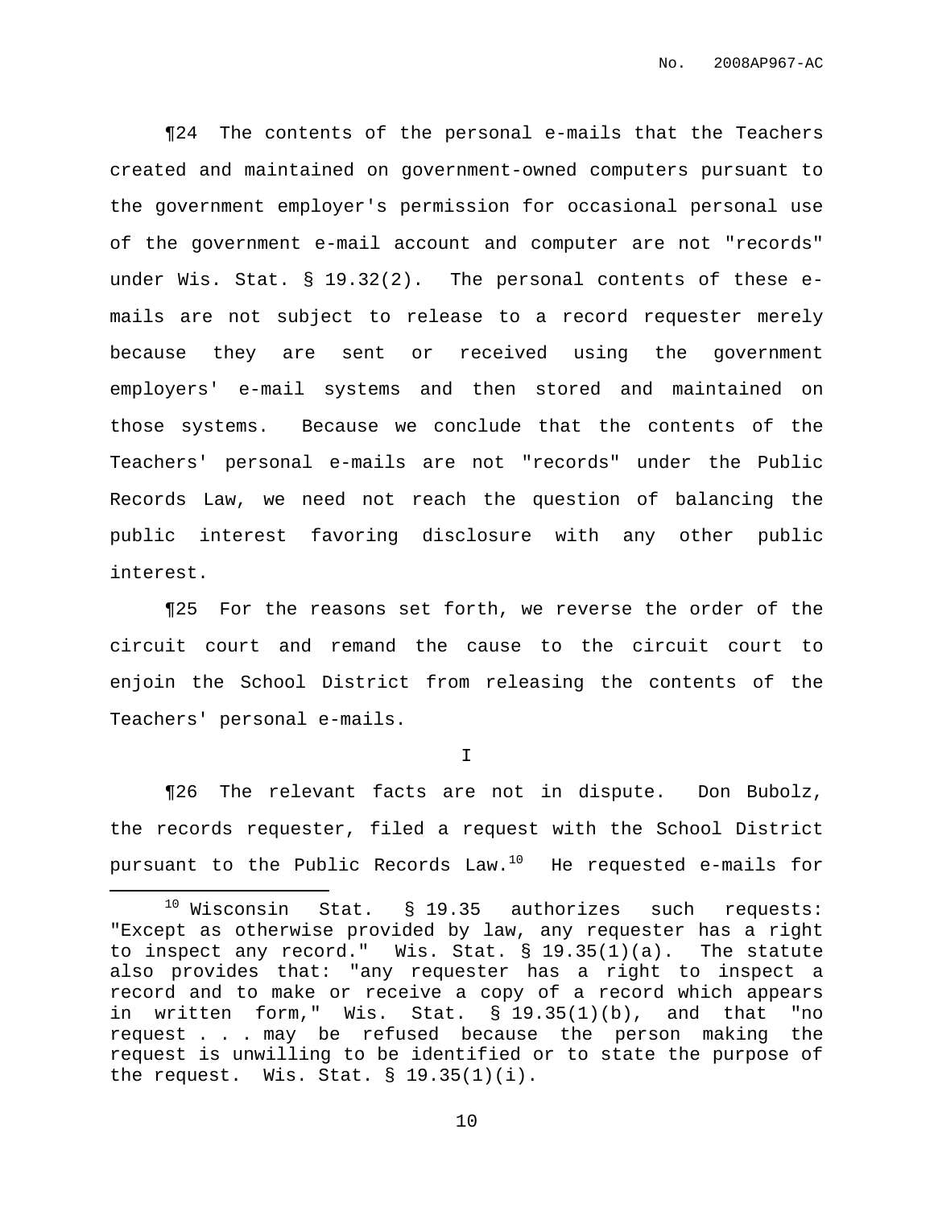¶24 The contents of the personal e-mails that the Teachers created and maintained on government-owned computers pursuant to the government employer's permission for occasional personal use of the government e-mail account and computer are not "records" under Wis. Stat. § 19.32(2). The personal contents of these e-mails are not subject to release to a record requester merely because they are sent or received using the government employers' e-mail systems and then stored and maintained on those systems. Because we conclude that the contents of the Teachers' personal e-mails are not "records" under the Public Records Law, we need not reach the question of balancing the public interest favoring disclosure with any other public interest.

¶25 For the reasons set forth, we reverse the order of the circuit court and remand the cause to the circuit court to enjoin the School District from releasing the contents of the Teachers' personal e-mails.

I

¶26 The relevant facts are not in dispute. Don Bubolz, the records requester, filed a request with the School District pursuant to the Public Records Law.[10] He requested e-mails for

---

[10] Wisconsin Stat. § 19.35 authorizes such requests: "Except as otherwise provided by law, any requester has a right to inspect any record." Wis. Stat. § 19.35(1)(a). The statute also provides that: "any requester has a right to inspect a record and to make or receive a copy of a record which appears in written form," Wis. Stat. § 19.35(1)(b), and that "no request . . . may be refused because the person making the request is unwilling to be identified or to state the purpose of the request. Wis. Stat. § 19.35(1)(i).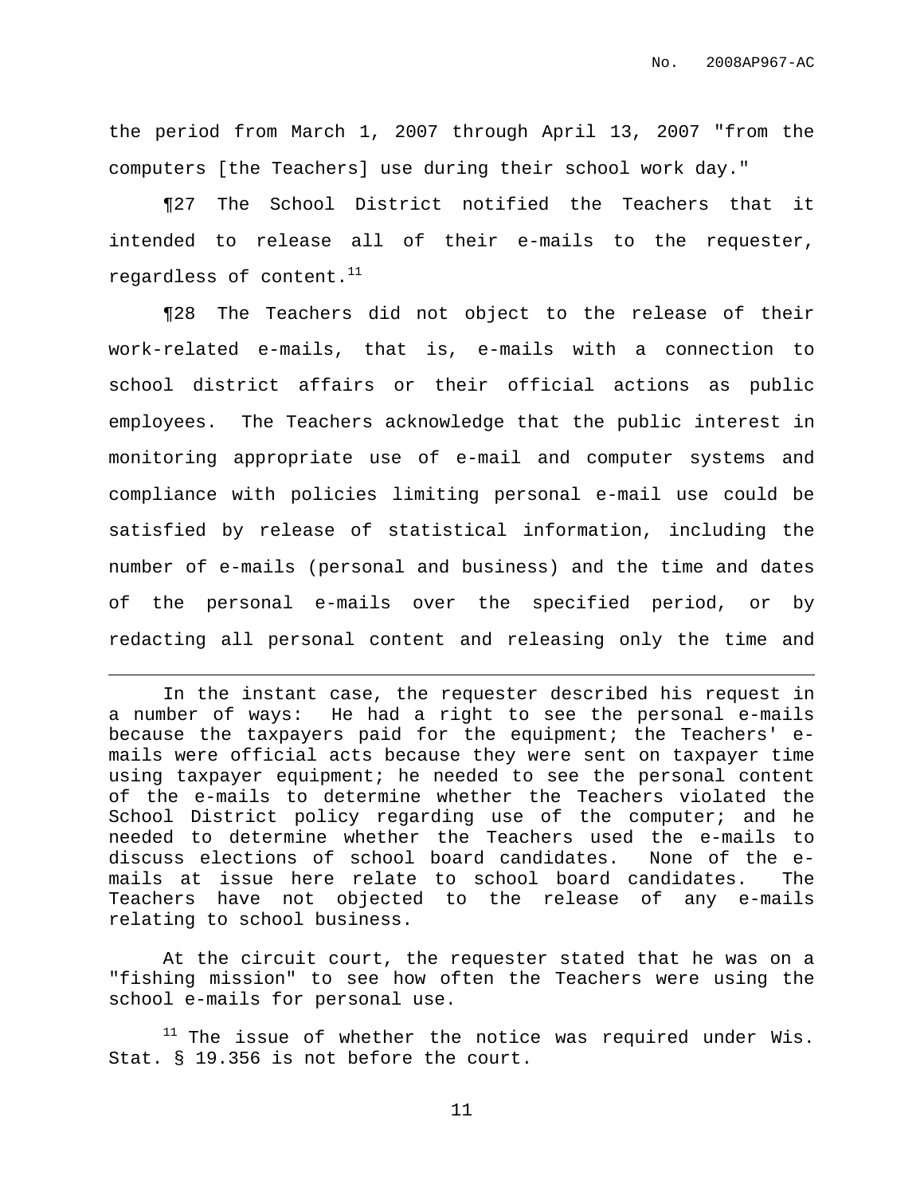the period from March 1, 2007 through April 13, 2007 "from the computers [the Teachers] use during their school work day."

¶27 The School District notified the Teachers that it intended to release all of their e-mails to the requester, regardless of content.[11]

¶28 The Teachers did not object to the release of their work-related e-mails, that is, e-mails with a connection to school district affairs or their official actions as public employees. The Teachers acknowledge that the public interest in monitoring appropriate use of e-mail and computer systems and compliance with policies limiting personal e-mail use could be satisfied by release of statistical information, including the number of e-mails (personal and business) and the time and dates of the personal e-mails over the specified period, or by redacting all personal content and releasing only the time and

---

In the instant case, the requester described his request in a number of ways: He had a right to see the personal e-mails because the taxpayers paid for the equipment; the Teachers' e-mails were official acts because they were sent on taxpayer time using taxpayer equipment; he needed to see the personal content of the e-mails to determine whether the Teachers violated the School District policy regarding use of the computer; and he needed to determine whether the Teachers used the e-mails to discuss elections of school board candidates. None of the e-mails at issue here relate to school board candidates. The Teachers have not objected to the release of any e-mails relating to school business.

At the circuit court, the requester stated that he was on a "fishing mission" to see how often the Teachers were using the school e-mails for personal use.

[11] The issue of whether the notice was required under Wis. Stat. § 19.356 is not before the court.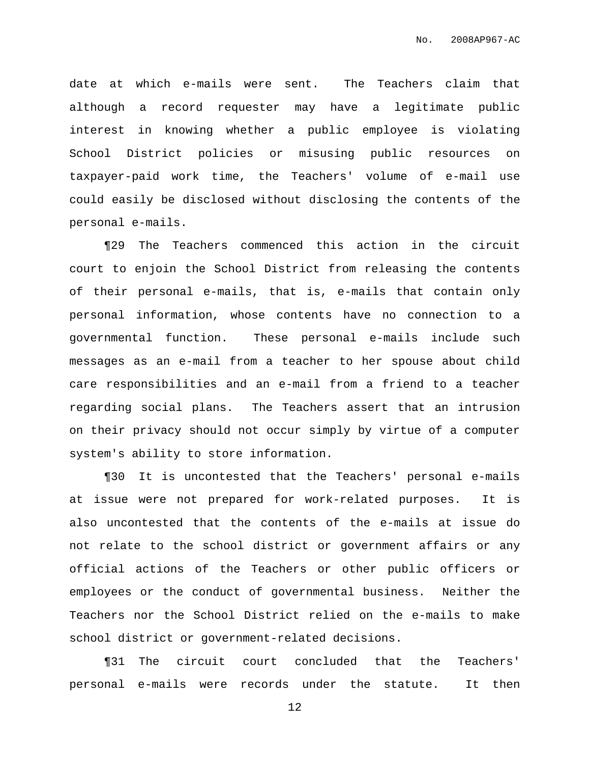date at which e-mails were sent. The Teachers claim that although a record requester may have a legitimate public interest in knowing whether a public employee is violating School District policies or misusing public resources on taxpayer-paid work time, the Teachers' volume of e-mail use could easily be disclosed without disclosing the contents of the personal e-mails.

¶29 The Teachers commenced this action in the circuit court to enjoin the School District from releasing the contents of their personal e-mails, that is, e-mails that contain only personal information, whose contents have no connection to a governmental function. These personal e-mails include such messages as an e-mail from a teacher to her spouse about child care responsibilities and an e-mail from a friend to a teacher regarding social plans. The Teachers assert that an intrusion on their privacy should not occur simply by virtue of a computer system's ability to store information.

¶30 It is uncontested that the Teachers' personal e-mails at issue were not prepared for work-related purposes. It is also uncontested that the contents of the e-mails at issue do not relate to the school district or government affairs or any official actions of the Teachers or other public officers or employees or the conduct of governmental business. Neither the Teachers nor the School District relied on the e-mails to make school district or government-related decisions.

¶31 The circuit court concluded that the Teachers' personal e-mails were records under the statute. It then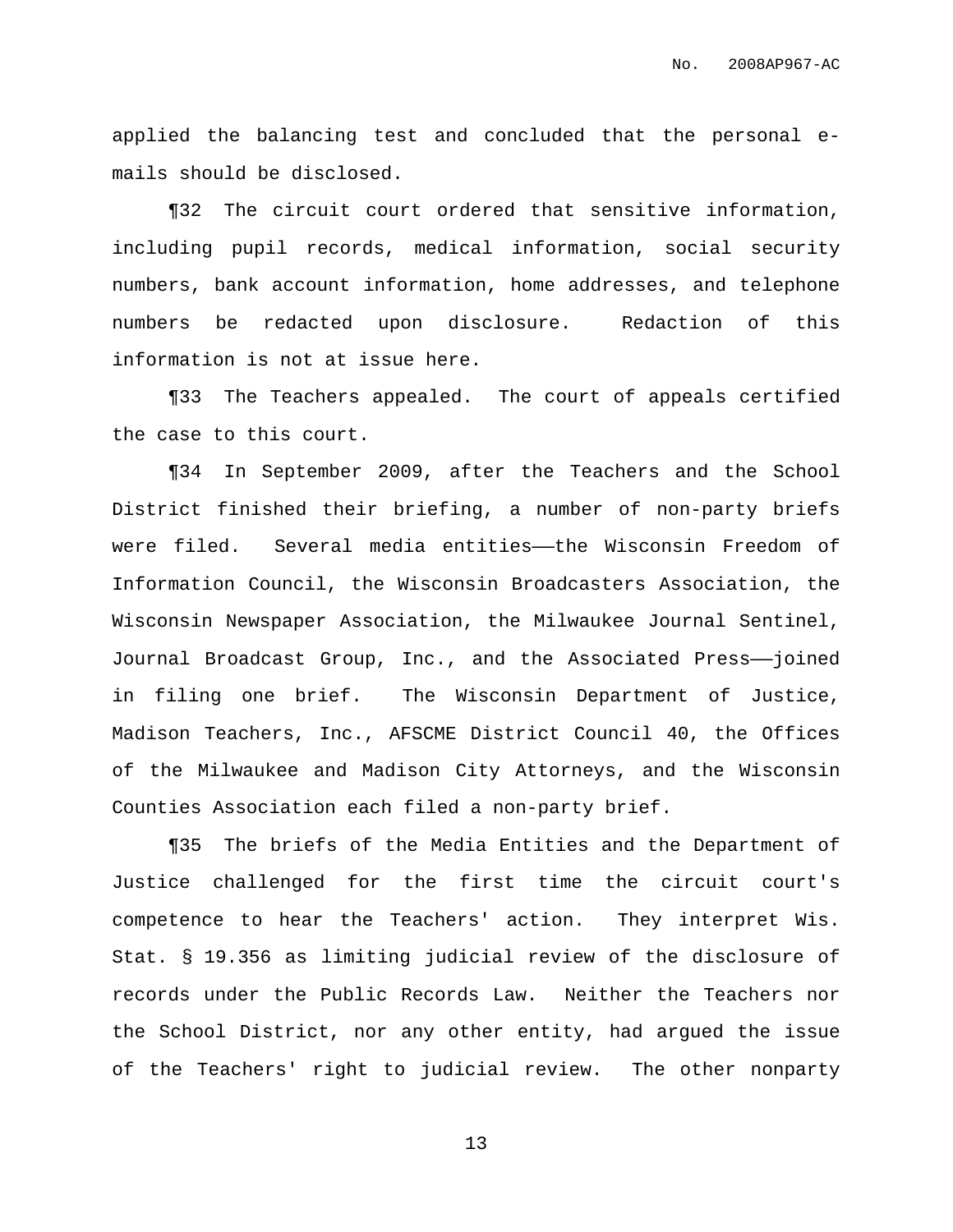applied the balancing test and concluded that the personal e-mails should be disclosed.

¶32 The circuit court ordered that sensitive information, including pupil records, medical information, social security numbers, bank account information, home addresses, and telephone numbers be redacted upon disclosure. Redaction of this information is not at issue here.

¶33 The Teachers appealed. The court of appeals certified the case to this court.

¶34 In September 2009, after the Teachers and the School District finished their briefing, a number of non-party briefs were filed. Several media entities——the Wisconsin Freedom of Information Council, the Wisconsin Broadcasters Association, the Wisconsin Newspaper Association, the Milwaukee Journal Sentinel, Journal Broadcast Group, Inc., and the Associated Press——joined in filing one brief. The Wisconsin Department of Justice, Madison Teachers, Inc., AFSCME District Council 40, the Offices of the Milwaukee and Madison City Attorneys, and the Wisconsin Counties Association each filed a non-party brief.

¶35 The briefs of the Media Entities and the Department of Justice challenged for the first time the circuit court's competence to hear the Teachers' action. They interpret Wis. Stat. § 19.356 as limiting judicial review of the disclosure of records under the Public Records Law. Neither the Teachers nor the School District, nor any other entity, had argued the issue of the Teachers' right to judicial review. The other nonparty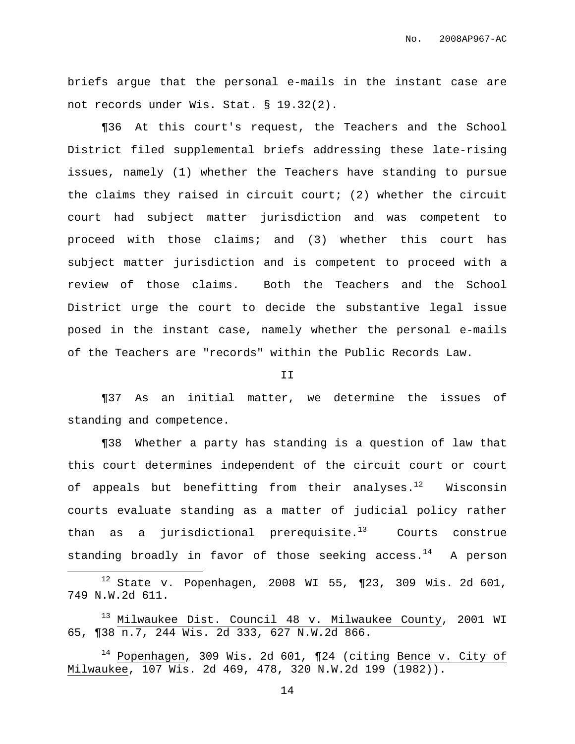briefs argue that the personal e-mails in the instant case are not records under Wis. Stat. § 19.32(2).

¶36 At this court's request, the Teachers and the School District filed supplemental briefs addressing these late-rising issues, namely (1) whether the Teachers have standing to pursue the claims they raised in circuit court; (2) whether the circuit court had subject matter jurisdiction and was competent to proceed with those claims; and (3) whether this court has subject matter jurisdiction and is competent to proceed with a review of those claims. Both the Teachers and the School District urge the court to decide the substantive legal issue posed in the instant case, namely whether the personal e-mails of the Teachers are "records" within the Public Records Law.

## II

¶37 As an initial matter, we determine the issues of standing and competence.

¶38 Whether a party has standing is a question of law that this court determines independent of the circuit court or court of appeals but benefitting from their analyses.[12] Wisconsin courts evaluate standing as a matter of judicial policy rather than as a jurisdictional prerequisite.[13] Courts construe standing broadly in favor of those seeking access.[14] A person

---

[12] State v. Popenhagen, 2008 WI 55, ¶23, 309 Wis. 2d 601, 749 N.W.2d 611.

[13] Milwaukee Dist. Council 48 v. Milwaukee County, 2001 WI 65, ¶38 n.7, 244 Wis. 2d 333, 627 N.W.2d 866.

[14] Popenhagen, 309 Wis. 2d 601, ¶24 (citing Bence v. City of Milwaukee, 107 Wis. 2d 469, 478, 320 N.W.2d 199 (1982)).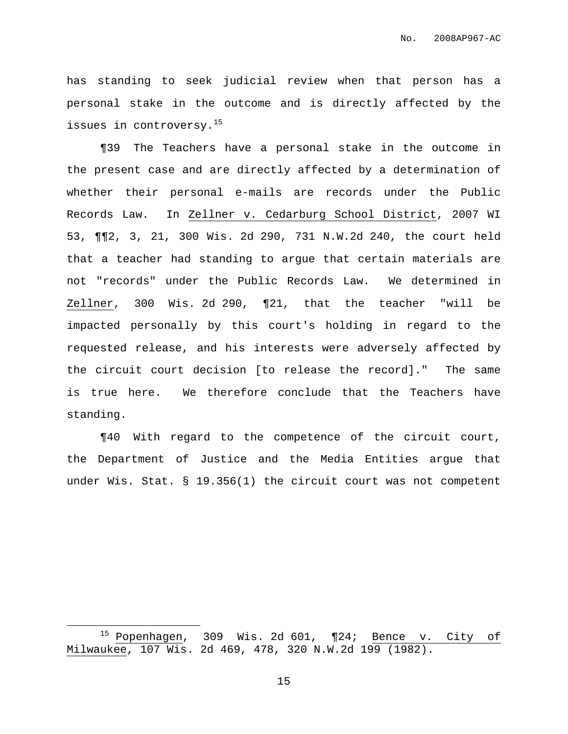has standing to seek judicial review when that person has a personal stake in the outcome and is directly affected by the issues in controversy.[15]

¶39 The Teachers have a personal stake in the outcome in the present case and are directly affected by a determination of whether their personal e-mails are records under the Public Records Law. In Zellner v. Cedarburg School District, 2007 WI 53, ¶¶2, 3, 21, 300 Wis. 2d 290, 731 N.W.2d 240, the court held that a teacher had standing to argue that certain materials are not "records" under the Public Records Law. We determined in Zellner, 300 Wis. 2d 290, ¶21, that the teacher "will be impacted personally by this court's holding in regard to the requested release, and his interests were adversely affected by the circuit court decision [to release the record]." The same is true here. We therefore conclude that the Teachers have standing.

¶40 With regard to the competence of the circuit court, the Department of Justice and the Media Entities argue that under Wis. Stat. § 19.356(1) the circuit court was not competent

---

[15] Popenhagen, 309 Wis. 2d 601, ¶24; Bence v. City of Milwaukee, 107 Wis. 2d 469, 478, 320 N.W.2d 199 (1982).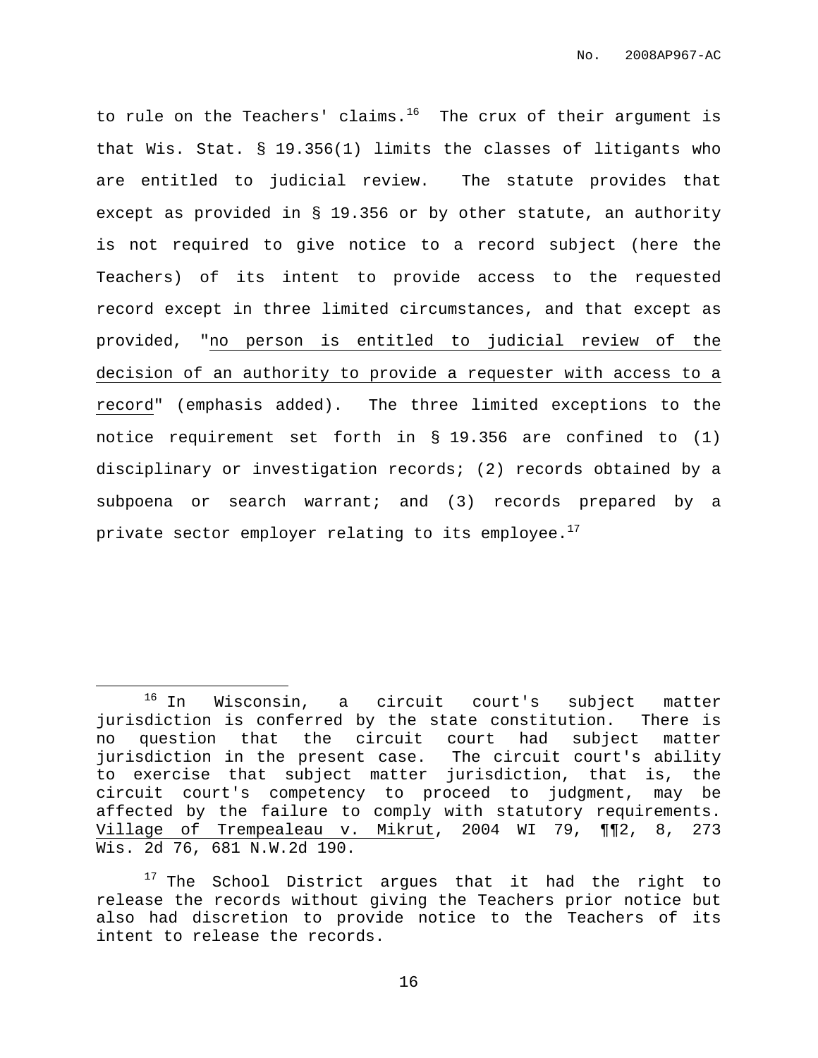to rule on the Teachers' claims.[16] The crux of their argument is that Wis. Stat. § 19.356(1) limits the classes of litigants who are entitled to judicial review. The statute provides that except as provided in § 19.356 or by other statute, an authority is not required to give notice to a record subject (here the Teachers) of its intent to provide access to the requested record except in three limited circumstances, and that except as provided, "<u>no person is entitled to judicial review of the decision of an authority to provide a requester with access to a record</u>" (emphasis added). The three limited exceptions to the notice requirement set forth in § 19.356 are confined to (1) disciplinary or investigation records; (2) records obtained by a subpoena or search warrant; and (3) records prepared by a private sector employer relating to its employee.[17]

---

[16] In Wisconsin, a circuit court's subject matter jurisdiction is conferred by the state constitution. There is no question that the circuit court had subject matter jurisdiction in the present case. The circuit court's ability to exercise that subject matter jurisdiction, that is, the circuit court's competency to proceed to judgment, may be affected by the failure to comply with statutory requirements. <u>Village of Trempealeau v. Mikrut</u>, 2004 WI 79, ¶¶2, 8, 273 Wis. 2d 76, 681 N.W.2d 190.

[17] The School District argues that it had the right to release the records without giving the Teachers prior notice but also had discretion to provide notice to the Teachers of its intent to release the records.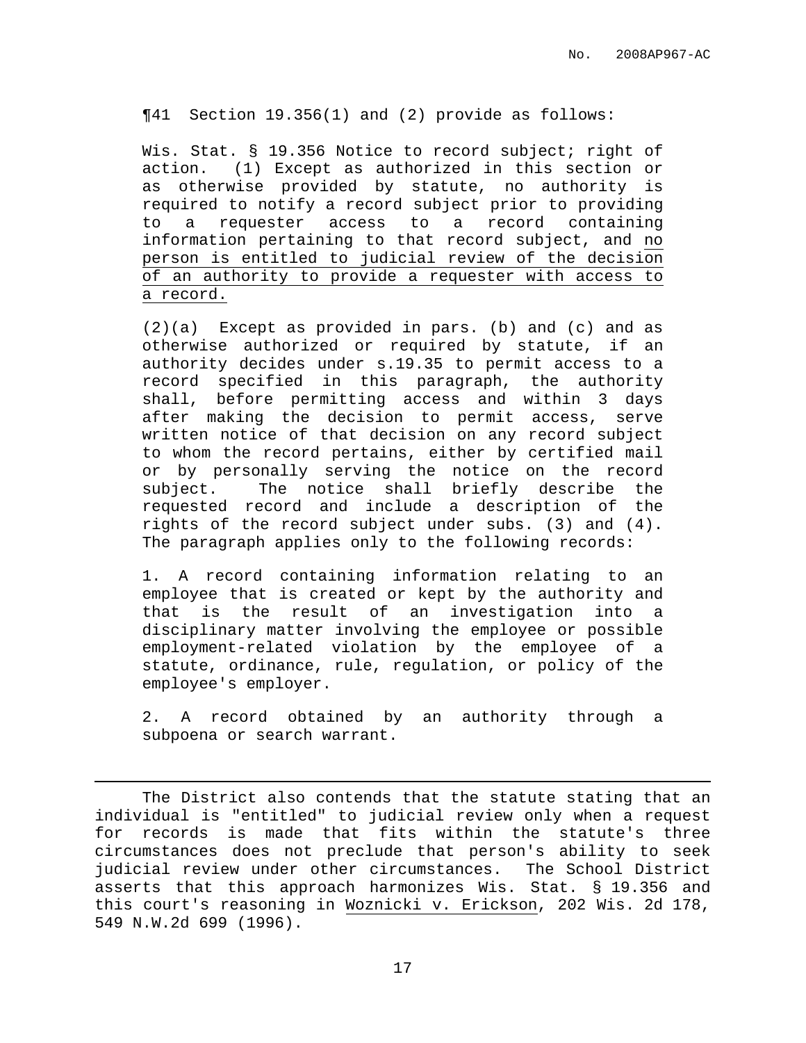¶41 Section 19.356(1) and (2) provide as follows:

> Wis. Stat. § 19.356 Notice to record subject; right of action. (1) Except as authorized in this section or as otherwise provided by statute, no authority is required to notify a record subject prior to providing to a requester access to a record containing information pertaining to that record subject, and <u>no person is entitled to judicial review of the decision of an authority to provide a requester with access to a record.</u>
>
> (2)(a) Except as provided in pars. (b) and (c) and as otherwise authorized or required by statute, if an authority decides under s.19.35 to permit access to a record specified in this paragraph, the authority shall, before permitting access and within 3 days after making the decision to permit access, serve written notice of that decision on any record subject to whom the record pertains, either by certified mail or by personally serving the notice on the record subject. The notice shall briefly describe the requested record and include a description of the rights of the record subject under subs. (3) and (4). The paragraph applies only to the following records:
>
> 1. A record containing information relating to an employee that is created or kept by the authority and that is the result of an investigation into a disciplinary matter involving the employee or possible employment-related violation by the employee of a statute, ordinance, rule, regulation, or policy of the employee's employer.
>
> 2. A record obtained by an authority through a subpoena or search warrant.

---

The District also contends that the statute stating that an individual is "entitled" to judicial review only when a request for records is made that fits within the statute's three circumstances does not preclude that person's ability to seek judicial review under other circumstances. The School District asserts that this approach harmonizes Wis. Stat. § 19.356 and this court's reasoning in <u>Woznicki v. Erickson</u>, 202 Wis. 2d 178, 549 N.W.2d 699 (1996).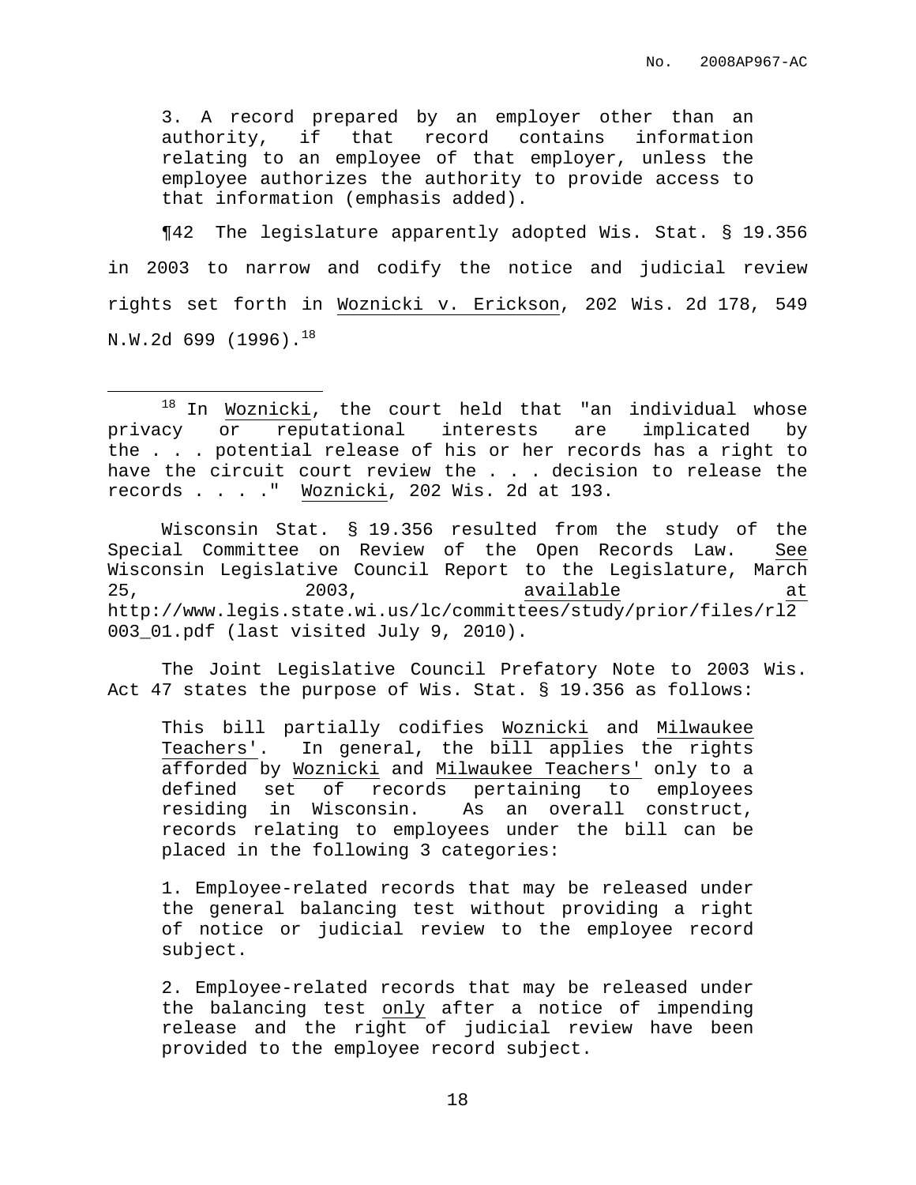> 3. A record prepared by an employer other than an authority, if that record contains information relating to an employee of that employer, unless the employee authorizes the authority to provide access to that information (emphasis added).

¶42 The legislature apparently adopted Wis. Stat. § 19.356 in 2003 to narrow and codify the notice and judicial review rights set forth in Woznicki v. Erickson, 202 Wis. 2d 178, 549 N.W.2d 699 (1996).[18]

---

[18] In Woznicki, the court held that "an individual whose privacy or reputational interests are implicated by the . . . potential release of his or her records has a right to have the circuit court review the . . . decision to release the records . . . ." Woznicki, 202 Wis. 2d at 193.

Wisconsin Stat. § 19.356 resulted from the study of the Special Committee on Review of the Open Records Law. See Wisconsin Legislative Council Report to the Legislature, March 25, 2003, available at http://www.legis.state.wi.us/lc/committees/study/prior/files/rl2003_01.pdf (last visited July 9, 2010).

The Joint Legislative Council Prefatory Note to 2003 Wis. Act 47 states the purpose of Wis. Stat. § 19.356 as follows:

> This bill partially codifies Woznicki and Milwaukee Teachers'. In general, the bill applies the rights afforded by Woznicki and Milwaukee Teachers' only to a defined set of records pertaining to employees residing in Wisconsin. As an overall construct, records relating to employees under the bill can be placed in the following 3 categories:
>
> 1. Employee-related records that may be released under the general balancing test without providing a right of notice or judicial review to the employee record subject.
>
> 2. Employee-related records that may be released under the balancing test only after a notice of impending release and the right of judicial review have been provided to the employee record subject.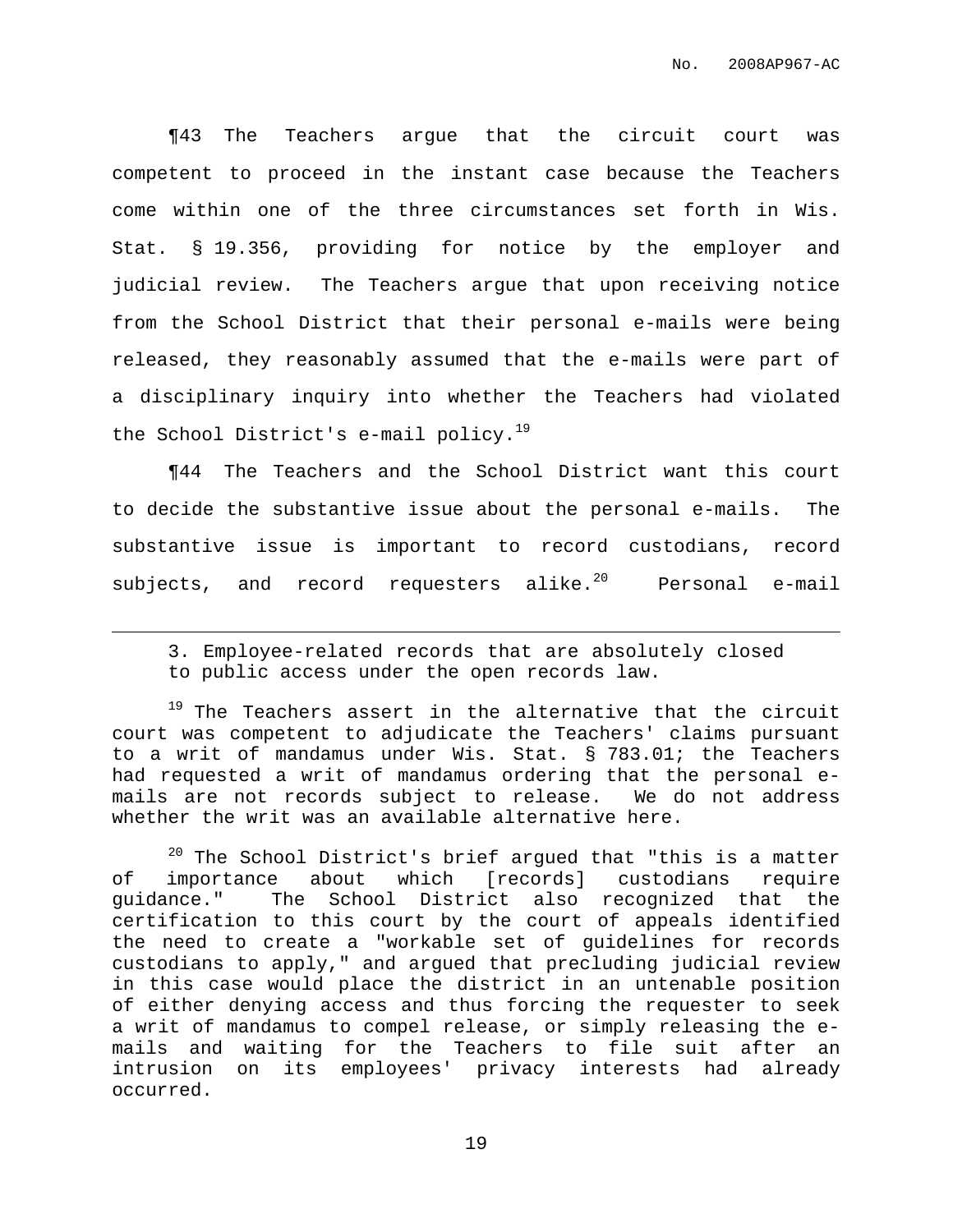¶43 The Teachers argue that the circuit court was competent to proceed in the instant case because the Teachers come within one of the three circumstances set forth in Wis. Stat. § 19.356, providing for notice by the employer and judicial review. The Teachers argue that upon receiving notice from the School District that their personal e-mails were being released, they reasonably assumed that the e-mails were part of a disciplinary inquiry into whether the Teachers had violated the School District's e-mail policy.[19]

¶44 The Teachers and the School District want this court to decide the substantive issue about the personal e-mails. The substantive issue is important to record custodians, record subjects, and record requesters alike.[20] Personal e-mail

---

3. Employee-related records that are absolutely closed to public access under the open records law.

[19] The Teachers assert in the alternative that the circuit court was competent to adjudicate the Teachers' claims pursuant to a writ of mandamus under Wis. Stat. § 783.01; the Teachers had requested a writ of mandamus ordering that the personal e-mails are not records subject to release. We do not address whether the writ was an available alternative here.

[20] The School District's brief argued that "this is a matter of importance about which [records] custodians require guidance." The School District also recognized that the certification to this court by the court of appeals identified the need to create a "workable set of guidelines for records custodians to apply," and argued that precluding judicial review in this case would place the district in an untenable position of either denying access and thus forcing the requester to seek a writ of mandamus to compel release, or simply releasing the e-mails and waiting for the Teachers to file suit after an intrusion on its employees' privacy interests had already occurred.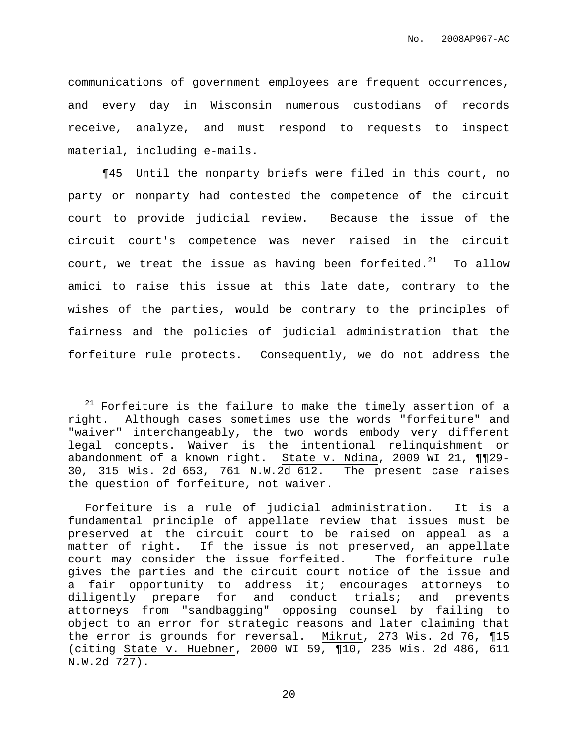communications of government employees are frequent occurrences, and every day in Wisconsin numerous custodians of records receive, analyze, and must respond to requests to inspect material, including e-mails.

¶45 Until the nonparty briefs were filed in this court, no party or nonparty had contested the competence of the circuit court to provide judicial review. Because the issue of the circuit court's competence was never raised in the circuit court, we treat the issue as having been forfeited.[21] To allow amici to raise this issue at this late date, contrary to the wishes of the parties, would be contrary to the principles of fairness and the policies of judicial administration that the forfeiture rule protects. Consequently, we do not address the

---

[21] Forfeiture is the failure to make the timely assertion of a right. Although cases sometimes use the words "forfeiture" and "waiver" interchangeably, the two words embody very different legal concepts. Waiver is the intentional relinquishment or abandonment of a known right. State v. Ndina, 2009 WI 21, ¶¶29-30, 315 Wis. 2d 653, 761 N.W.2d 612. The present case raises the question of forfeiture, not waiver.

Forfeiture is a rule of judicial administration. It is a fundamental principle of appellate review that issues must be preserved at the circuit court to be raised on appeal as a matter of right. If the issue is not preserved, an appellate court may consider the issue forfeited. The forfeiture rule gives the parties and the circuit court notice of the issue and a fair opportunity to address it; encourages attorneys to diligently prepare for and conduct trials; and prevents attorneys from "sandbagging" opposing counsel by failing to object to an error for strategic reasons and later claiming that the error is grounds for reversal. Mikrut, 273 Wis. 2d 76, ¶15 (citing State v. Huebner, 2000 WI 59, ¶10, 235 Wis. 2d 486, 611 N.W.2d 727).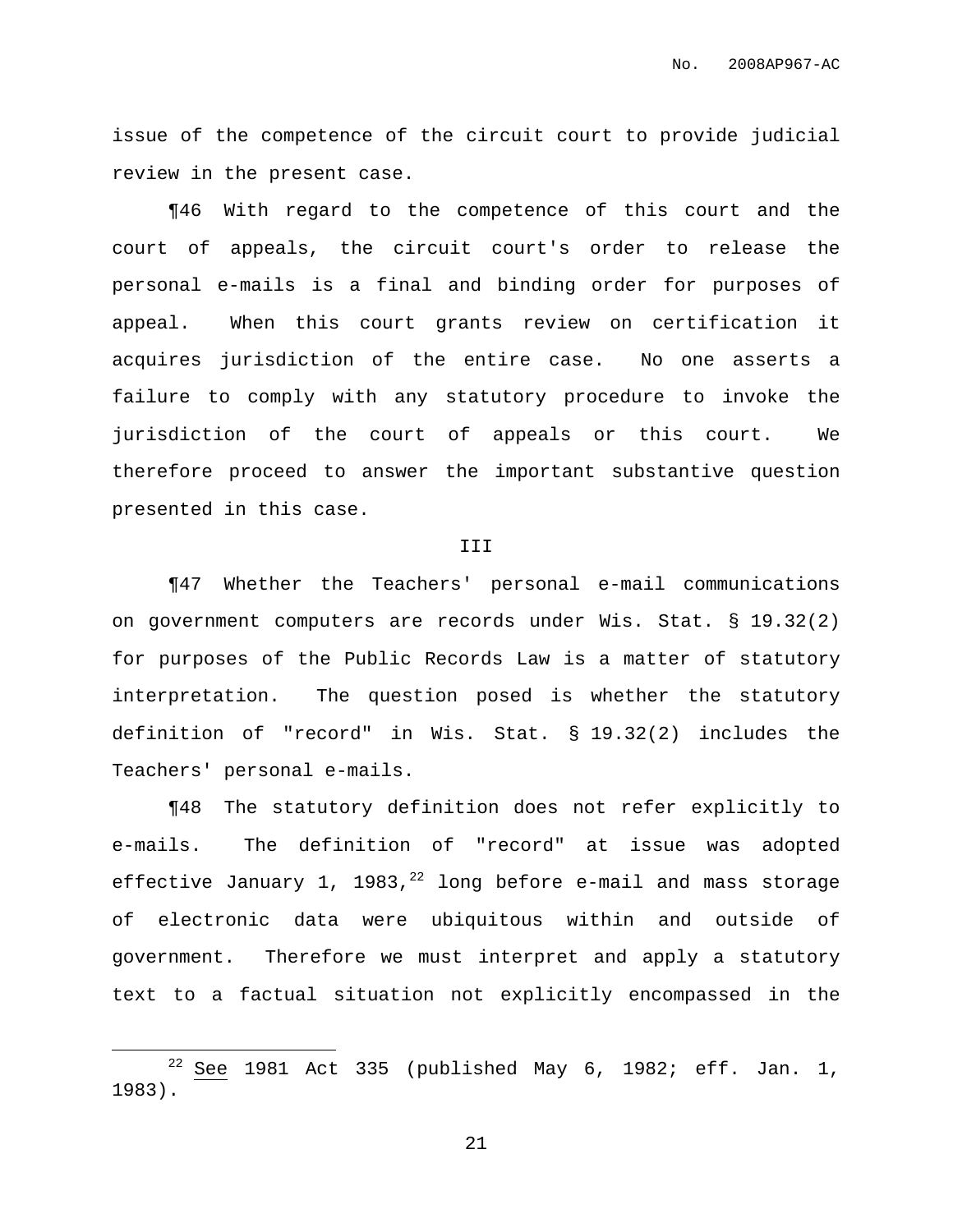issue of the competence of the circuit court to provide judicial review in the present case.

¶46 With regard to the competence of this court and the court of appeals, the circuit court's order to release the personal e-mails is a final and binding order for purposes of appeal. When this court grants review on certification it acquires jurisdiction of the entire case. No one asserts a failure to comply with any statutory procedure to invoke the jurisdiction of the court of appeals or this court. We therefore proceed to answer the important substantive question presented in this case.

III

¶47 Whether the Teachers' personal e-mail communications on government computers are records under Wis. Stat. § 19.32(2) for purposes of the Public Records Law is a matter of statutory interpretation. The question posed is whether the statutory definition of "record" in Wis. Stat. § 19.32(2) includes the Teachers' personal e-mails.

¶48 The statutory definition does not refer explicitly to e-mails. The definition of "record" at issue was adopted effective January 1, 1983,[22] long before e-mail and mass storage of electronic data were ubiquitous within and outside of government. Therefore we must interpret and apply a statutory text to a factual situation not explicitly encompassed in the

---

[22] See 1981 Act 335 (published May 6, 1982; eff. Jan. 1, 1983).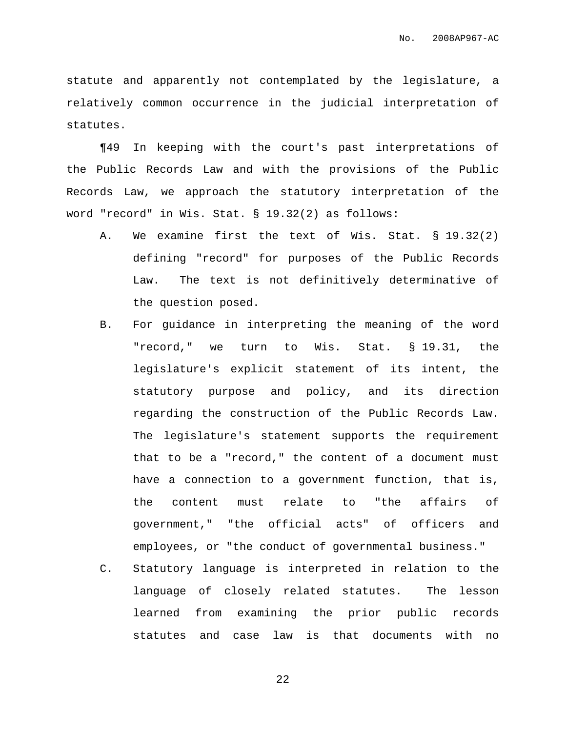statute and apparently not contemplated by the legislature, a relatively common occurrence in the judicial interpretation of statutes.

¶49 In keeping with the court's past interpretations of the Public Records Law and with the provisions of the Public Records Law, we approach the statutory interpretation of the word "record" in Wis. Stat. § 19.32(2) as follows:

A. We examine first the text of Wis. Stat. § 19.32(2) defining "record" for purposes of the Public Records Law. The text is not definitively determinative of the question posed.

B. For guidance in interpreting the meaning of the word "record," we turn to Wis. Stat. § 19.31, the legislature's explicit statement of its intent, the statutory purpose and policy, and its direction regarding the construction of the Public Records Law. The legislature's statement supports the requirement that to be a "record," the content of a document must have a connection to a government function, that is, the content must relate to "the affairs of government," "the official acts" of officers and employees, or "the conduct of governmental business."

C. Statutory language is interpreted in relation to the language of closely related statutes. The lesson learned from examining the prior public records statutes and case law is that documents with no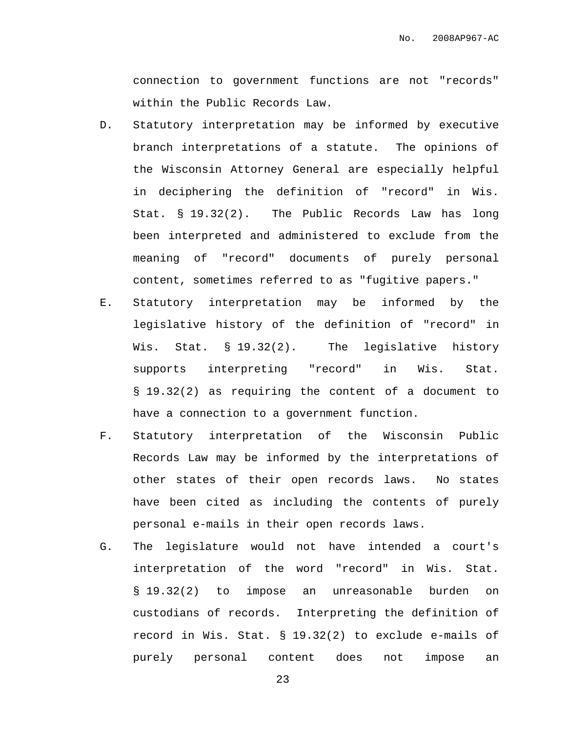connection to government functions are not "records" within the Public Records Law.

D. Statutory interpretation may be informed by executive branch interpretations of a statute. The opinions of the Wisconsin Attorney General are especially helpful in deciphering the definition of "record" in Wis. Stat. § 19.32(2). The Public Records Law has long been interpreted and administered to exclude from the meaning of "record" documents of purely personal content, sometimes referred to as "fugitive papers."

E. Statutory interpretation may be informed by the legislative history of the definition of "record" in Wis. Stat. § 19.32(2). The legislative history supports interpreting "record" in Wis. Stat. § 19.32(2) as requiring the content of a document to have a connection to a government function.

F. Statutory interpretation of the Wisconsin Public Records Law may be informed by the interpretations of other states of their open records laws. No states have been cited as including the contents of purely personal e-mails in their open records laws.

G. The legislature would not have intended a court's interpretation of the word "record" in Wis. Stat. § 19.32(2) to impose an unreasonable burden on custodians of records. Interpreting the definition of record in Wis. Stat. § 19.32(2) to exclude e-mails of purely personal content does not impose an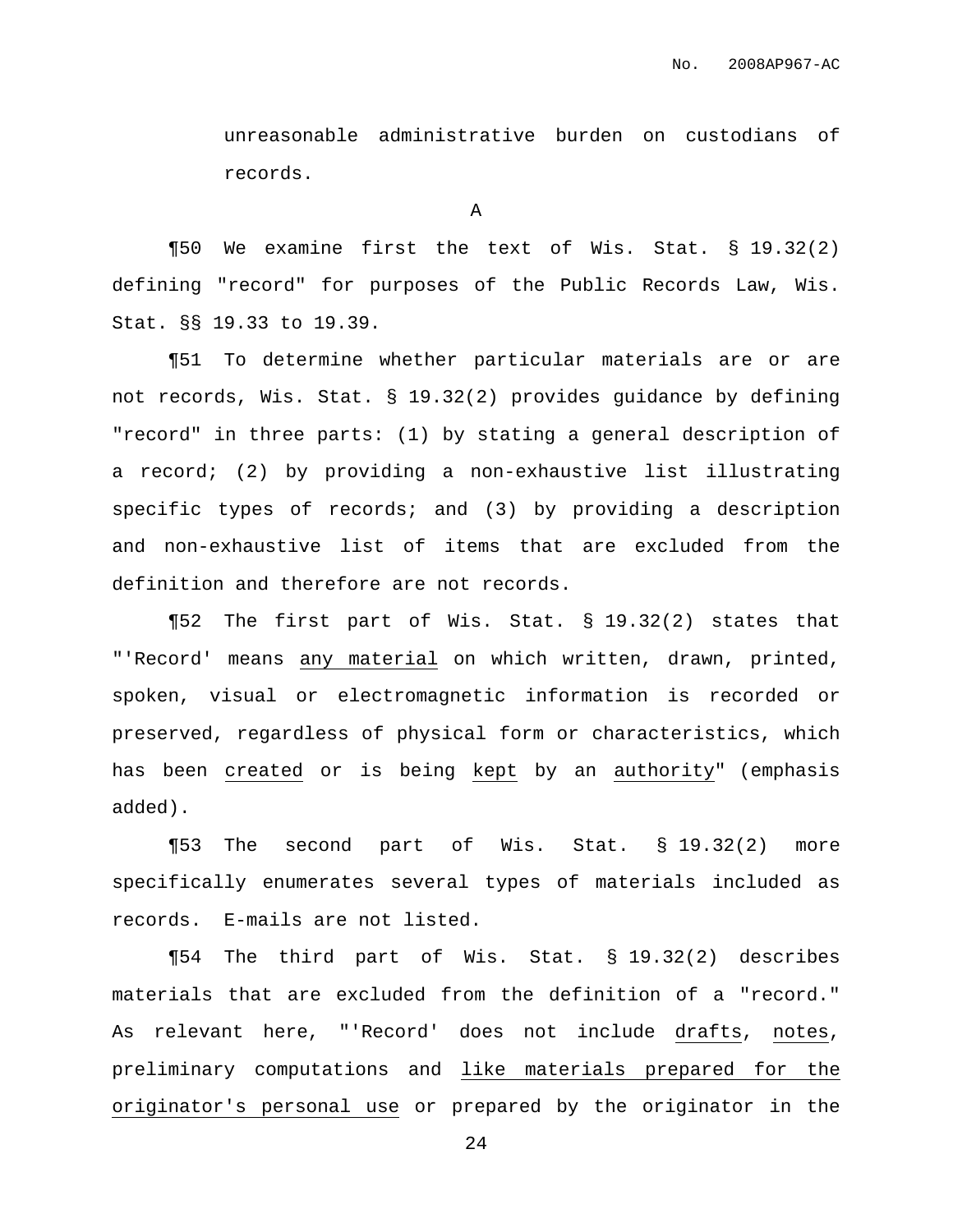unreasonable administrative burden on custodians of records.

A

¶50 We examine first the text of Wis. Stat. § 19.32(2) defining "record" for purposes of the Public Records Law, Wis. Stat. §§ 19.33 to 19.39.

¶51 To determine whether particular materials are or are not records, Wis. Stat. § 19.32(2) provides guidance by defining "record" in three parts: (1) by stating a general description of a record; (2) by providing a non-exhaustive list illustrating specific types of records; and (3) by providing a description and non-exhaustive list of items that are excluded from the definition and therefore are not records.

¶52 The first part of Wis. Stat. § 19.32(2) states that "'Record' means <u>any material</u> on which written, drawn, printed, spoken, visual or electromagnetic information is recorded or preserved, regardless of physical form or characteristics, which has been <u>created</u> or is being <u>kept</u> by an <u>authority</u>" (emphasis added).

¶53 The second part of Wis. Stat. § 19.32(2) more specifically enumerates several types of materials included as records. E-mails are not listed.

¶54 The third part of Wis. Stat. § 19.32(2) describes materials that are excluded from the definition of a "record." As relevant here, "'Record' does not include <u>drafts</u>, <u>notes</u>, preliminary computations and <u>like materials prepared for the originator's personal use</u> or prepared by the originator in the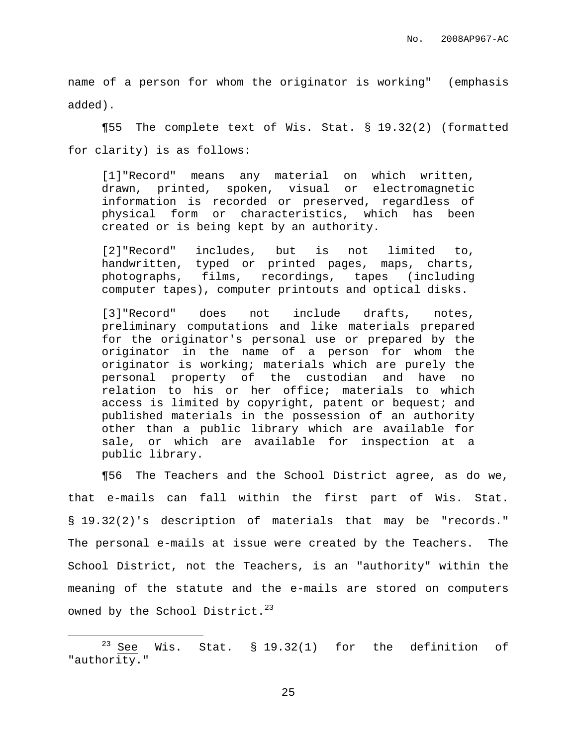name of a person for whom the originator is working" (emphasis added).

¶55 The complete text of Wis. Stat. § 19.32(2) (formatted for clarity) is as follows:

> [1]"Record" means any material on which written, drawn, printed, spoken, visual or electromagnetic information is recorded or preserved, regardless of physical form or characteristics, which has been created or is being kept by an authority.
>
> [2]"Record" includes, but is not limited to, handwritten, typed or printed pages, maps, charts, photographs, films, recordings, tapes (including computer tapes), computer printouts and optical disks.
>
> [3]"Record" does not include drafts, notes, preliminary computations and like materials prepared for the originator's personal use or prepared by the originator in the name of a person for whom the originator is working; materials which are purely the personal property of the custodian and have no relation to his or her office; materials to which access is limited by copyright, patent or bequest; and published materials in the possession of an authority other than a public library which are available for sale, or which are available for inspection at a public library.

¶56 The Teachers and the School District agree, as do we, that e-mails can fall within the first part of Wis. Stat. § 19.32(2)'s description of materials that may be "records." The personal e-mails at issue were created by the Teachers. The School District, not the Teachers, is an "authority" within the meaning of the statute and the e-mails are stored on computers owned by the School District.[23]

---

[23] See Wis. Stat. § 19.32(1) for the definition of "authority."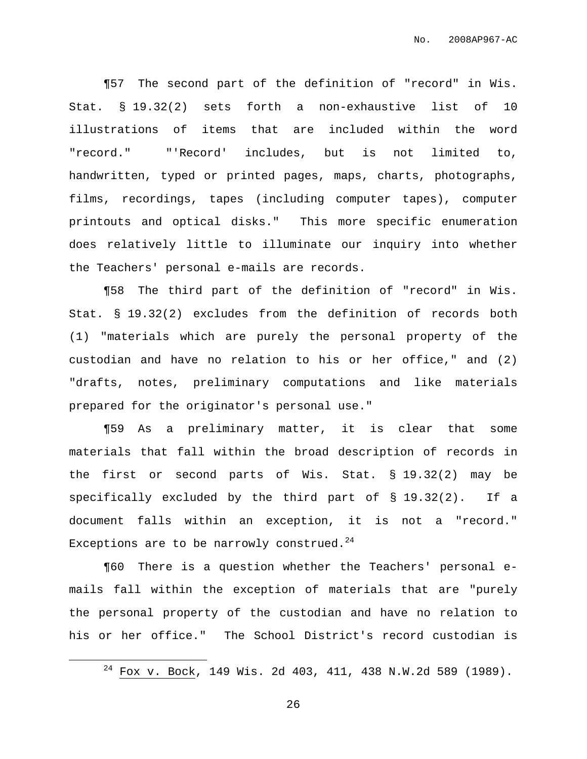¶57 The second part of the definition of "record" in Wis. Stat. § 19.32(2) sets forth a non-exhaustive list of 10 illustrations of items that are included within the word "record." "'Record' includes, but is not limited to, handwritten, typed or printed pages, maps, charts, photographs, films, recordings, tapes (including computer tapes), computer printouts and optical disks." This more specific enumeration does relatively little to illuminate our inquiry into whether the Teachers' personal e-mails are records.

¶58 The third part of the definition of "record" in Wis. Stat. § 19.32(2) excludes from the definition of records both (1) "materials which are purely the personal property of the custodian and have no relation to his or her office," and (2) "drafts, notes, preliminary computations and like materials prepared for the originator's personal use."

¶59 As a preliminary matter, it is clear that some materials that fall within the broad description of records in the first or second parts of Wis. Stat. § 19.32(2) may be specifically excluded by the third part of § 19.32(2). If a document falls within an exception, it is not a "record." Exceptions are to be narrowly construed.[24]

¶60 There is a question whether the Teachers' personal e-mails fall within the exception of materials that are "purely the personal property of the custodian and have no relation to his or her office." The School District's record custodian is

[24] Fox v. Bock, 149 Wis. 2d 403, 411, 438 N.W.2d 589 (1989).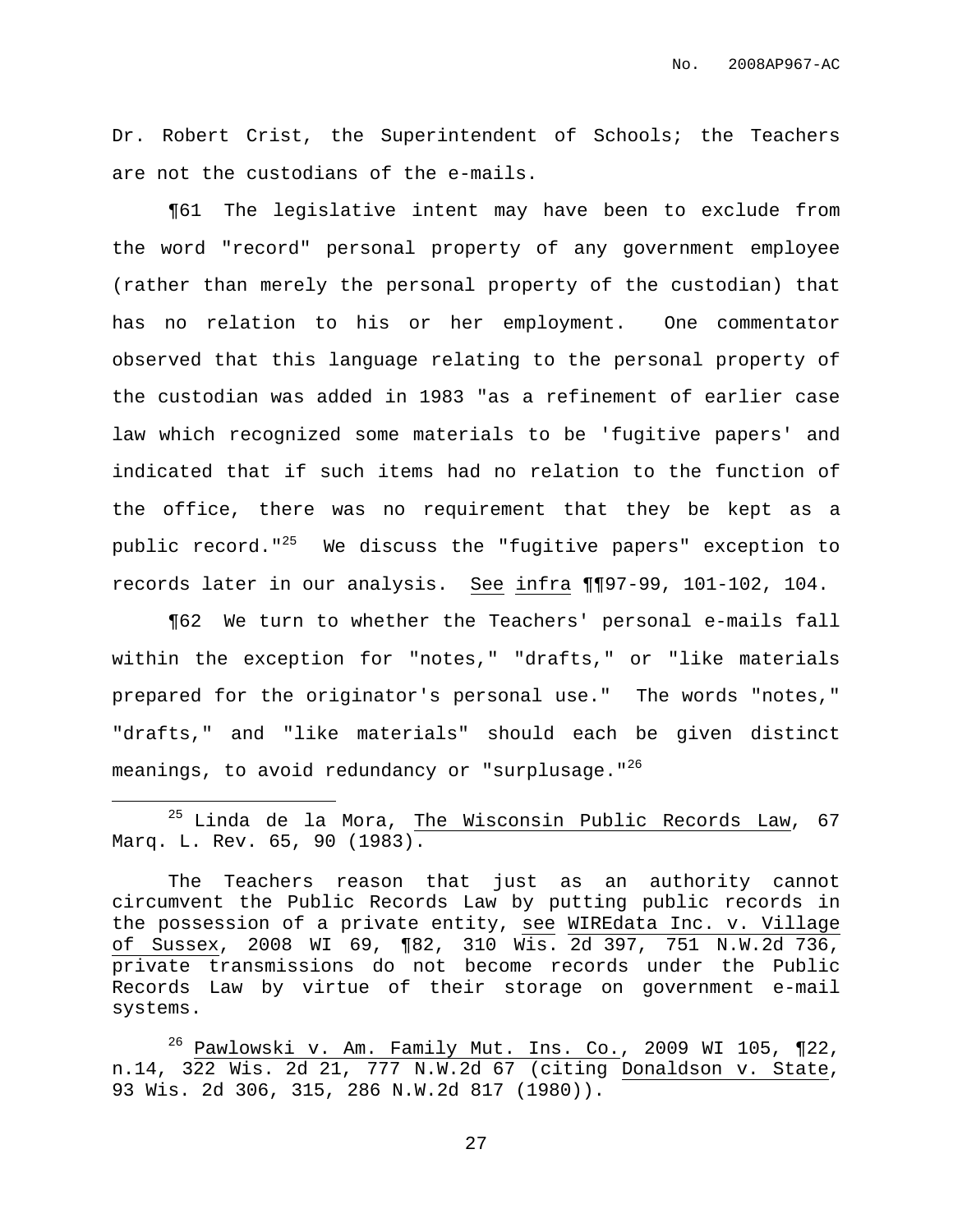Dr. Robert Crist, the Superintendent of Schools; the Teachers are not the custodians of the e-mails.

¶61 The legislative intent may have been to exclude from the word "record" personal property of any government employee (rather than merely the personal property of the custodian) that has no relation to his or her employment. One commentator observed that this language relating to the personal property of the custodian was added in 1983 "as a refinement of earlier case law which recognized some materials to be 'fugitive papers' and indicated that if such items had no relation to the function of the office, there was no requirement that they be kept as a public record."[25] We discuss the "fugitive papers" exception to records later in our analysis. See infra ¶¶97-99, 101-102, 104.

¶62 We turn to whether the Teachers' personal e-mails fall within the exception for "notes," "drafts," or "like materials prepared for the originator's personal use." The words "notes," "drafts," and "like materials" should each be given distinct meanings, to avoid redundancy or "surplusage."[26]

---

[25] Linda de la Mora, The Wisconsin Public Records Law, 67 Marq. L. Rev. 65, 90 (1983).

The Teachers reason that just as an authority cannot circumvent the Public Records Law by putting public records in the possession of a private entity, see WIREdata Inc. v. Village of Sussex, 2008 WI 69, ¶82, 310 Wis. 2d 397, 751 N.W.2d 736, private transmissions do not become records under the Public Records Law by virtue of their storage on government e-mail systems.

[26] Pawlowski v. Am. Family Mut. Ins. Co., 2009 WI 105, ¶22, n.14, 322 Wis. 2d 21, 777 N.W.2d 67 (citing Donaldson v. State, 93 Wis. 2d 306, 315, 286 N.W.2d 817 (1980)).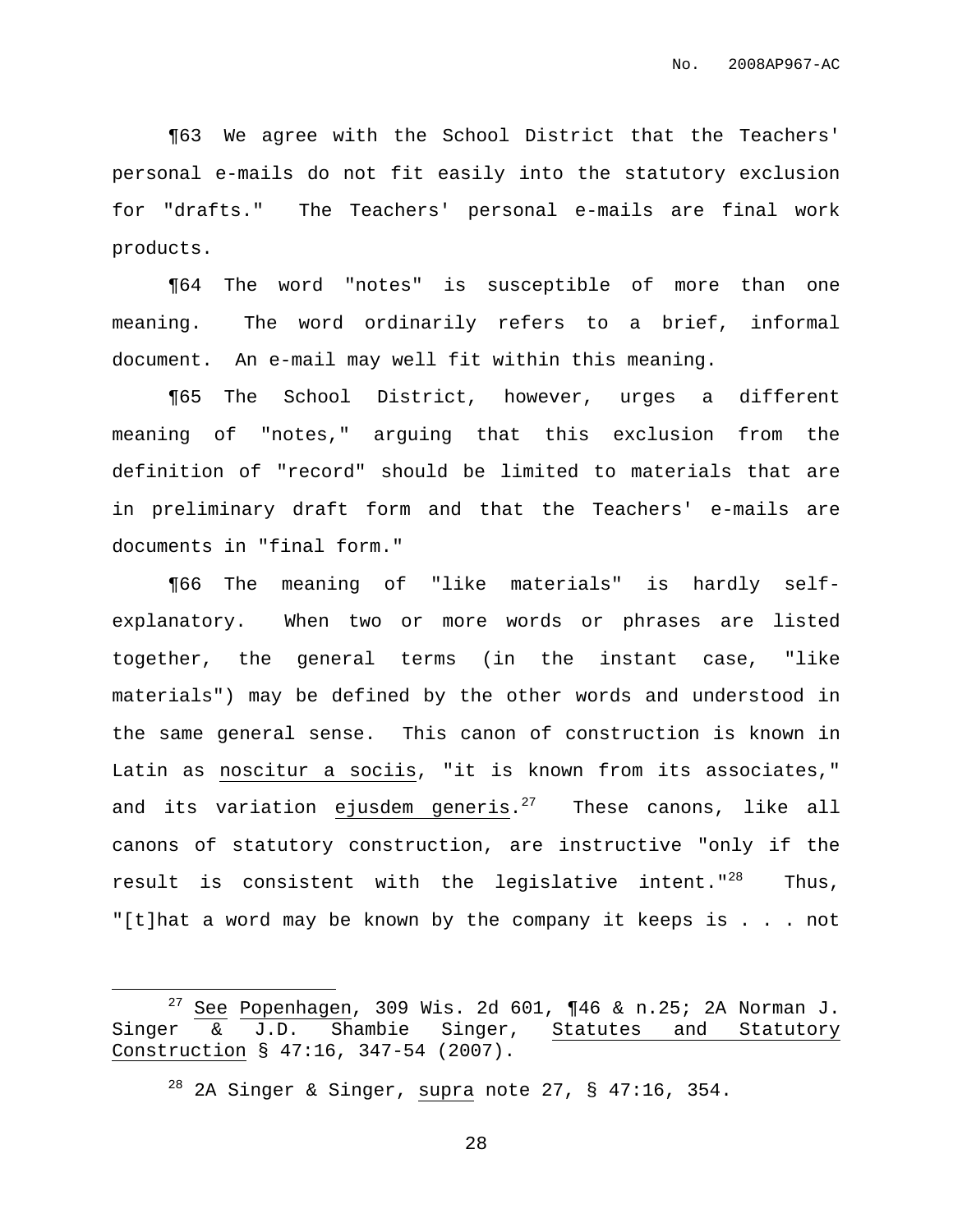¶63 We agree with the School District that the Teachers' personal e-mails do not fit easily into the statutory exclusion for "drafts." The Teachers' personal e-mails are final work products.

¶64 The word "notes" is susceptible of more than one meaning. The word ordinarily refers to a brief, informal document. An e-mail may well fit within this meaning.

¶65 The School District, however, urges a different meaning of "notes," arguing that this exclusion from the definition of "record" should be limited to materials that are in preliminary draft form and that the Teachers' e-mails are documents in "final form."

¶66 The meaning of "like materials" is hardly self-explanatory. When two or more words or phrases are listed together, the general terms (in the instant case, "like materials") may be defined by the other words and understood in the same general sense. This canon of construction is known in Latin as _noscitur a sociis_, "it is known from its associates," and its variation _ejusdem generis_.[27] These canons, like all canons of statutory construction, are instructive "only if the result is consistent with the legislative intent."[28] Thus, "[t]hat a word may be known by the company it keeps is . . . not

---

[27] _See_ _Popenhagen_, 309 Wis. 2d 601, ¶46 & n.25; 2A Norman J. Singer & J.D. Shambie Singer, _Statutes and Statutory Construction_ § 47:16, 347-54 (2007).

[28] 2A Singer & Singer, _supra_ note 27, § 47:16, 354.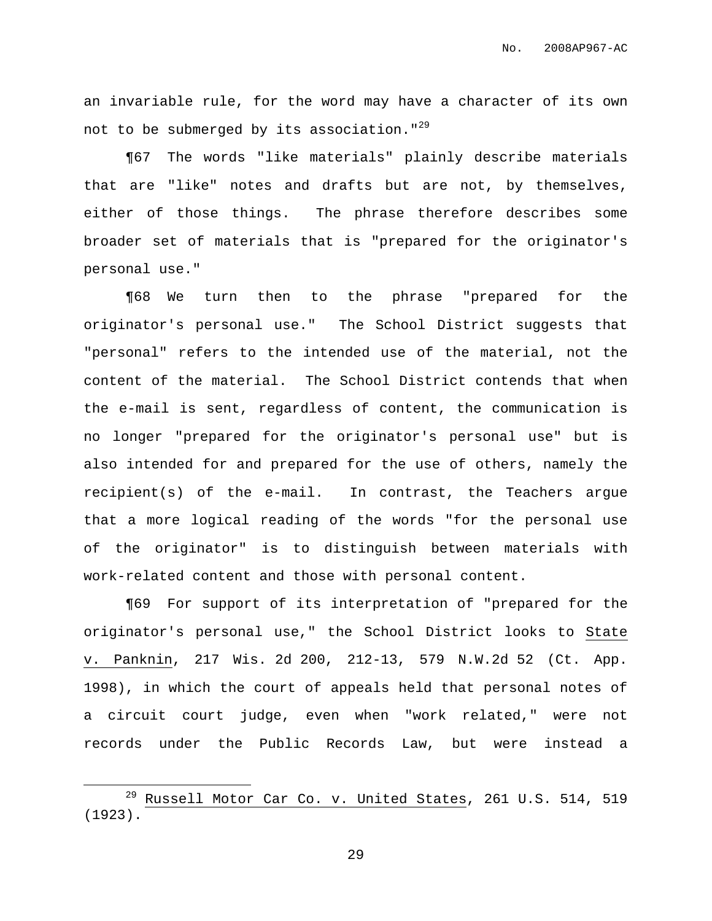an invariable rule, for the word may have a character of its own not to be submerged by its association."[29]

¶67 The words "like materials" plainly describe materials that are "like" notes and drafts but are not, by themselves, either of those things. The phrase therefore describes some broader set of materials that is "prepared for the originator's personal use."

¶68 We turn then to the phrase "prepared for the originator's personal use." The School District suggests that "personal" refers to the intended use of the material, not the content of the material. The School District contends that when the e-mail is sent, regardless of content, the communication is no longer "prepared for the originator's personal use" but is also intended for and prepared for the use of others, namely the recipient(s) of the e-mail. In contrast, the Teachers argue that a more logical reading of the words "for the personal use of the originator" is to distinguish between materials with work-related content and those with personal content.

¶69 For support of its interpretation of "prepared for the originator's personal use," the School District looks to <u>State v. Panknin</u>, 217 Wis. 2d 200, 212-13, 579 N.W.2d 52 (Ct. App. 1998), in which the court of appeals held that personal notes of a circuit court judge, even when "work related," were not records under the Public Records Law, but were instead a

---

[29] <u>Russell Motor Car Co. v. United States</u>, 261 U.S. 514, 519 (1923).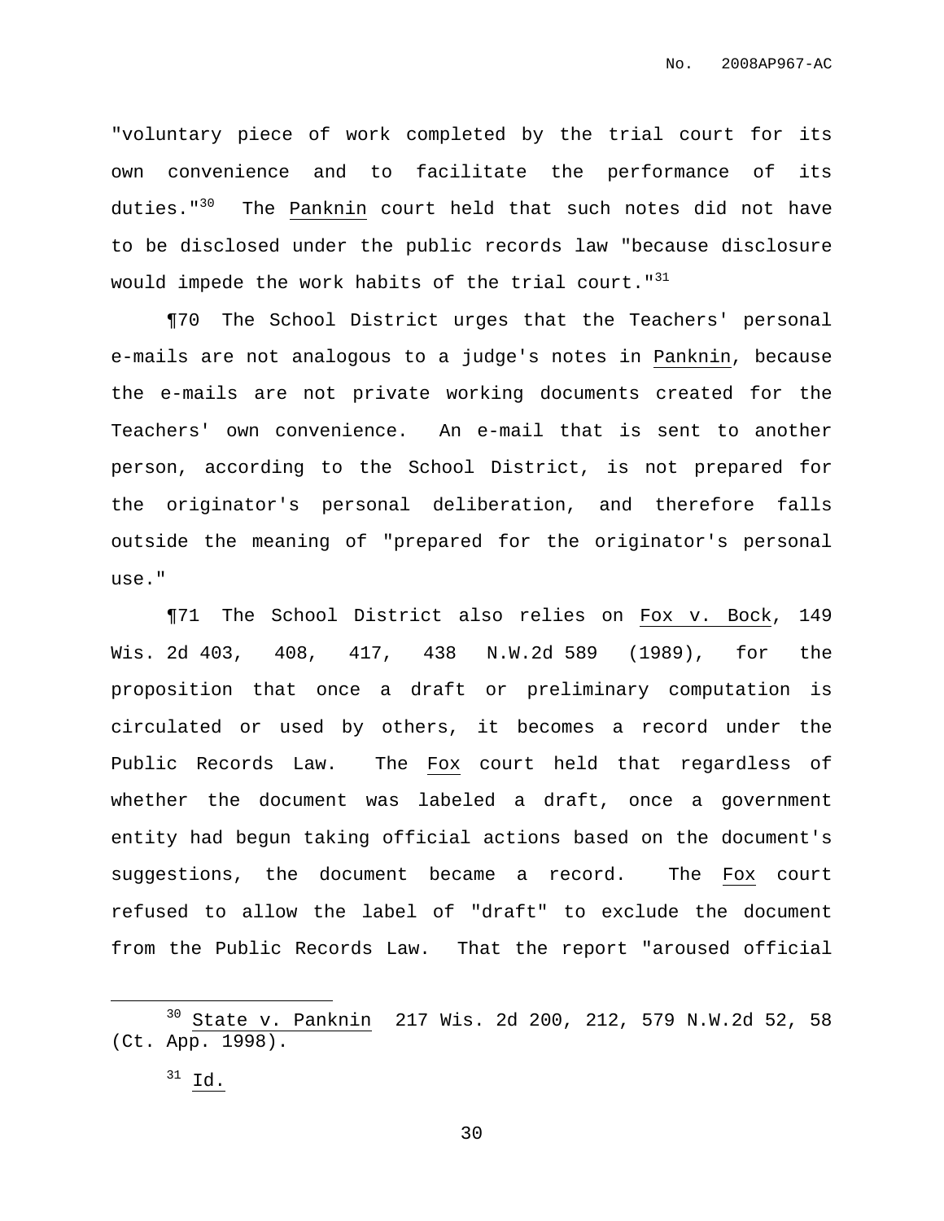"voluntary piece of work completed by the trial court for its own convenience and to facilitate the performance of its duties."[30] The Panknin court held that such notes did not have to be disclosed under the public records law "because disclosure would impede the work habits of the trial court."[31]

¶70 The School District urges that the Teachers' personal e-mails are not analogous to a judge's notes in Panknin, because the e-mails are not private working documents created for the Teachers' own convenience. An e-mail that is sent to another person, according to the School District, is not prepared for the originator's personal deliberation, and therefore falls outside the meaning of "prepared for the originator's personal use."

¶71 The School District also relies on Fox v. Bock, 149 Wis. 2d 403, 408, 417, 438 N.W.2d 589 (1989), for the proposition that once a draft or preliminary computation is circulated or used by others, it becomes a record under the Public Records Law. The Fox court held that regardless of whether the document was labeled a draft, once a government entity had begun taking official actions based on the document's suggestions, the document became a record. The Fox court refused to allow the label of "draft" to exclude the document from the Public Records Law. That the report "aroused official

---

[30] State v. Panknin 217 Wis. 2d 200, 212, 579 N.W.2d 52, 58 (Ct. App. 1998).

[31] Id.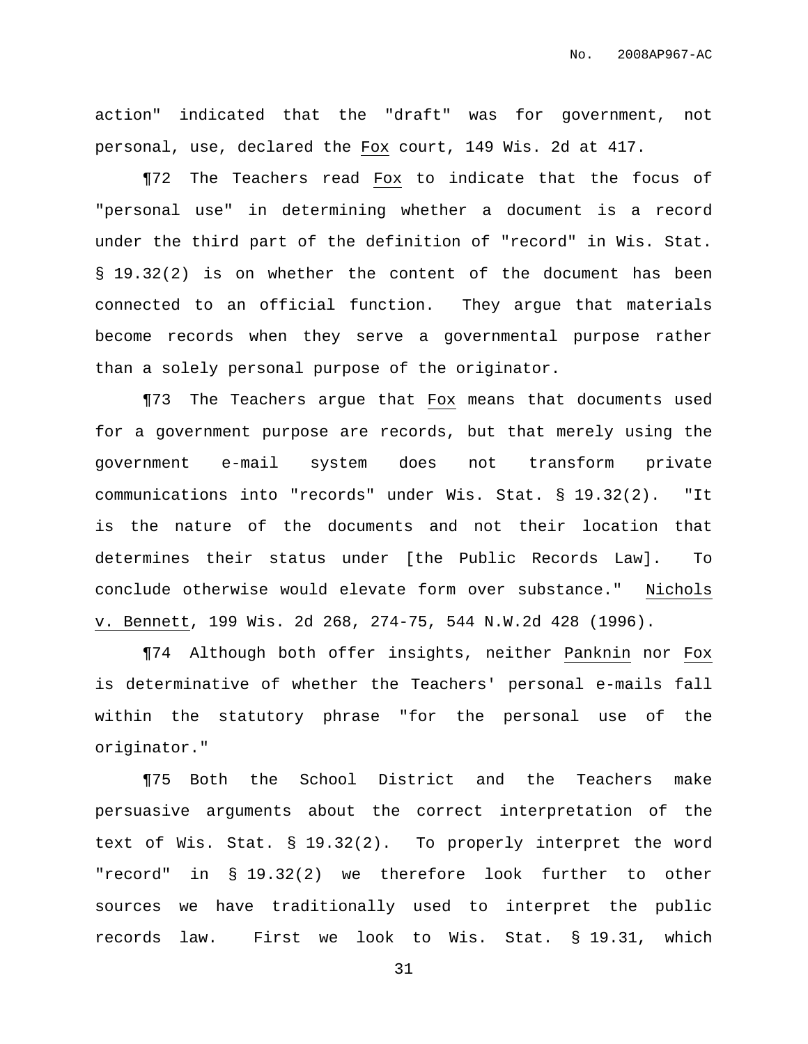action" indicated that the "draft" was for government, not personal, use, declared the Fox court, 149 Wis. 2d at 417.

¶72 The Teachers read Fox to indicate that the focus of "personal use" in determining whether a document is a record under the third part of the definition of "record" in Wis. Stat. § 19.32(2) is on whether the content of the document has been connected to an official function. They argue that materials become records when they serve a governmental purpose rather than a solely personal purpose of the originator.

¶73 The Teachers argue that Fox means that documents used for a government purpose are records, but that merely using the government e-mail system does not transform private communications into "records" under Wis. Stat. § 19.32(2). "It is the nature of the documents and not their location that determines their status under [the Public Records Law]. To conclude otherwise would elevate form over substance." Nichols v. Bennett, 199 Wis. 2d 268, 274-75, 544 N.W.2d 428 (1996).

¶74 Although both offer insights, neither Panknin nor Fox is determinative of whether the Teachers' personal e-mails fall within the statutory phrase "for the personal use of the originator."

¶75 Both the School District and the Teachers make persuasive arguments about the correct interpretation of the text of Wis. Stat. § 19.32(2). To properly interpret the word "record" in § 19.32(2) we therefore look further to other sources we have traditionally used to interpret the public records law. First we look to Wis. Stat. § 19.31, which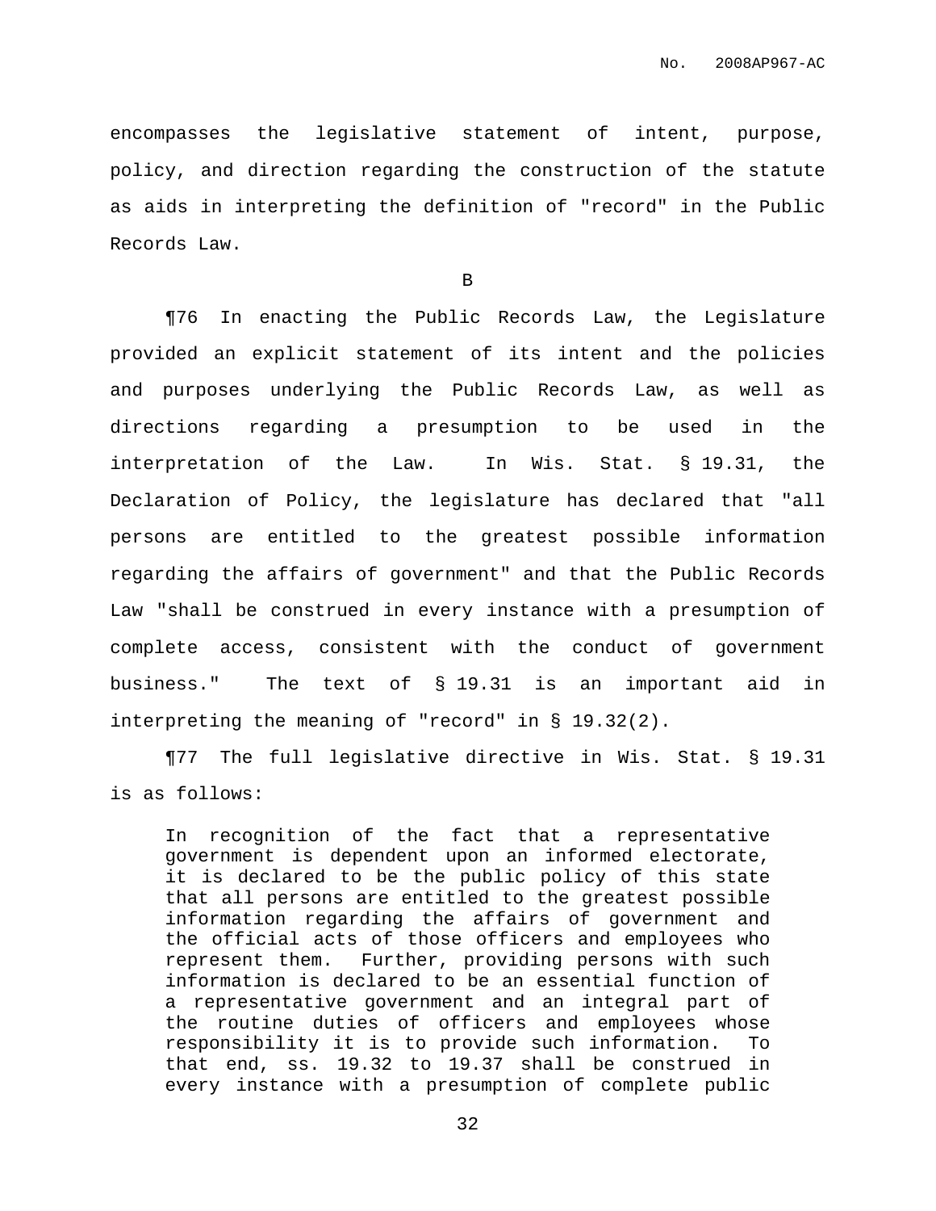encompasses the legislative statement of intent, purpose, policy, and direction regarding the construction of the statute as aids in interpreting the definition of "record" in the Public Records Law.

B

¶76 In enacting the Public Records Law, the Legislature provided an explicit statement of its intent and the policies and purposes underlying the Public Records Law, as well as directions regarding a presumption to be used in the interpretation of the Law. In Wis. Stat. § 19.31, the Declaration of Policy, the legislature has declared that "all persons are entitled to the greatest possible information regarding the affairs of government" and that the Public Records Law "shall be construed in every instance with a presumption of complete access, consistent with the conduct of government business." The text of § 19.31 is an important aid in interpreting the meaning of "record" in § 19.32(2).

¶77 The full legislative directive in Wis. Stat. § 19.31 is as follows:

> In recognition of the fact that a representative government is dependent upon an informed electorate, it is declared to be the public policy of this state that all persons are entitled to the greatest possible information regarding the affairs of government and the official acts of those officers and employees who represent them. Further, providing persons with such information is declared to be an essential function of a representative government and an integral part of the routine duties of officers and employees whose responsibility it is to provide such information. To that end, ss. 19.32 to 19.37 shall be construed in every instance with a presumption of complete public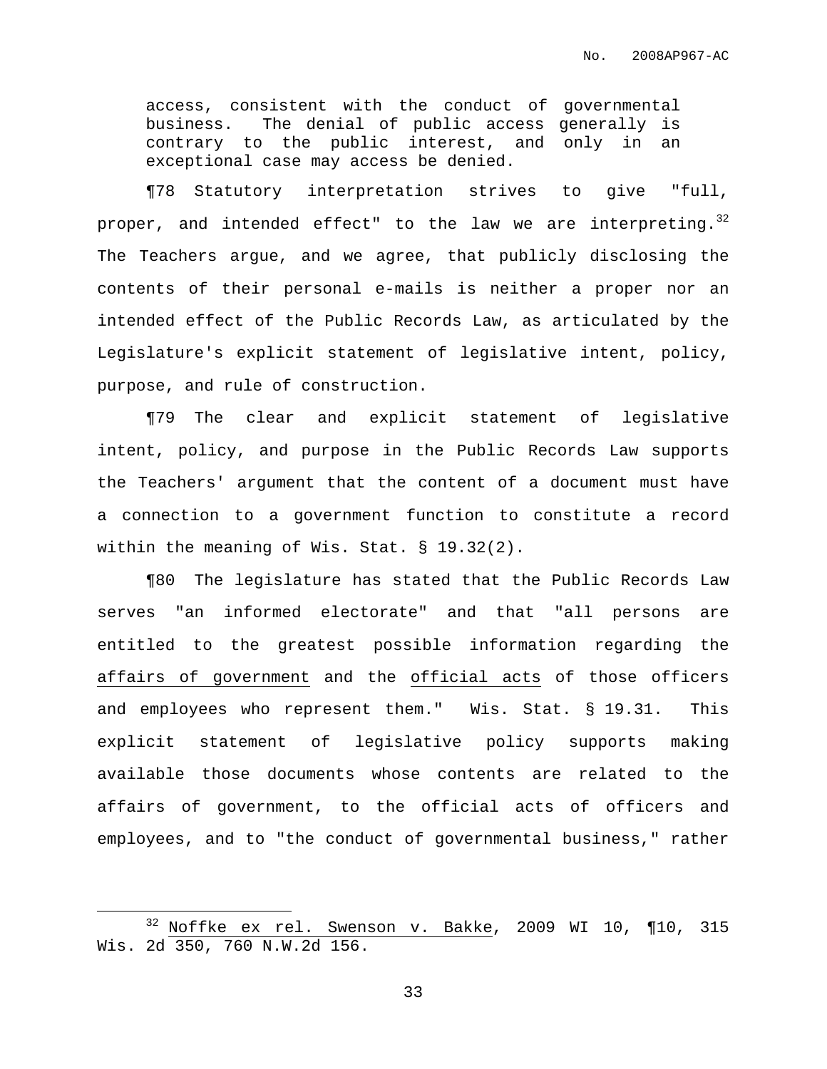> access, consistent with the conduct of governmental business. The denial of public access generally is contrary to the public interest, and only in an exceptional case may access be denied.

¶78 Statutory interpretation strives to give "full, proper, and intended effect" to the law we are interpreting.[32] The Teachers argue, and we agree, that publicly disclosing the contents of their personal e-mails is neither a proper nor an intended effect of the Public Records Law, as articulated by the Legislature's explicit statement of legislative intent, policy, purpose, and rule of construction.

¶79 The clear and explicit statement of legislative intent, policy, and purpose in the Public Records Law supports the Teachers' argument that the content of a document must have a connection to a government function to constitute a record within the meaning of Wis. Stat. § 19.32(2).

¶80 The legislature has stated that the Public Records Law serves "an informed electorate" and that "all persons are entitled to the greatest possible information regarding the <u>affairs of government</u> and the <u>official acts</u> of those officers and employees who represent them." Wis. Stat. § 19.31. This explicit statement of legislative policy supports making available those documents whose contents are related to the affairs of government, to the official acts of officers and employees, and to "the conduct of governmental business," rather

---

[32] <u>Noffke ex rel. Swenson v. Bakke</u>, 2009 WI 10, ¶10, 315 Wis. 2d 350, 760 N.W.2d 156.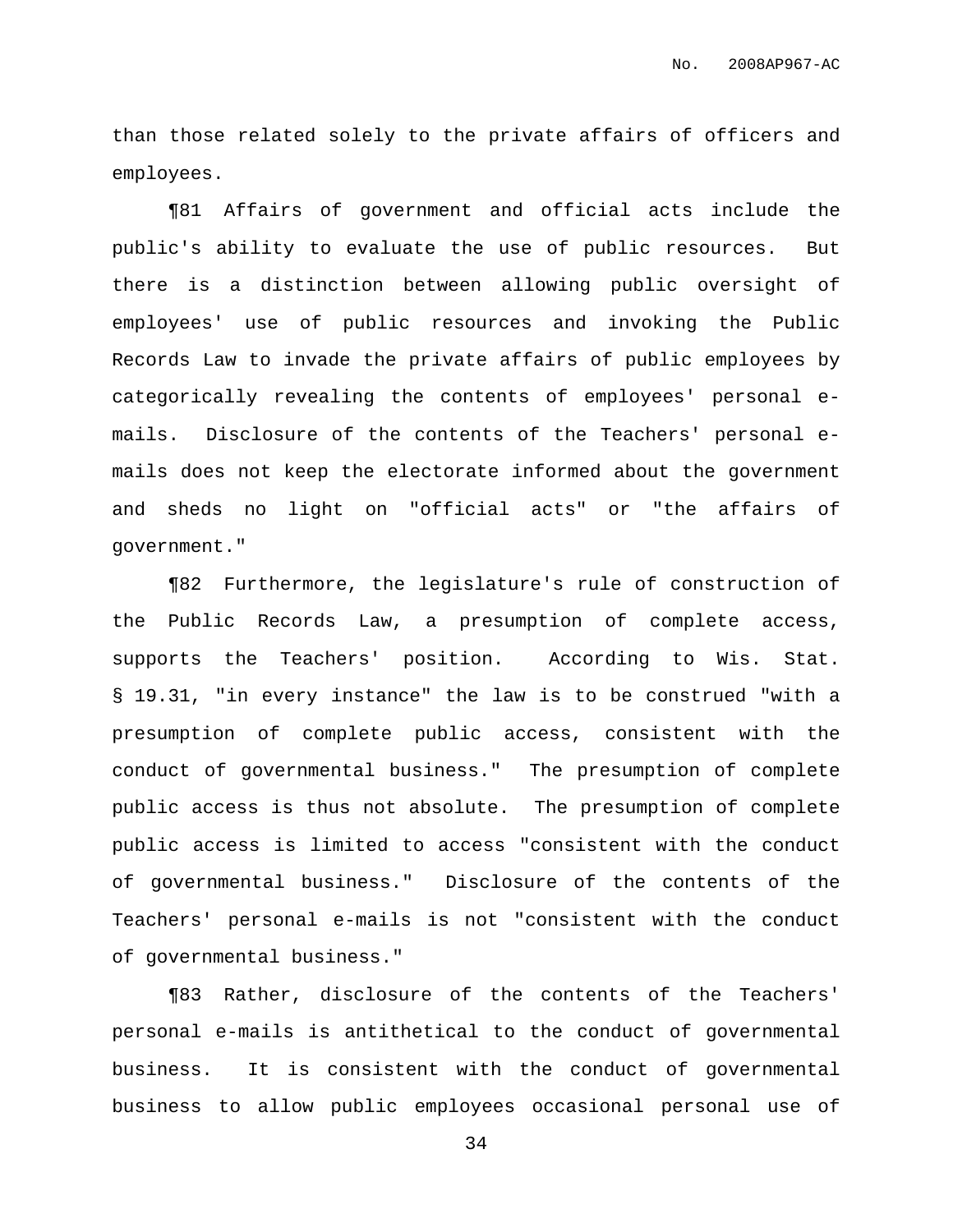than those related solely to the private affairs of officers and employees.

¶81 Affairs of government and official acts include the public's ability to evaluate the use of public resources. But there is a distinction between allowing public oversight of employees' use of public resources and invoking the Public Records Law to invade the private affairs of public employees by categorically revealing the contents of employees' personal e-mails. Disclosure of the contents of the Teachers' personal e-mails does not keep the electorate informed about the government and sheds no light on "official acts" or "the affairs of government."

¶82 Furthermore, the legislature's rule of construction of the Public Records Law, a presumption of complete access, supports the Teachers' position. According to Wis. Stat. § 19.31, "in every instance" the law is to be construed "with a presumption of complete public access, consistent with the conduct of governmental business." The presumption of complete public access is thus not absolute. The presumption of complete public access is limited to access "consistent with the conduct of governmental business." Disclosure of the contents of the Teachers' personal e-mails is not "consistent with the conduct of governmental business."

¶83 Rather, disclosure of the contents of the Teachers' personal e-mails is antithetical to the conduct of governmental business. It is consistent with the conduct of governmental business to allow public employees occasional personal use of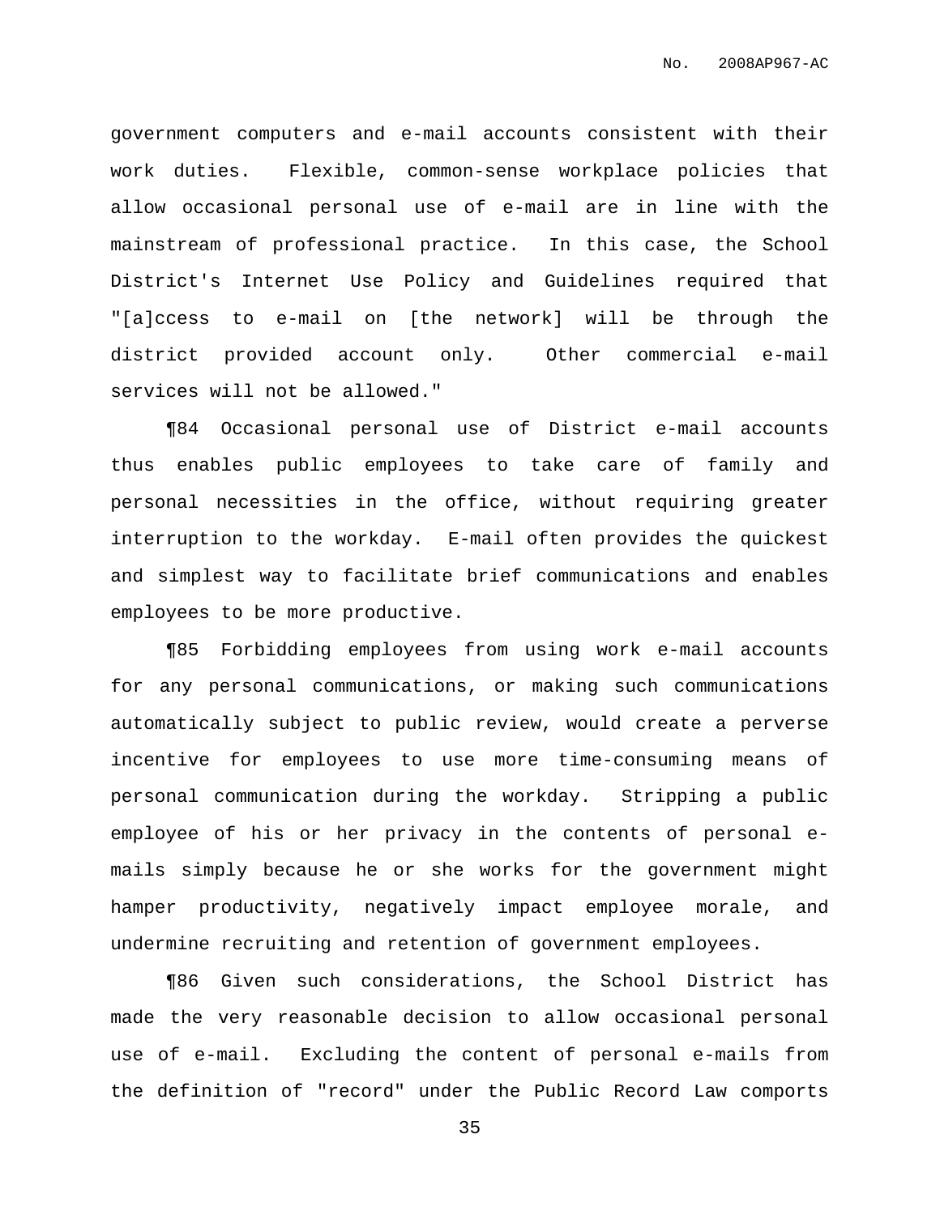government computers and e-mail accounts consistent with their work duties. Flexible, common-sense workplace policies that allow occasional personal use of e-mail are in line with the mainstream of professional practice. In this case, the School District's Internet Use Policy and Guidelines required that "[a]ccess to e-mail on [the network] will be through the district provided account only. Other commercial e-mail services will not be allowed."

¶84 Occasional personal use of District e-mail accounts thus enables public employees to take care of family and personal necessities in the office, without requiring greater interruption to the workday. E-mail often provides the quickest and simplest way to facilitate brief communications and enables employees to be more productive.

¶85 Forbidding employees from using work e-mail accounts for any personal communications, or making such communications automatically subject to public review, would create a perverse incentive for employees to use more time-consuming means of personal communication during the workday. Stripping a public employee of his or her privacy in the contents of personal e-mails simply because he or she works for the government might hamper productivity, negatively impact employee morale, and undermine recruiting and retention of government employees.

¶86 Given such considerations, the School District has made the very reasonable decision to allow occasional personal use of e-mail. Excluding the content of personal e-mails from the definition of "record" under the Public Record Law comports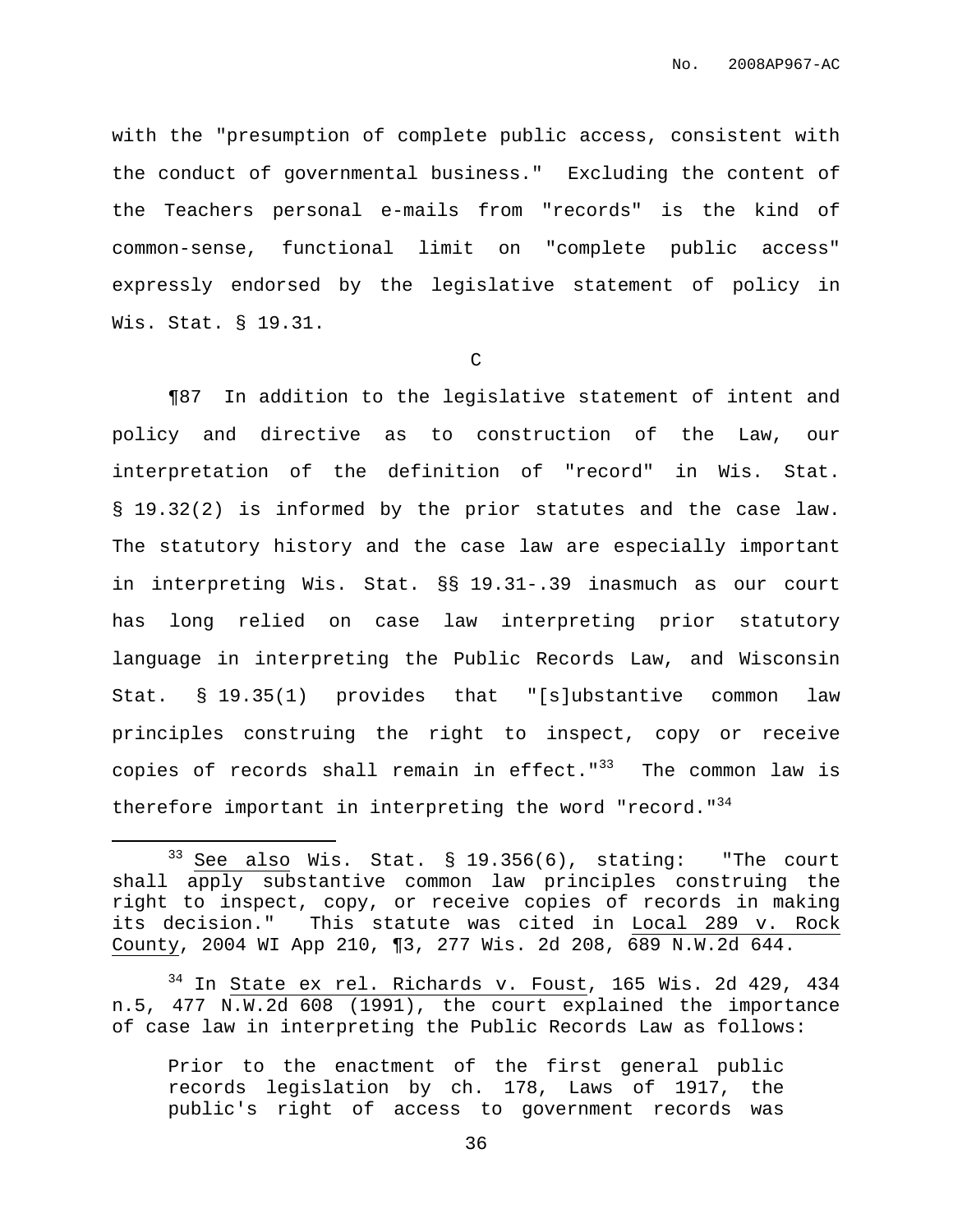with the "presumption of complete public access, consistent with the conduct of governmental business." Excluding the content of the Teachers personal e-mails from "records" is the kind of common-sense, functional limit on "complete public access" expressly endorsed by the legislative statement of policy in Wis. Stat. § 19.31.

C

¶87 In addition to the legislative statement of intent and policy and directive as to construction of the Law, our interpretation of the definition of "record" in Wis. Stat. § 19.32(2) is informed by the prior statutes and the case law. The statutory history and the case law are especially important in interpreting Wis. Stat. §§ 19.31-.39 inasmuch as our court has long relied on case law interpreting prior statutory language in interpreting the Public Records Law, and Wisconsin Stat. § 19.35(1) provides that "[s]ubstantive common law principles construing the right to inspect, copy or receive copies of records shall remain in effect."[33] The common law is therefore important in interpreting the word "record."[34]

---

[33] See also Wis. Stat. § 19.356(6), stating: "The court shall apply substantive common law principles construing the right to inspect, copy, or receive copies of records in making its decision." This statute was cited in Local 289 v. Rock County, 2004 WI App 210, ¶3, 277 Wis. 2d 208, 689 N.W.2d 644.

[34] In State ex rel. Richards v. Foust, 165 Wis. 2d 429, 434 n.5, 477 N.W.2d 608 (1991), the court explained the importance of case law in interpreting the Public Records Law as follows:

> Prior to the enactment of the first general public records legislation by ch. 178, Laws of 1917, the public's right of access to government records was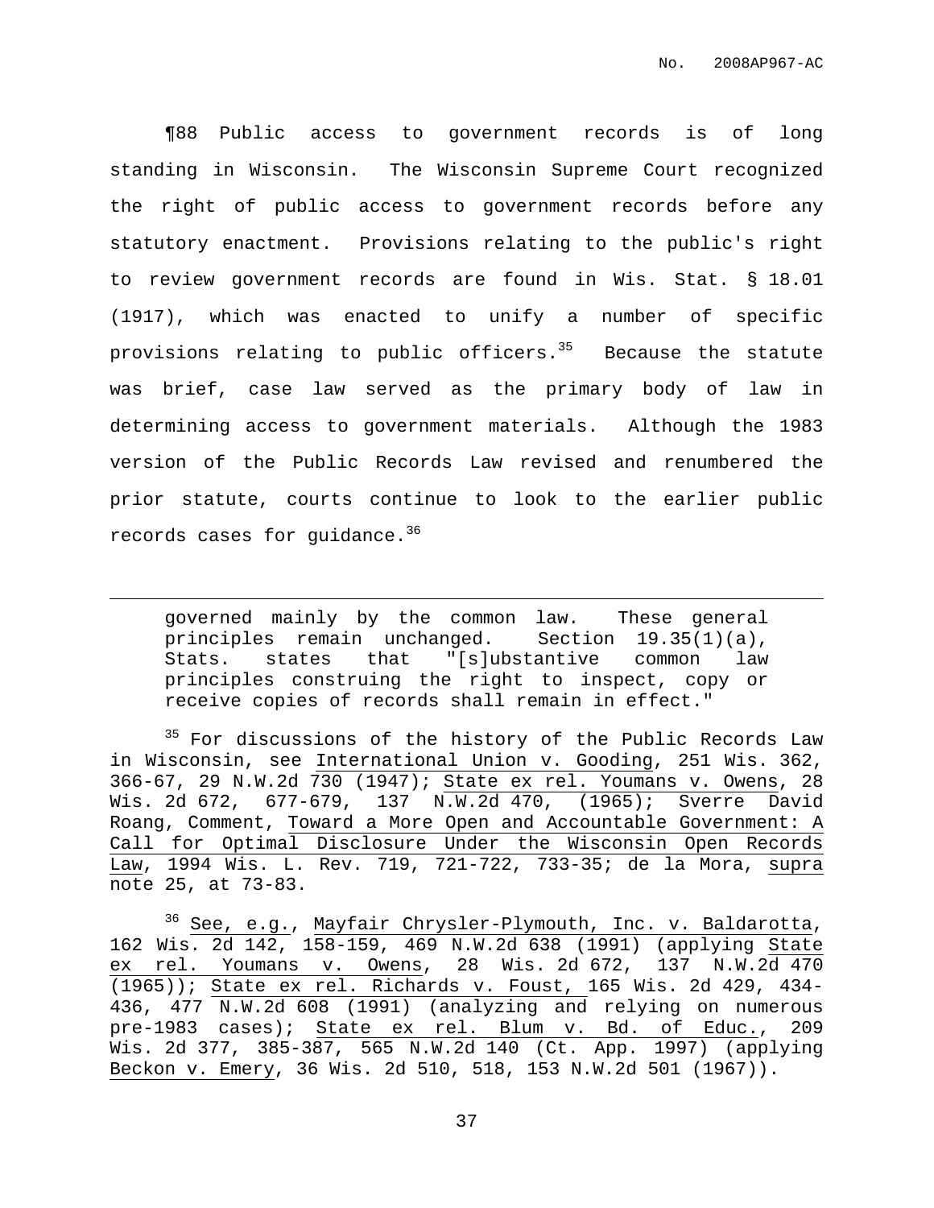¶88 Public access to government records is of long standing in Wisconsin. The Wisconsin Supreme Court recognized the right of public access to government records before any statutory enactment. Provisions relating to the public's right to review government records are found in Wis. Stat. § 18.01 (1917), which was enacted to unify a number of specific provisions relating to public officers.[35] Because the statute was brief, case law served as the primary body of law in determining access to government materials. Although the 1983 version of the Public Records Law revised and renumbered the prior statute, courts continue to look to the earlier public records cases for guidance.[36]

---

> governed mainly by the common law. These general principles remain unchanged. Section 19.35(1)(a), Stats. states that "[s]ubstantive common law principles construing the right to inspect, copy or receive copies of records shall remain in effect."

[35] For discussions of the history of the Public Records Law in Wisconsin, see International Union v. Gooding, 251 Wis. 362, 366-67, 29 N.W.2d 730 (1947); State ex rel. Youmans v. Owens, 28 Wis. 2d 672, 677-679, 137 N.W.2d 470, (1965); Sverre David Roang, Comment, Toward a More Open and Accountable Government: A Call for Optimal Disclosure Under the Wisconsin Open Records Law, 1994 Wis. L. Rev. 719, 721-722, 733-35; de la Mora, supra note 25, at 73-83.

[36] See, e.g., Mayfair Chrysler-Plymouth, Inc. v. Baldarotta, 162 Wis. 2d 142, 158-159, 469 N.W.2d 638 (1991) (applying State ex rel. Youmans v. Owens, 28 Wis. 2d 672, 137 N.W.2d 470 (1965)); State ex rel. Richards v. Foust, 165 Wis. 2d 429, 434-436, 477 N.W.2d 608 (1991) (analyzing and relying on numerous pre-1983 cases); State ex rel. Blum v. Bd. of Educ., 209 Wis. 2d 377, 385-387, 565 N.W.2d 140 (Ct. App. 1997) (applying Beckon v. Emery, 36 Wis. 2d 510, 518, 153 N.W.2d 501 (1967)).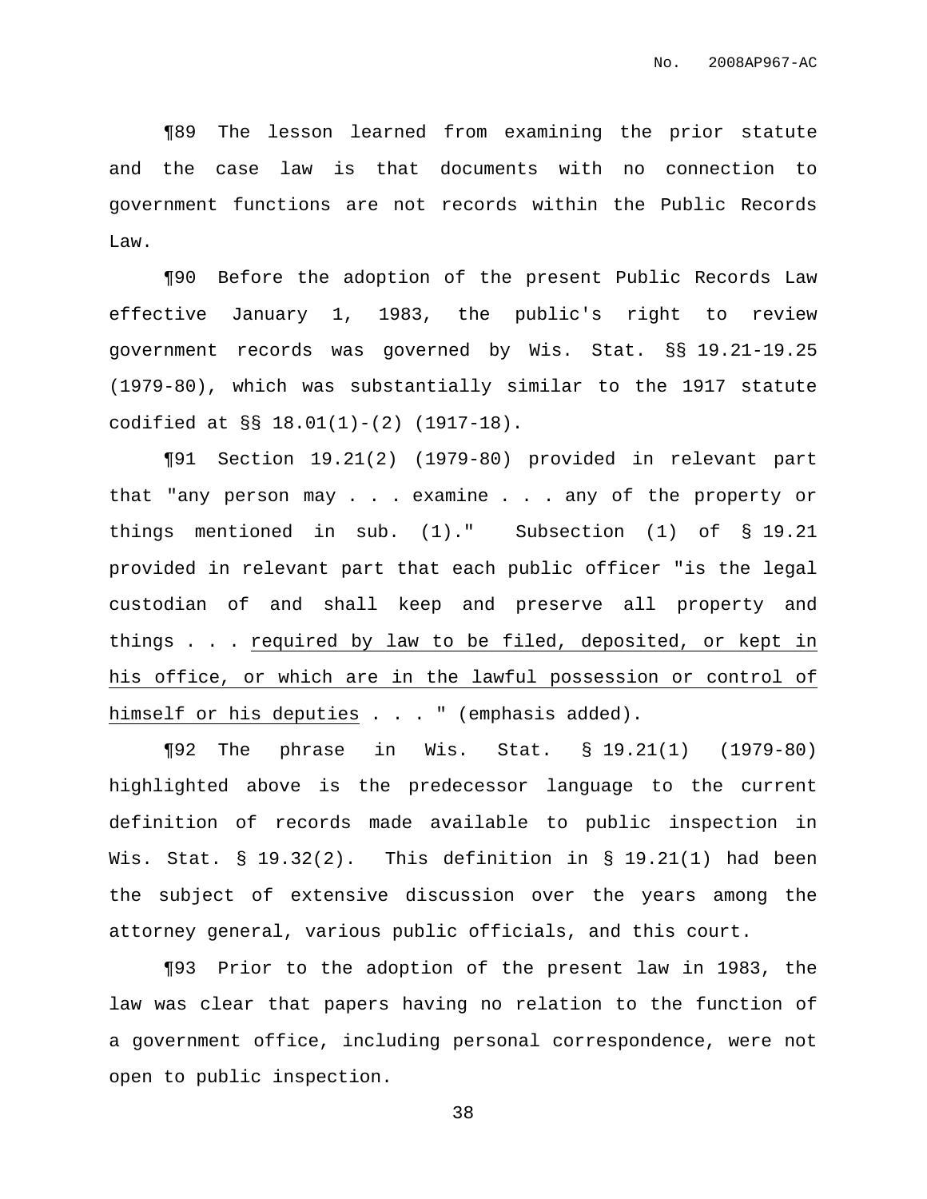¶89 The lesson learned from examining the prior statute and the case law is that documents with no connection to government functions are not records within the Public Records Law.

¶90 Before the adoption of the present Public Records Law effective January 1, 1983, the public's right to review government records was governed by Wis. Stat. §§ 19.21-19.25 (1979-80), which was substantially similar to the 1917 statute codified at §§ 18.01(1)-(2) (1917-18).

¶91 Section 19.21(2) (1979-80) provided in relevant part that "any person may . . . examine . . . any of the property or things mentioned in sub. (1)." Subsection (1) of § 19.21 provided in relevant part that each public officer "is the legal custodian of and shall keep and preserve all property and things . . . <u>required by law to be filed, deposited, or kept in his office, or which are in the lawful possession or control of himself or his deputies</u> . . . " (emphasis added).

¶92 The phrase in Wis. Stat. § 19.21(1) (1979-80) highlighted above is the predecessor language to the current definition of records made available to public inspection in Wis. Stat. § 19.32(2). This definition in § 19.21(1) had been the subject of extensive discussion over the years among the attorney general, various public officials, and this court.

¶93 Prior to the adoption of the present law in 1983, the law was clear that papers having no relation to the function of a government office, including personal correspondence, were not open to public inspection.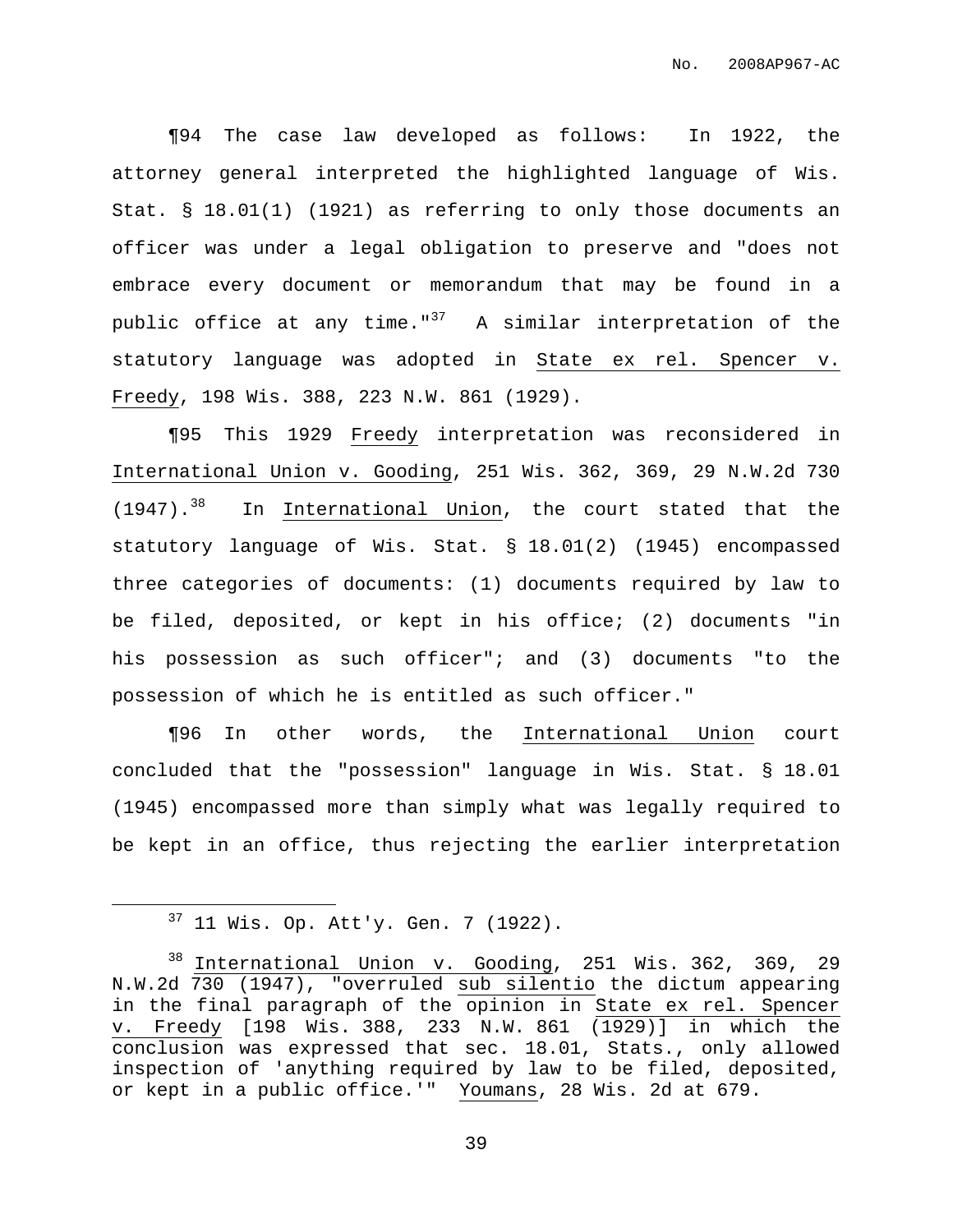¶94 The case law developed as follows: In 1922, the attorney general interpreted the highlighted language of Wis. Stat. § 18.01(1) (1921) as referring to only those documents an officer was under a legal obligation to preserve and "does not embrace every document or memorandum that may be found in a public office at any time."[37] A similar interpretation of the statutory language was adopted in State ex rel. Spencer v. Freedy, 198 Wis. 388, 223 N.W. 861 (1929).

¶95 This 1929 Freedy interpretation was reconsidered in International Union v. Gooding, 251 Wis. 362, 369, 29 N.W.2d 730 (1947).[38] In International Union, the court stated that the statutory language of Wis. Stat. § 18.01(2) (1945) encompassed three categories of documents: (1) documents required by law to be filed, deposited, or kept in his office; (2) documents "in his possession as such officer"; and (3) documents "to the possession of which he is entitled as such officer."

¶96 In other words, the International Union court concluded that the "possession" language in Wis. Stat. § 18.01 (1945) encompassed more than simply what was legally required to be kept in an office, thus rejecting the earlier interpretation

---

[37] 11 Wis. Op. Att'y. Gen. 7 (1922).

[38] International Union v. Gooding, 251 Wis. 362, 369, 29 N.W.2d 730 (1947), "overruled sub silentio the dictum appearing in the final paragraph of the opinion in State ex rel. Spencer v. Freedy [198 Wis. 388, 233 N.W. 861 (1929)] in which the conclusion was expressed that sec. 18.01, Stats., only allowed inspection of 'anything required by law to be filed, deposited, or kept in a public office.'" Youmans, 28 Wis. 2d at 679.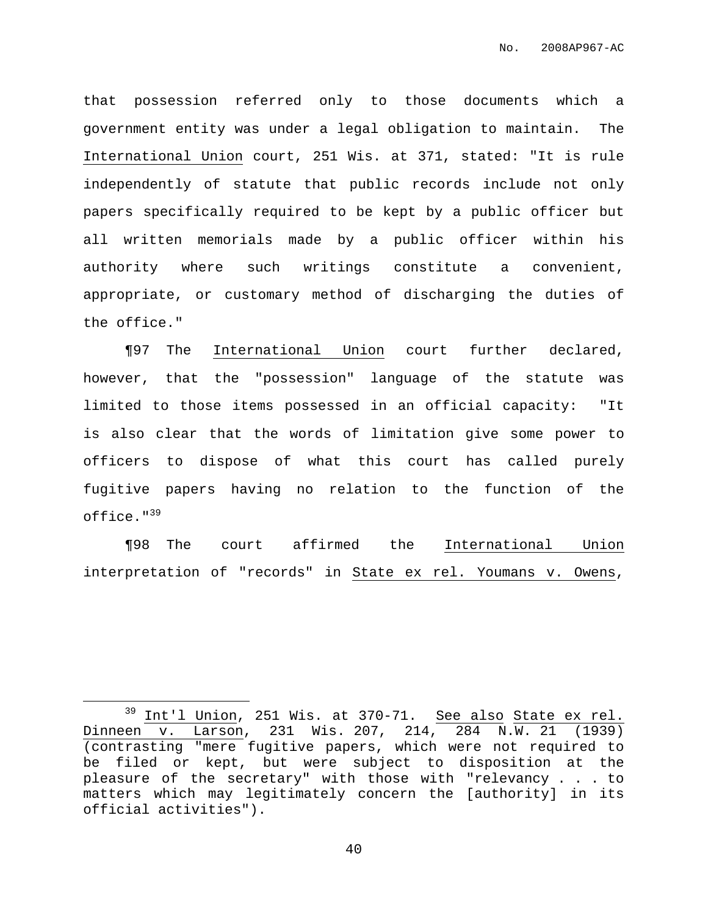that possession referred only to those documents which a government entity was under a legal obligation to maintain. The International Union court, 251 Wis. at 371, stated: "It is rule independently of statute that public records include not only papers specifically required to be kept by a public officer but all written memorials made by a public officer within his authority where such writings constitute a convenient, appropriate, or customary method of discharging the duties of the office."

¶97 The International Union court further declared, however, that the "possession" language of the statute was limited to those items possessed in an official capacity: "It is also clear that the words of limitation give some power to officers to dispose of what this court has called purely fugitive papers having no relation to the function of the office."[39]

¶98 The court affirmed the International Union interpretation of "records" in State ex rel. Youmans v. Owens,

---

[39] Int'l Union, 251 Wis. at 370-71. See also State ex rel. Dinneen v. Larson, 231 Wis. 207, 214, 284 N.W. 21 (1939) (contrasting "mere fugitive papers, which were not required to be filed or kept, but were subject to disposition at the pleasure of the secretary" with those with "relevancy . . . to matters which may legitimately concern the [authority] in its official activities").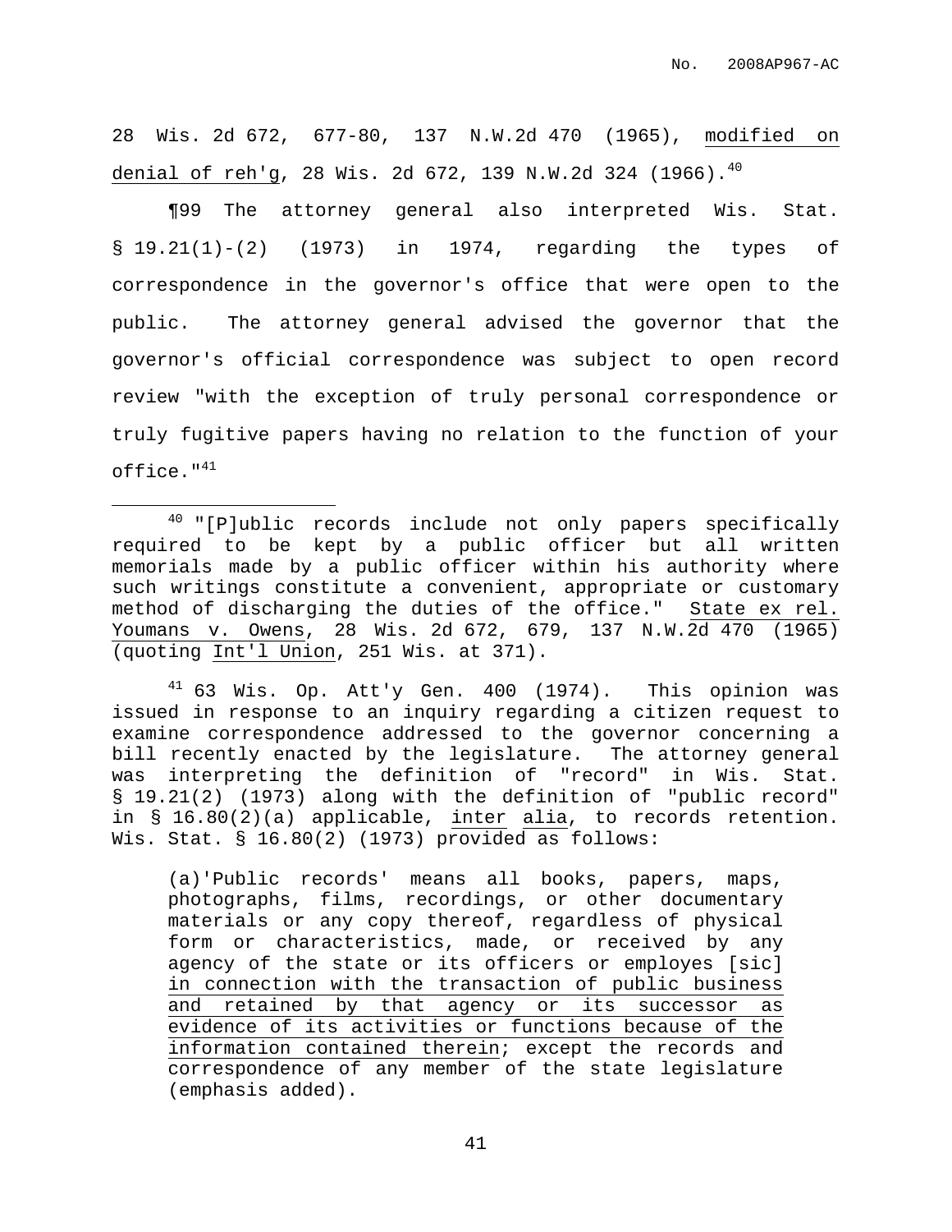28 Wis. 2d 672, 677-80, 137 N.W.2d 470 (1965), modified on denial of reh'g, 28 Wis. 2d 672, 139 N.W.2d 324 (1966).[40]

¶99 The attorney general also interpreted Wis. Stat. § 19.21(1)-(2) (1973) in 1974, regarding the types of correspondence in the governor's office that were open to the public. The attorney general advised the governor that the governor's official correspondence was subject to open record review "with the exception of truly personal correspondence or truly fugitive papers having no relation to the function of your office."[41]

---

[40] "[P]ublic records include not only papers specifically required to be kept by a public officer but all written memorials made by a public officer within his authority where such writings constitute a convenient, appropriate or customary method of discharging the duties of the office." State ex rel. Youmans v. Owens, 28 Wis. 2d 672, 679, 137 N.W.2d 470 (1965) (quoting Int'l Union, 251 Wis. at 371).

[41] 63 Wis. Op. Att'y Gen. 400 (1974). This opinion was issued in response to an inquiry regarding a citizen request to examine correspondence addressed to the governor concerning a bill recently enacted by the legislature. The attorney general was interpreting the definition of "record" in Wis. Stat. § 19.21(2) (1973) along with the definition of "public record" in § 16.80(2)(a) applicable, inter alia, to records retention. Wis. Stat. § 16.80(2) (1973) provided as follows:

> (a)'Public records' means all books, papers, maps, photographs, films, recordings, or other documentary materials or any copy thereof, regardless of physical form or characteristics, made, or received by any agency of the state or its officers or employes [sic] in connection with the transaction of public business and retained by that agency or its successor as evidence of its activities or functions because of the information contained therein; except the records and correspondence of any member of the state legislature (emphasis added).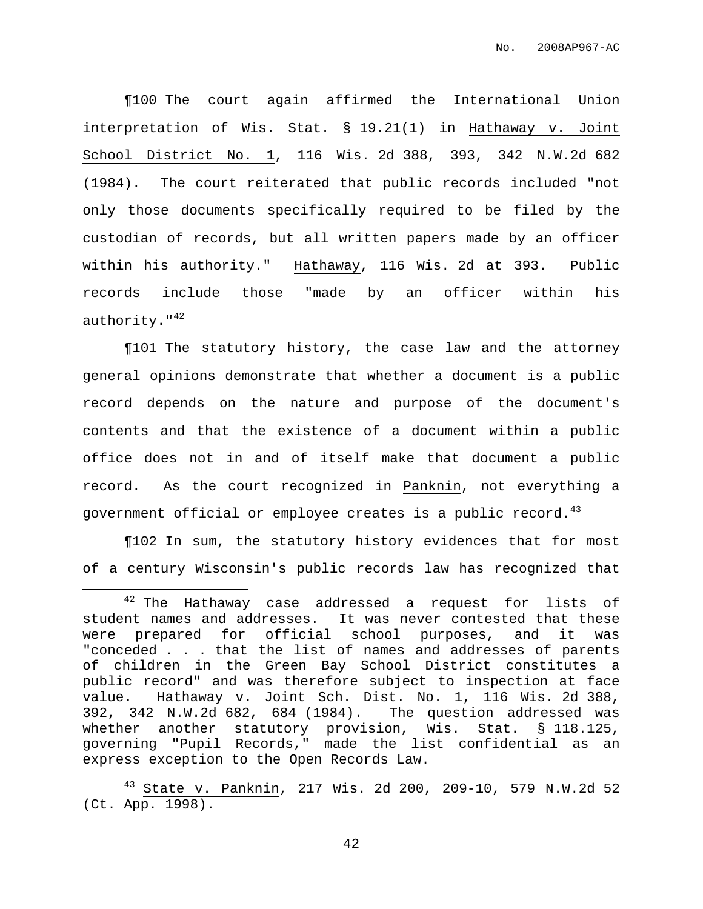¶100 The court again affirmed the International Union interpretation of Wis. Stat. § 19.21(1) in Hathaway v. Joint School District No. 1, 116 Wis. 2d 388, 393, 342 N.W.2d 682 (1984). The court reiterated that public records included "not only those documents specifically required to be filed by the custodian of records, but all written papers made by an officer within his authority." Hathaway, 116 Wis. 2d at 393. Public records include those "made by an officer within his authority."[42]

¶101 The statutory history, the case law and the attorney general opinions demonstrate that whether a document is a public record depends on the nature and purpose of the document's contents and that the existence of a document within a public office does not in and of itself make that document a public record. As the court recognized in Panknin, not everything a government official or employee creates is a public record.[43]

¶102 In sum, the statutory history evidences that for most of a century Wisconsin's public records law has recognized that

---

[42] The Hathaway case addressed a request for lists of student names and addresses. It was never contested that these were prepared for official school purposes, and it was "conceded . . . that the list of names and addresses of parents of children in the Green Bay School District constitutes a public record" and was therefore subject to inspection at face value. Hathaway v. Joint Sch. Dist. No. 1, 116 Wis. 2d 388, 392, 342 N.W.2d 682, 684 (1984). The question addressed was whether another statutory provision, Wis. Stat. § 118.125, governing "Pupil Records," made the list confidential as an express exception to the Open Records Law.

[43] State v. Panknin, 217 Wis. 2d 200, 209-10, 579 N.W.2d 52 (Ct. App. 1998).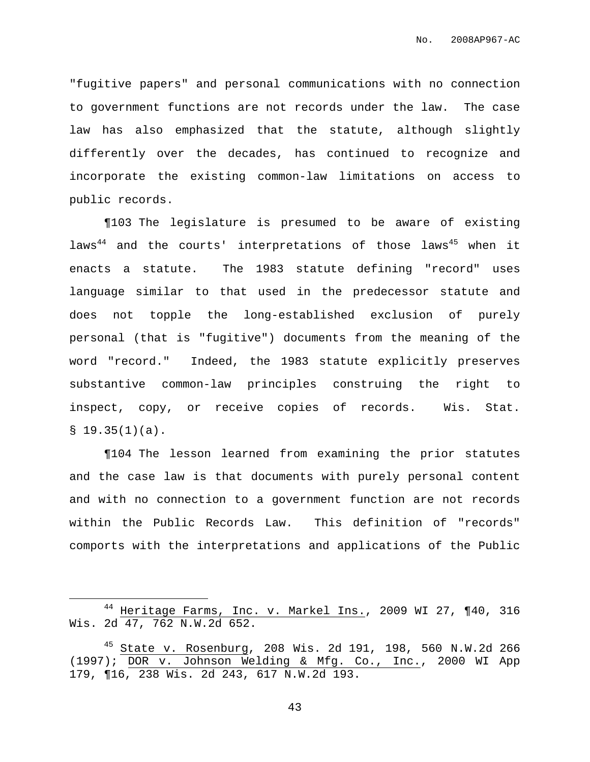"fugitive papers" and personal communications with no connection to government functions are not records under the law. The case law has also emphasized that the statute, although slightly differently over the decades, has continued to recognize and incorporate the existing common-law limitations on access to public records.

¶103 The legislature is presumed to be aware of existing laws[44] and the courts' interpretations of those laws[45] when it enacts a statute. The 1983 statute defining "record" uses language similar to that used in the predecessor statute and does not topple the long-established exclusion of purely personal (that is "fugitive") documents from the meaning of the word "record." Indeed, the 1983 statute explicitly preserves substantive common-law principles construing the right to inspect, copy, or receive copies of records. Wis. Stat. § 19.35(1)(a).

¶104 The lesson learned from examining the prior statutes and the case law is that documents with purely personal content and with no connection to a government function are not records within the Public Records Law. This definition of "records" comports with the interpretations and applications of the Public

---

[44] Heritage Farms, Inc. v. Markel Ins., 2009 WI 27, ¶40, 316 Wis. 2d 47, 762 N.W.2d 652.

[45] State v. Rosenburg, 208 Wis. 2d 191, 198, 560 N.W.2d 266 (1997); DOR v. Johnson Welding & Mfg. Co., Inc., 2000 WI App 179, ¶16, 238 Wis. 2d 243, 617 N.W.2d 193.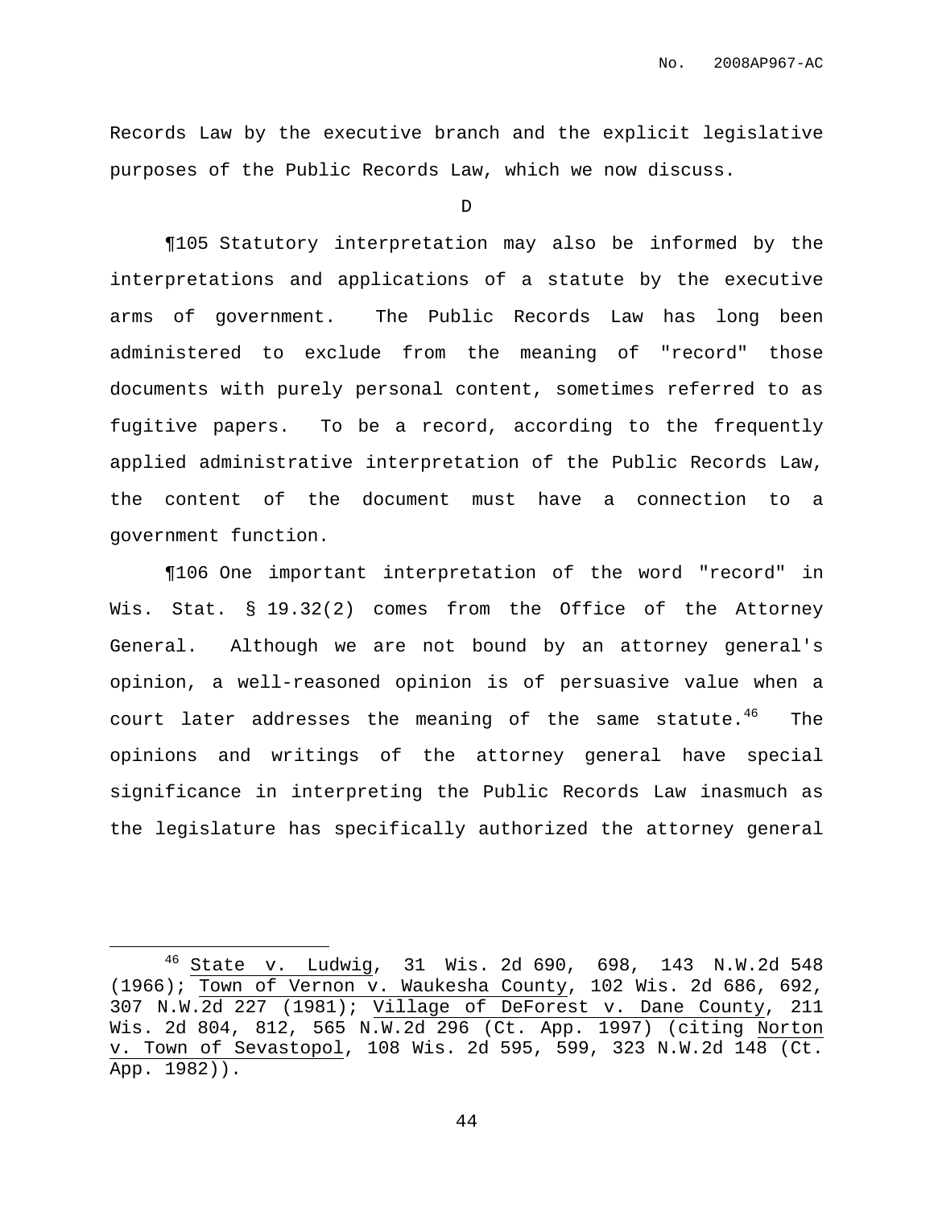Records Law by the executive branch and the explicit legislative purposes of the Public Records Law, which we now discuss.

D

¶105 Statutory interpretation may also be informed by the interpretations and applications of a statute by the executive arms of government. The Public Records Law has long been administered to exclude from the meaning of "record" those documents with purely personal content, sometimes referred to as fugitive papers. To be a record, according to the frequently applied administrative interpretation of the Public Records Law, the content of the document must have a connection to a government function.

¶106 One important interpretation of the word "record" in Wis. Stat. § 19.32(2) comes from the Office of the Attorney General. Although we are not bound by an attorney general's opinion, a well-reasoned opinion is of persuasive value when a court later addresses the meaning of the same statute.[46] The opinions and writings of the attorney general have special significance in interpreting the Public Records Law inasmuch as the legislature has specifically authorized the attorney general

---

[46] State v. Ludwig, 31 Wis. 2d 690, 698, 143 N.W.2d 548 (1966); Town of Vernon v. Waukesha County, 102 Wis. 2d 686, 692, 307 N.W.2d 227 (1981); Village of DeForest v. Dane County, 211 Wis. 2d 804, 812, 565 N.W.2d 296 (Ct. App. 1997) (citing Norton v. Town of Sevastopol, 108 Wis. 2d 595, 599, 323 N.W.2d 148 (Ct. App. 1982)).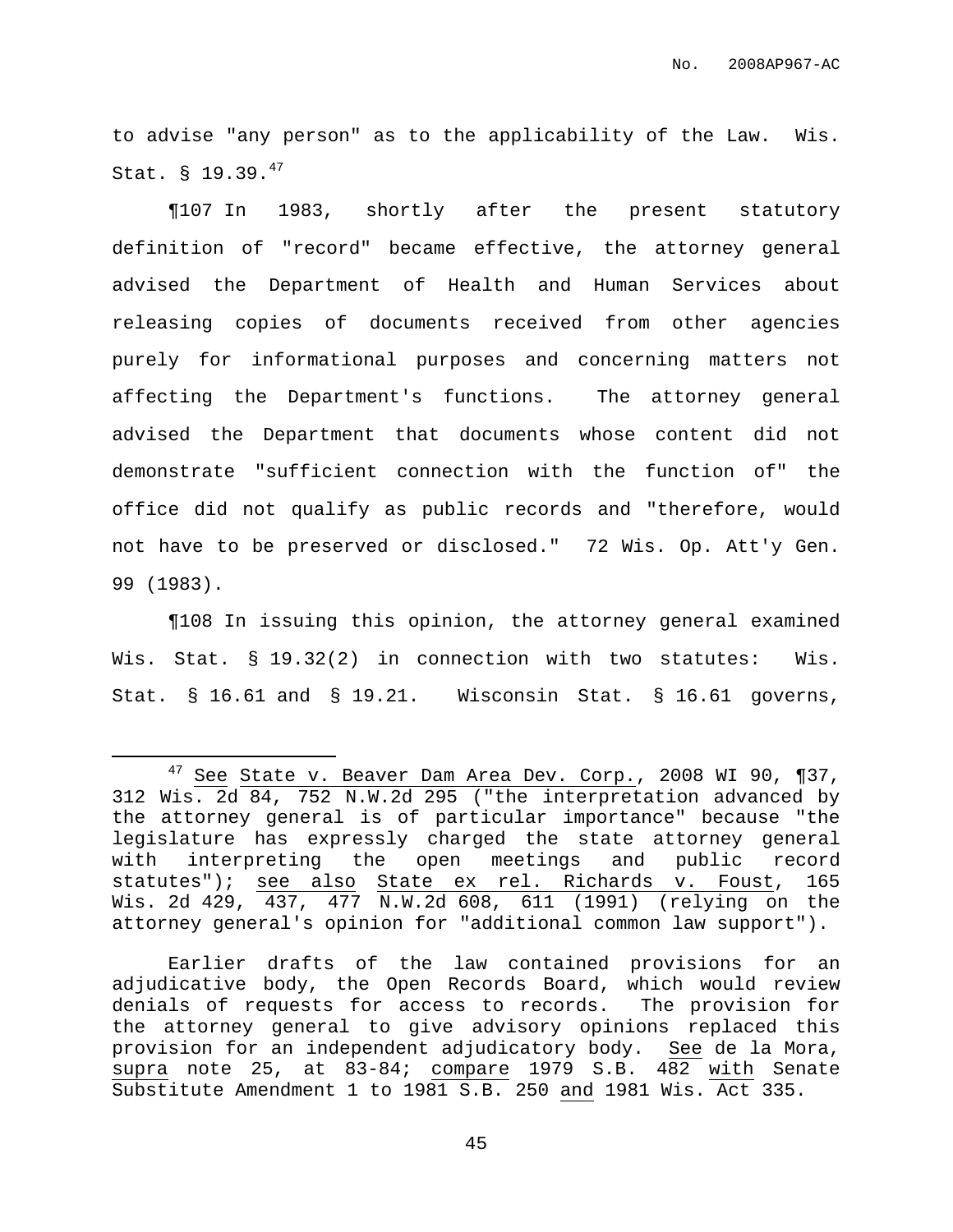to advise "any person" as to the applicability of the Law. Wis. Stat. § 19.39.[47]

¶107 In 1983, shortly after the present statutory definition of "record" became effective, the attorney general advised the Department of Health and Human Services about releasing copies of documents received from other agencies purely for informational purposes and concerning matters not affecting the Department's functions. The attorney general advised the Department that documents whose content did not demonstrate "sufficient connection with the function of" the office did not qualify as public records and "therefore, would not have to be preserved or disclosed." 72 Wis. Op. Att'y Gen. 99 (1983).

¶108 In issuing this opinion, the attorney general examined Wis. Stat. § 19.32(2) in connection with two statutes: Wis. Stat. § 16.61 and § 19.21. Wisconsin Stat. § 16.61 governs,

---

[47] See State v. Beaver Dam Area Dev. Corp., 2008 WI 90, ¶37, 312 Wis. 2d 84, 752 N.W.2d 295 ("the interpretation advanced by the attorney general is of particular importance" because "the legislature has expressly charged the state attorney general with interpreting the open meetings and public record statutes"); see also State ex rel. Richards v. Foust, 165 Wis. 2d 429, 437, 477 N.W.2d 608, 611 (1991) (relying on the attorney general's opinion for "additional common law support").

Earlier drafts of the law contained provisions for an adjudicative body, the Open Records Board, which would review denials of requests for access to records. The provision for the attorney general to give advisory opinions replaced this provision for an independent adjudicatory body. See de la Mora, supra note 25, at 83-84; compare 1979 S.B. 482 with Senate Substitute Amendment 1 to 1981 S.B. 250 and 1981 Wis. Act 335.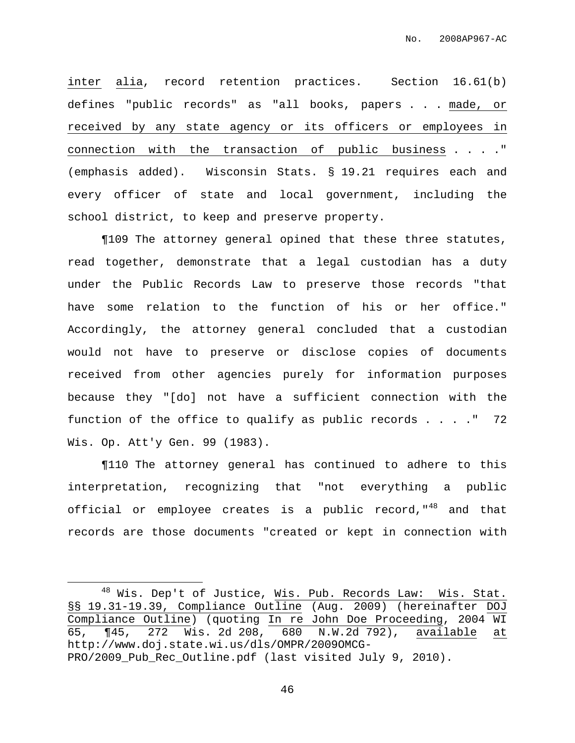inter alia, record retention practices. Section 16.61(b) defines "public records" as "all books, papers . . . made, or received by any state agency or its officers or employees in connection with the transaction of public business . . . ." (emphasis added). Wisconsin Stats. § 19.21 requires each and every officer of state and local government, including the school district, to keep and preserve property.

¶109 The attorney general opined that these three statutes, read together, demonstrate that a legal custodian has a duty under the Public Records Law to preserve those records "that have some relation to the function of his or her office." Accordingly, the attorney general concluded that a custodian would not have to preserve or disclose copies of documents received from other agencies purely for information purposes because they "[do] not have a sufficient connection with the function of the office to qualify as public records . . . ." 72 Wis. Op. Att'y Gen. 99 (1983).

¶110 The attorney general has continued to adhere to this interpretation, recognizing that "not everything a public official or employee creates is a public record,"[48] and that records are those documents "created or kept in connection with

---

[48] Wis. Dep't of Justice, Wis. Pub. Records Law: Wis. Stat. §§ 19.31-19.39, Compliance Outline (Aug. 2009) (hereinafter DOJ Compliance Outline) (quoting In re John Doe Proceeding, 2004 WI 65, ¶45, 272 Wis. 2d 208, 680 N.W.2d 792), available at http://www.doj.state.wi.us/dls/OMPR/2009OMCG-PRO/2009_Pub_Rec_Outline.pdf (last visited July 9, 2010).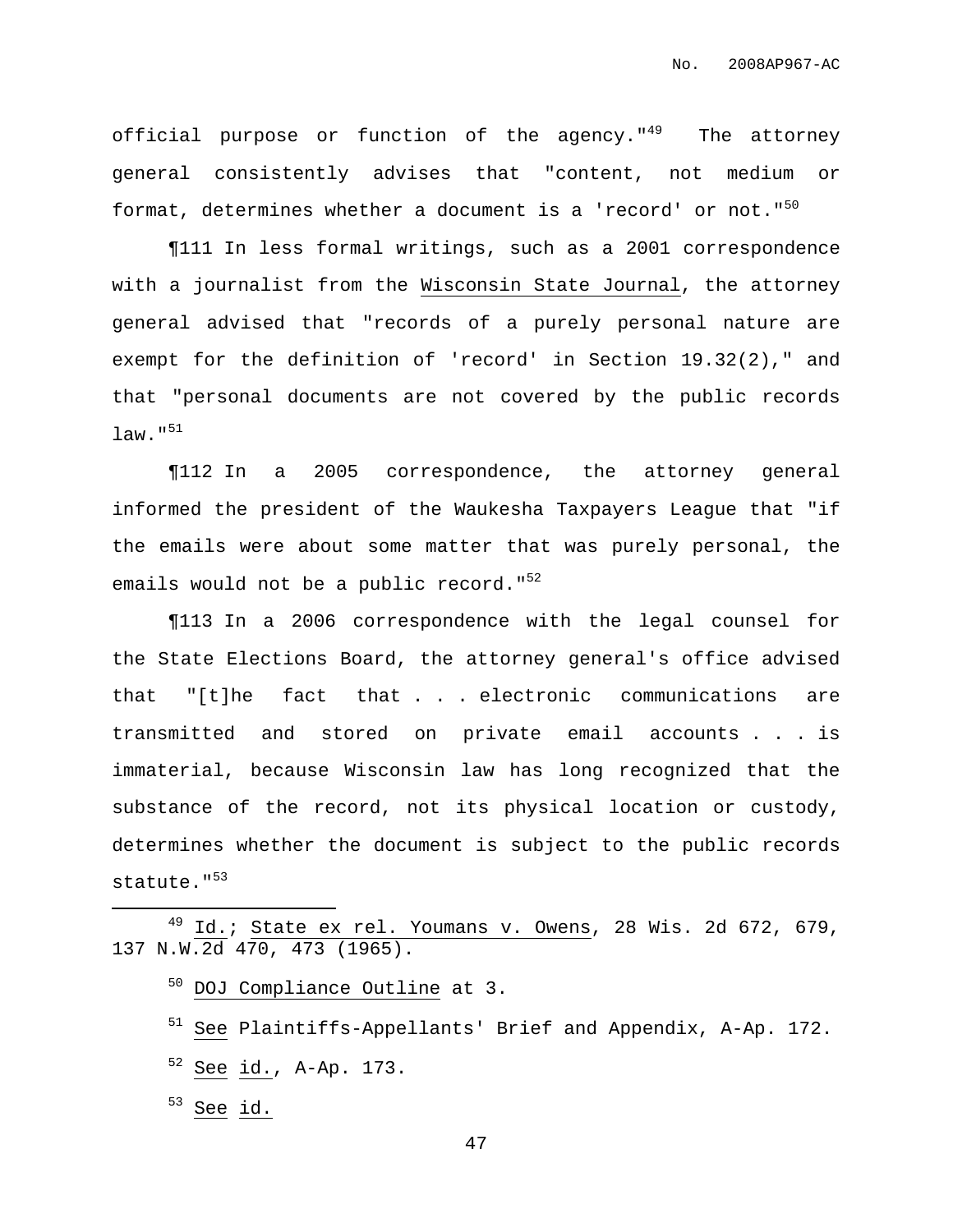official purpose or function of the agency."[49] The attorney general consistently advises that "content, not medium or format, determines whether a document is a 'record' or not."[50]

¶111 In less formal writings, such as a 2001 correspondence with a journalist from the Wisconsin State Journal, the attorney general advised that "records of a purely personal nature are exempt for the definition of 'record' in Section 19.32(2)," and that "personal documents are not covered by the public records law."[51]

¶112 In a 2005 correspondence, the attorney general informed the president of the Waukesha Taxpayers League that "if the emails were about some matter that was purely personal, the emails would not be a public record."[52]

¶113 In a 2006 correspondence with the legal counsel for the State Elections Board, the attorney general's office advised that "[t]he fact that . . . electronic communications are transmitted and stored on private email accounts . . . is immaterial, because Wisconsin law has long recognized that the substance of the record, not its physical location or custody, determines whether the document is subject to the public records statute."[53]

---

[49] Id.; State ex rel. Youmans v. Owens, 28 Wis. 2d 672, 679, 137 N.W.2d 470, 473 (1965).

[50] DOJ Compliance Outline at 3.

[51] See Plaintiffs-Appellants' Brief and Appendix, A-Ap. 172.

[52] See id., A-Ap. 173.

[53] See id.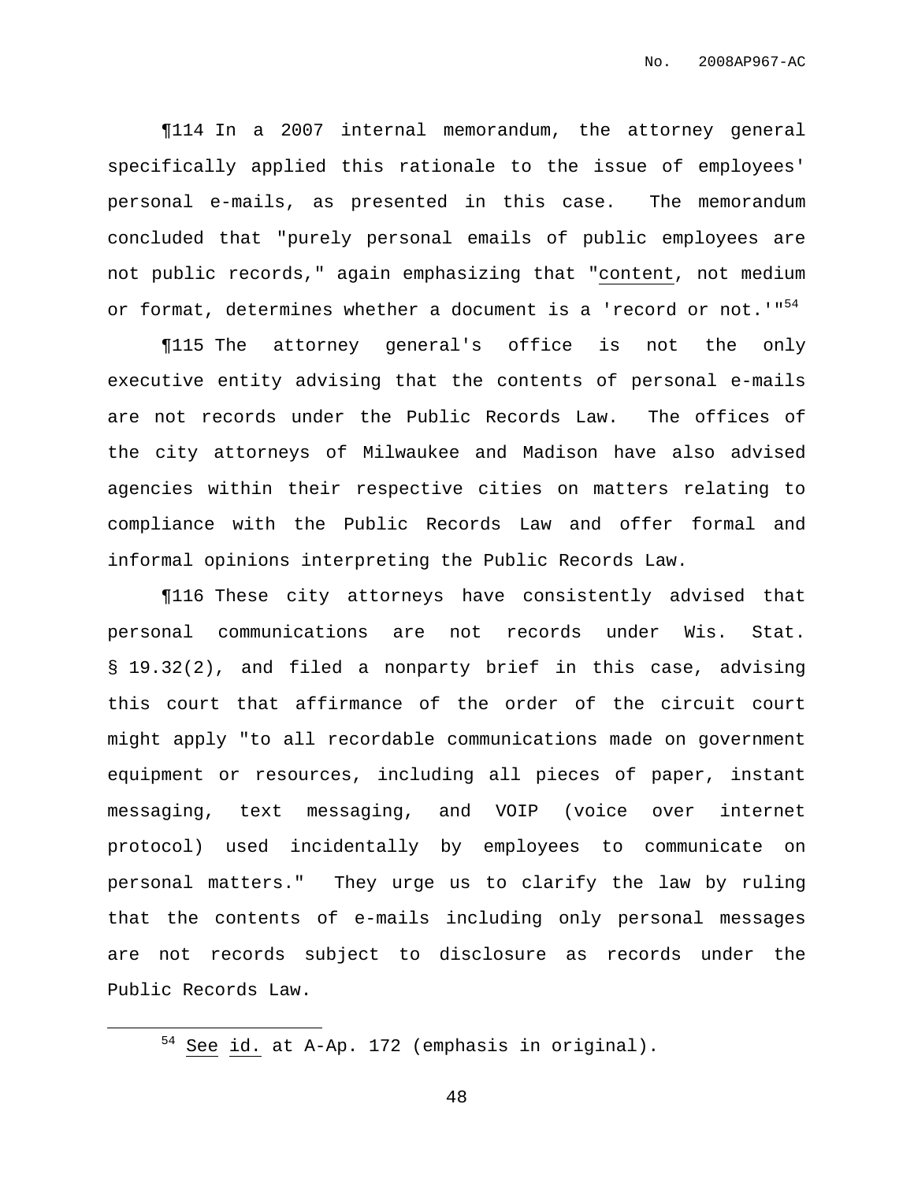¶114 In a 2007 internal memorandum, the attorney general specifically applied this rationale to the issue of employees' personal e-mails, as presented in this case. The memorandum concluded that "purely personal emails of public employees are not public records," again emphasizing that "content, not medium or format, determines whether a document is a 'record or not.'"[54]

¶115 The attorney general's office is not the only executive entity advising that the contents of personal e-mails are not records under the Public Records Law. The offices of the city attorneys of Milwaukee and Madison have also advised agencies within their respective cities on matters relating to compliance with the Public Records Law and offer formal and informal opinions interpreting the Public Records Law.

¶116 These city attorneys have consistently advised that personal communications are not records under Wis. Stat. § 19.32(2), and filed a nonparty brief in this case, advising this court that affirmance of the order of the circuit court might apply "to all recordable communications made on government equipment or resources, including all pieces of paper, instant messaging, text messaging, and VOIP (voice over internet protocol) used incidentally by employees to communicate on personal matters." They urge us to clarify the law by ruling that the contents of e-mails including only personal messages are not records subject to disclosure as records under the Public Records Law.

---

[54] See id. at A-Ap. 172 (emphasis in original).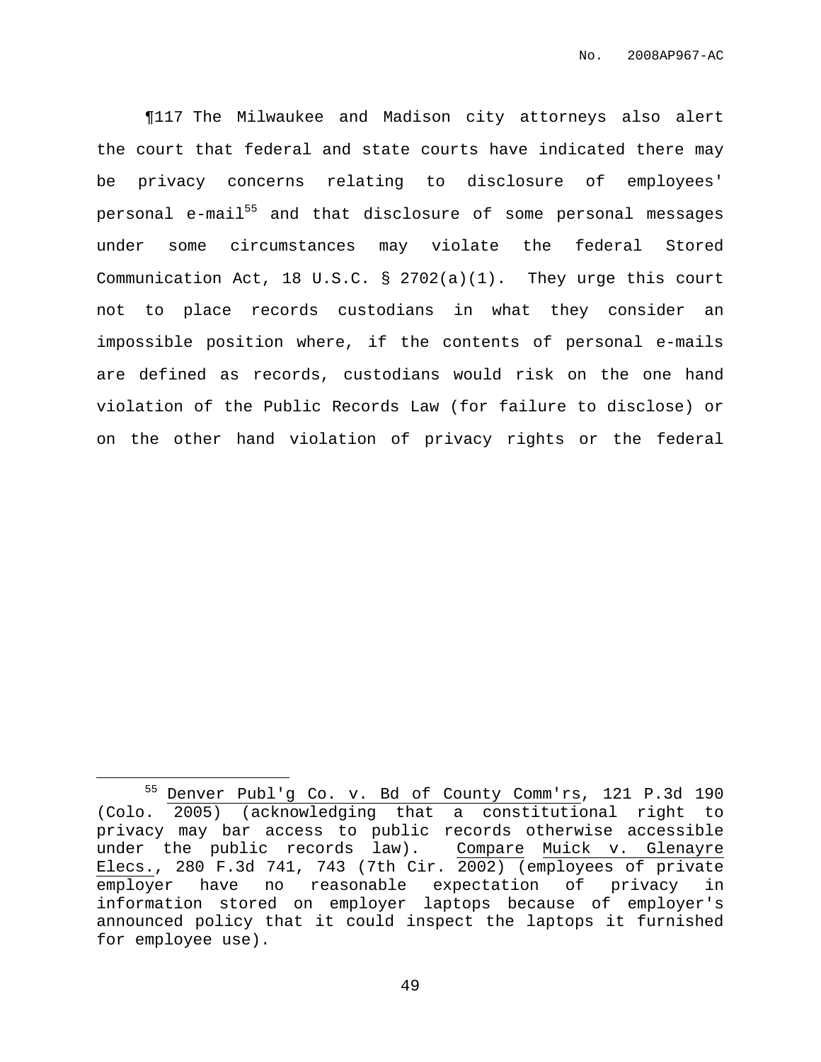¶117 The Milwaukee and Madison city attorneys also alert the court that federal and state courts have indicated there may be privacy concerns relating to disclosure of employees' personal e-mail[55] and that disclosure of some personal messages under some circumstances may violate the federal Stored Communication Act, 18 U.S.C. § 2702(a)(1). They urge this court not to place records custodians in what they consider an impossible position where, if the contents of personal e-mails are defined as records, custodians would risk on the one hand violation of the Public Records Law (for failure to disclose) or on the other hand violation of privacy rights or the federal

---

[55] Denver Publ'g Co. v. Bd of County Comm'rs, 121 P.3d 190 (Colo. 2005) (acknowledging that a constitutional right to privacy may bar access to public records otherwise accessible under the public records law). Compare Muick v. Glenayre Elecs., 280 F.3d 741, 743 (7th Cir. 2002) (employees of private employer have no reasonable expectation of privacy in information stored on employer laptops because of employer's announced policy that it could inspect the laptops it furnished for employee use).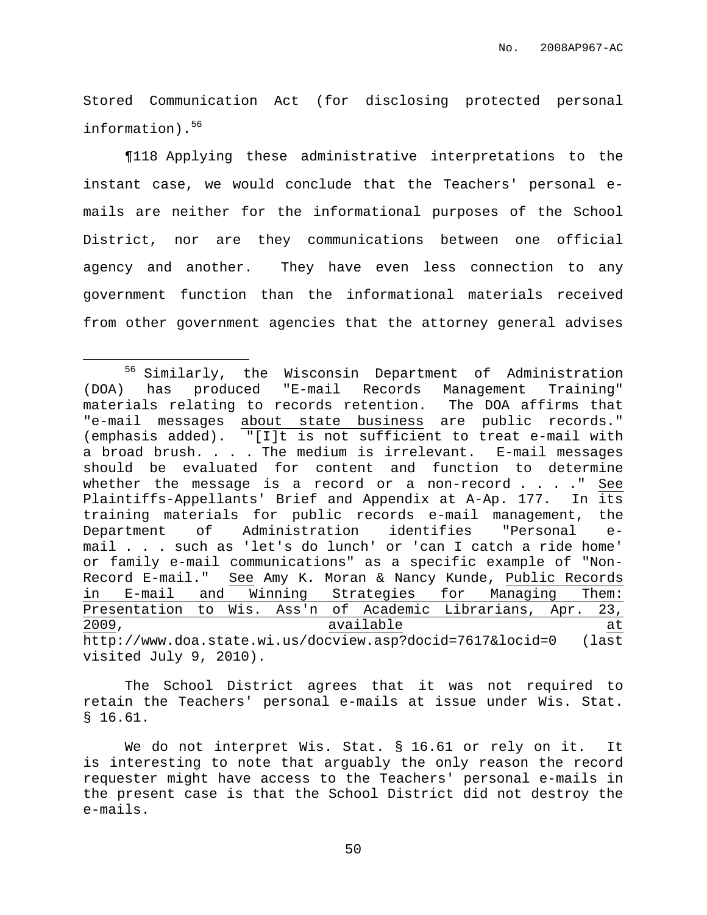Stored Communication Act (for disclosing protected personal information).[56]

¶118 Applying these administrative interpretations to the instant case, we would conclude that the Teachers' personal e-mails are neither for the informational purposes of the School District, nor are they communications between one official agency and another. They have even less connection to any government function than the informational materials received from other government agencies that the attorney general advises

---

[56] Similarly, the Wisconsin Department of Administration (DOA) has produced "E-mail Records Management Training" materials relating to records retention. The DOA affirms that "e-mail messages about state business are public records." (emphasis added). "[I]t is not sufficient to treat e-mail with a broad brush. . . . The medium is irrelevant. E-mail messages should be evaluated for content and function to determine whether the message is a record or a non-record . . . ." See Plaintiffs-Appellants' Brief and Appendix at A-Ap. 177. In its training materials for public records e-mail management, the Department of Administration identifies "Personal e-mail . . . such as 'let's do lunch' or 'can I catch a ride home' or family e-mail communications" as a specific example of "Non-Record E-mail." See Amy K. Moran & Nancy Kunde, Public Records in E-mail and Winning Strategies for Managing Them: Presentation to Wis. Ass'n of Academic Librarians, Apr. 23, 2009, available at http://www.doa.state.wi.us/docview.asp?docid=7617&locid=0 (last visited July 9, 2010).

The School District agrees that it was not required to retain the Teachers' personal e-mails at issue under Wis. Stat. § 16.61.

We do not interpret Wis. Stat. § 16.61 or rely on it. It is interesting to note that arguably the only reason the record requester might have access to the Teachers' personal e-mails in the present case is that the School District did not destroy the e-mails.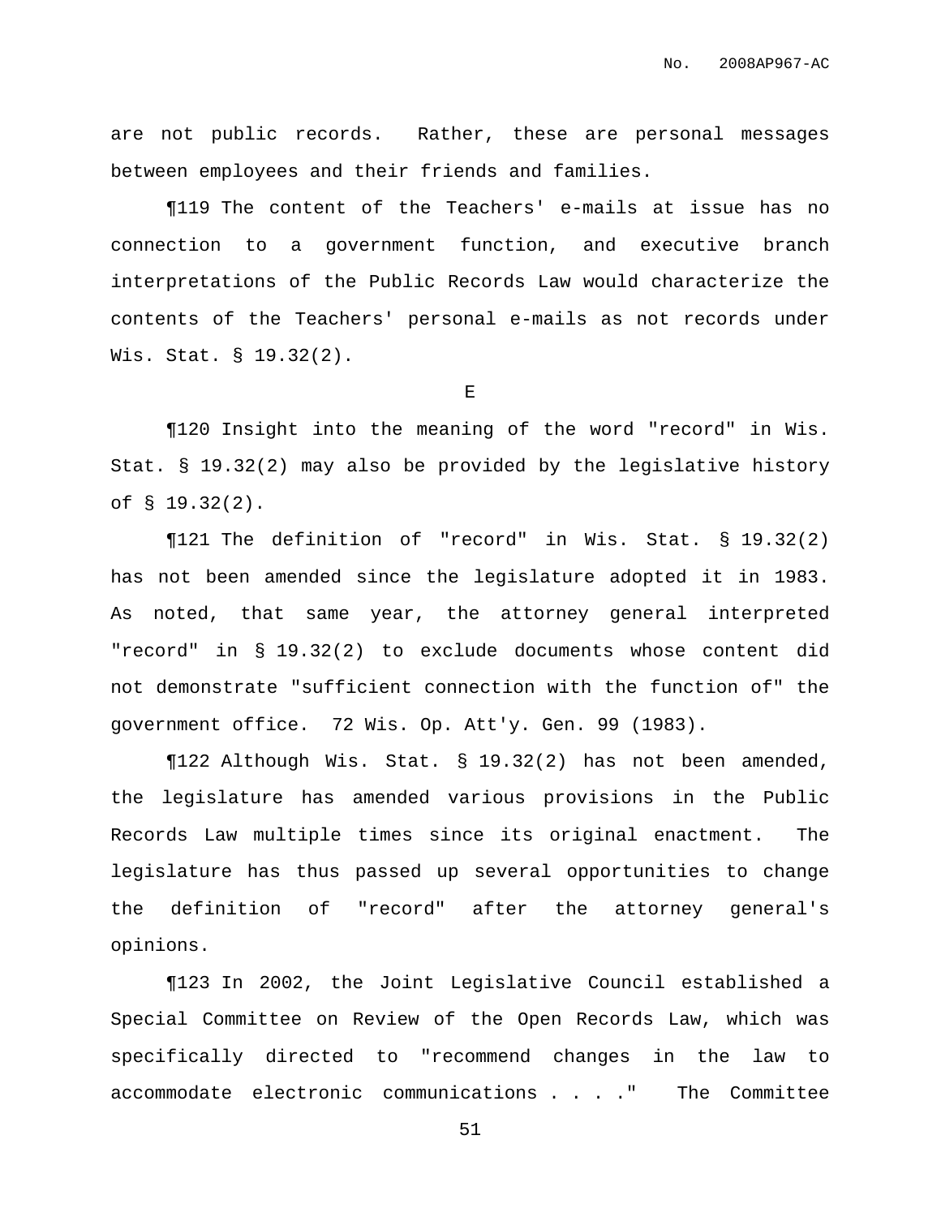are not public records. Rather, these are personal messages between employees and their friends and families.

¶119 The content of the Teachers' e-mails at issue has no connection to a government function, and executive branch interpretations of the Public Records Law would characterize the contents of the Teachers' personal e-mails as not records under Wis. Stat. § 19.32(2).

E

¶120 Insight into the meaning of the word "record" in Wis. Stat. § 19.32(2) may also be provided by the legislative history of § 19.32(2).

¶121 The definition of "record" in Wis. Stat. § 19.32(2) has not been amended since the legislature adopted it in 1983. As noted, that same year, the attorney general interpreted "record" in § 19.32(2) to exclude documents whose content did not demonstrate "sufficient connection with the function of" the government office. 72 Wis. Op. Att'y. Gen. 99 (1983).

¶122 Although Wis. Stat. § 19.32(2) has not been amended, the legislature has amended various provisions in the Public Records Law multiple times since its original enactment. The legislature has thus passed up several opportunities to change the definition of "record" after the attorney general's opinions.

¶123 In 2002, the Joint Legislative Council established a Special Committee on Review of the Open Records Law, which was specifically directed to "recommend changes in the law to accommodate electronic communications . . . ." The Committee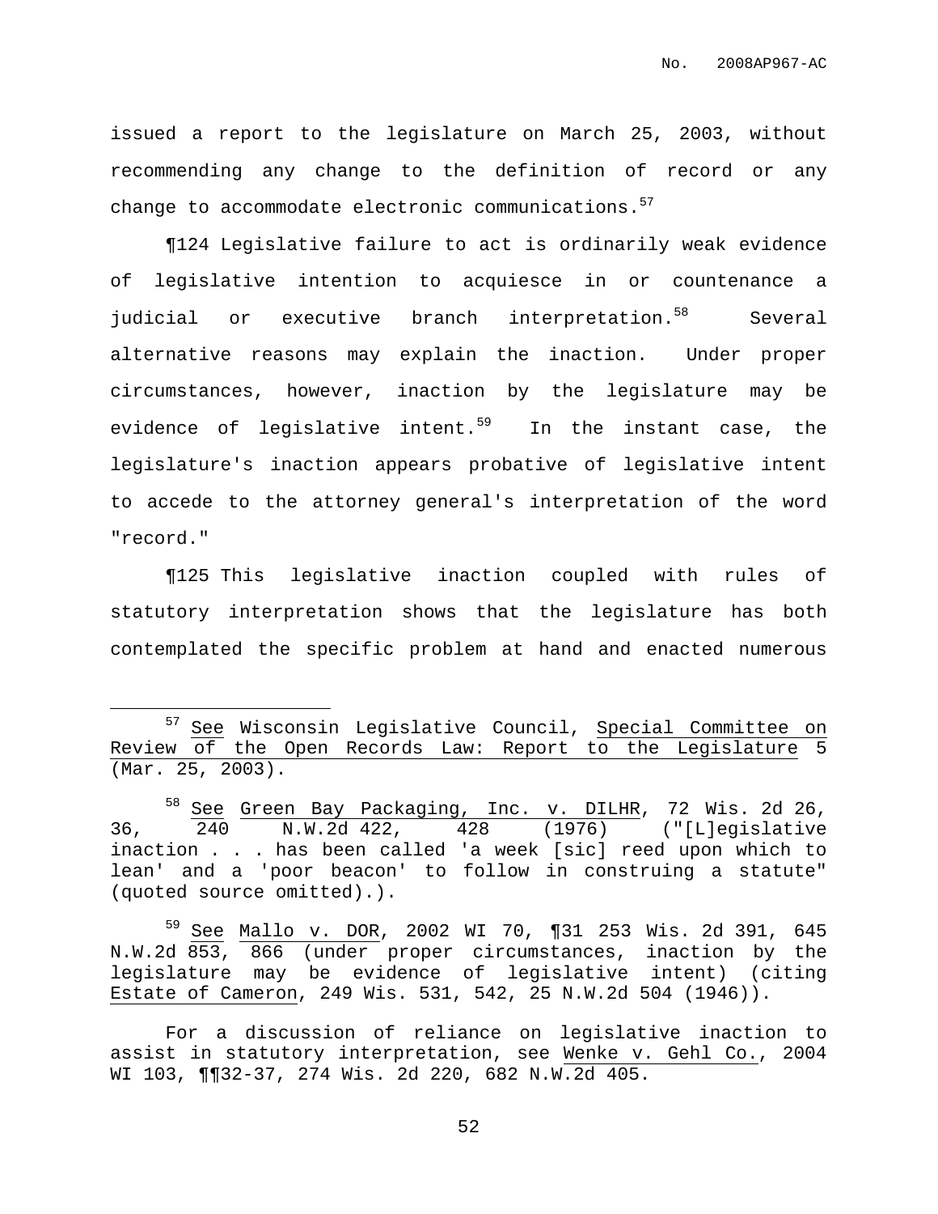issued a report to the legislature on March 25, 2003, without recommending any change to the definition of record or any change to accommodate electronic communications.[57]

¶124 Legislative failure to act is ordinarily weak evidence of legislative intention to acquiesce in or countenance a judicial or executive branch interpretation.[58] Several alternative reasons may explain the inaction. Under proper circumstances, however, inaction by the legislature may be evidence of legislative intent.[59] In the instant case, the legislature's inaction appears probative of legislative intent to accede to the attorney general's interpretation of the word "record."

¶125 This legislative inaction coupled with rules of statutory interpretation shows that the legislature has both contemplated the specific problem at hand and enacted numerous

---

[57] See Wisconsin Legislative Council, Special Committee on Review of the Open Records Law: Report to the Legislature 5 (Mar. 25, 2003).

[58] See Green Bay Packaging, Inc. v. DILHR, 72 Wis. 2d 26, 36, 240 N.W.2d 422, 428 (1976) ("[L]egislative inaction . . . has been called 'a week [sic] reed upon which to lean' and a 'poor beacon' to follow in construing a statute" (quoted source omitted).).

[59] See Mallo v. DOR, 2002 WI 70, ¶31 253 Wis. 2d 391, 645 N.W.2d 853, 866 (under proper circumstances, inaction by the legislature may be evidence of legislative intent) (citing Estate of Cameron, 249 Wis. 531, 542, 25 N.W.2d 504 (1946)).

For a discussion of reliance on legislative inaction to assist in statutory interpretation, see Wenke v. Gehl Co., 2004 WI 103, ¶¶32-37, 274 Wis. 2d 220, 682 N.W.2d 405.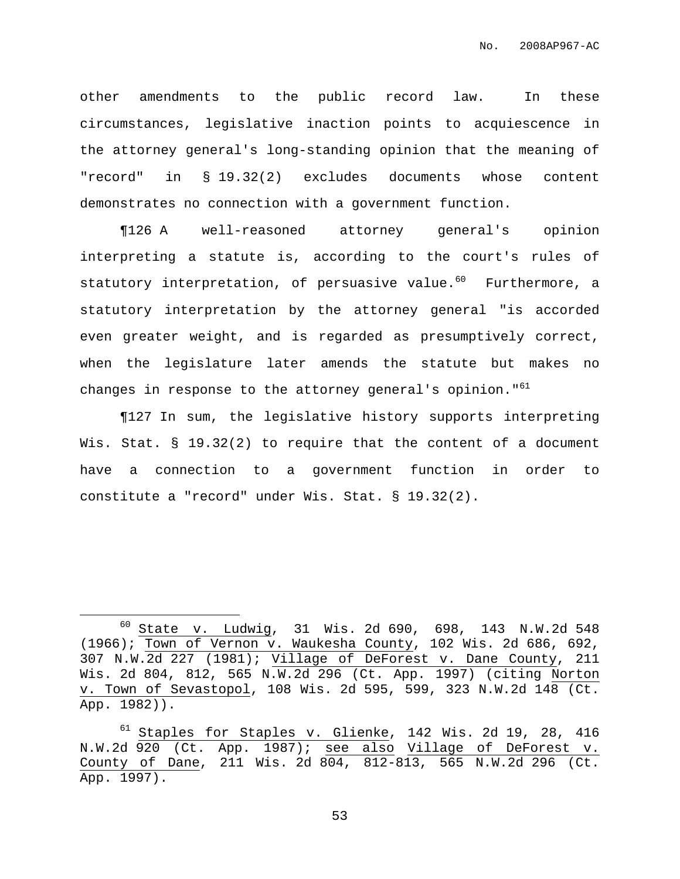other amendments to the public record law. In these circumstances, legislative inaction points to acquiescence in the attorney general's long-standing opinion that the meaning of "record" in § 19.32(2) excludes documents whose content demonstrates no connection with a government function.

¶126 A well-reasoned attorney general's opinion interpreting a statute is, according to the court's rules of statutory interpretation, of persuasive value.[60] Furthermore, a statutory interpretation by the attorney general "is accorded even greater weight, and is regarded as presumptively correct, when the legislature later amends the statute but makes no changes in response to the attorney general's opinion."[61]

¶127 In sum, the legislative history supports interpreting Wis. Stat. § 19.32(2) to require that the content of a document have a connection to a government function in order to constitute a "record" under Wis. Stat. § 19.32(2).

---

[60] State v. Ludwig, 31 Wis. 2d 690, 698, 143 N.W.2d 548 (1966); Town of Vernon v. Waukesha County, 102 Wis. 2d 686, 692, 307 N.W.2d 227 (1981); Village of DeForest v. Dane County, 211 Wis. 2d 804, 812, 565 N.W.2d 296 (Ct. App. 1997) (citing Norton v. Town of Sevastopol, 108 Wis. 2d 595, 599, 323 N.W.2d 148 (Ct. App. 1982)).

[61] Staples for Staples v. Glienke, 142 Wis. 2d 19, 28, 416 N.W.2d 920 (Ct. App. 1987); see also Village of DeForest v. County of Dane, 211 Wis. 2d 804, 812-813, 565 N.W.2d 296 (Ct. App. 1997).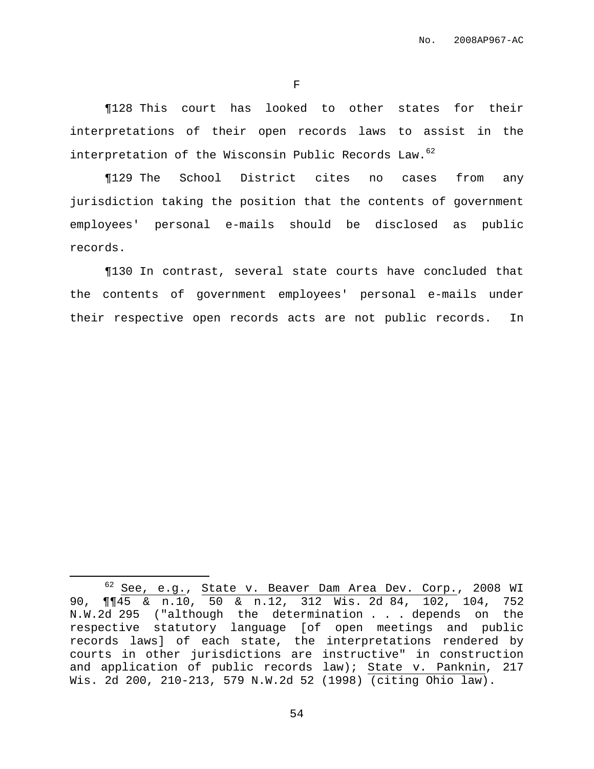F

¶128 This court has looked to other states for their interpretations of their open records laws to assist in the interpretation of the Wisconsin Public Records Law.[62]

¶129 The School District cites no cases from any jurisdiction taking the position that the contents of government employees' personal e-mails should be disclosed as public records.

¶130 In contrast, several state courts have concluded that the contents of government employees' personal e-mails under their respective open records acts are not public records. In

---

[62] See, e.g., State v. Beaver Dam Area Dev. Corp., 2008 WI 90, ¶¶45 & n.10, 50 & n.12, 312 Wis. 2d 84, 102, 104, 752 N.W.2d 295 ("although the determination . . . depends on the respective statutory language [of open meetings and public records laws] of each state, the interpretations rendered by courts in other jurisdictions are instructive" in construction and application of public records law); State v. Panknin, 217 Wis. 2d 200, 210-213, 579 N.W.2d 52 (1998) (citing Ohio law).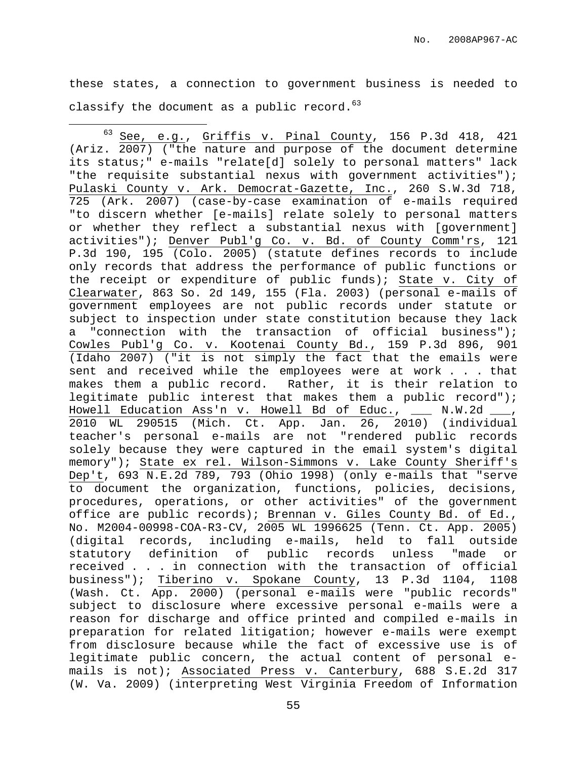these states, a connection to government business is needed to classify the document as a public record.[63]

---

[63] See, e.g., Griffis v. Pinal County, 156 P.3d 418, 421 (Ariz. 2007) ("the nature and purpose of the document determine its status;" e-mails "relate[d] solely to personal matters" lack "the requisite substantial nexus with government activities"); Pulaski County v. Ark. Democrat-Gazette, Inc., 260 S.W.3d 718, 725 (Ark. 2007) (case-by-case examination of e-mails required "to discern whether [e-mails] relate solely to personal matters or whether they reflect a substantial nexus with [government] activities"); Denver Publ'g Co. v. Bd. of County Comm'rs, 121 P.3d 190, 195 (Colo. 2005) (statute defines records to include only records that address the performance of public functions or the receipt or expenditure of public funds); State v. City of Clearwater, 863 So. 2d 149, 155 (Fla. 2003) (personal e-mails of government employees are not public records under statute or subject to inspection under state constitution because they lack a "connection with the transaction of official business"); Cowles Publ'g Co. v. Kootenai County Bd., 159 P.3d 896, 901 (Idaho 2007) ("it is not simply the fact that the emails were sent and received while the employees were at work . . . that makes them a public record. Rather, it is their relation to legitimate public interest that makes them a public record"); Howell Education Ass'n v. Howell Bd of Educ., ___ N.W.2d ___, 2010 WL 290515 (Mich. Ct. App. Jan. 26, 2010) (individual teacher's personal e-mails are not "rendered public records solely because they were captured in the email system's digital memory"); State ex rel. Wilson-Simmons v. Lake County Sheriff's Dep't, 693 N.E.2d 789, 793 (Ohio 1998) (only e-mails that "serve to document the organization, functions, policies, decisions, procedures, operations, or other activities" of the government office are public records); Brennan v. Giles County Bd. of Ed., No. M2004-00998-COA-R3-CV, 2005 WL 1996625 (Tenn. Ct. App. 2005) (digital records, including e-mails, held to fall outside statutory definition of public records unless "made or received . . . in connection with the transaction of official business"); Tiberino v. Spokane County, 13 P.3d 1104, 1108 (Wash. Ct. App. 2000) (personal e-mails were "public records" subject to disclosure where excessive personal e-mails were a reason for discharge and office printed and compiled e-mails in preparation for related litigation; however e-mails were exempt from disclosure because while the fact of excessive use is of legitimate public concern, the actual content of personal e-mails is not); Associated Press v. Canterbury, 688 S.E.2d 317 (W. Va. 2009) (interpreting West Virginia Freedom of Information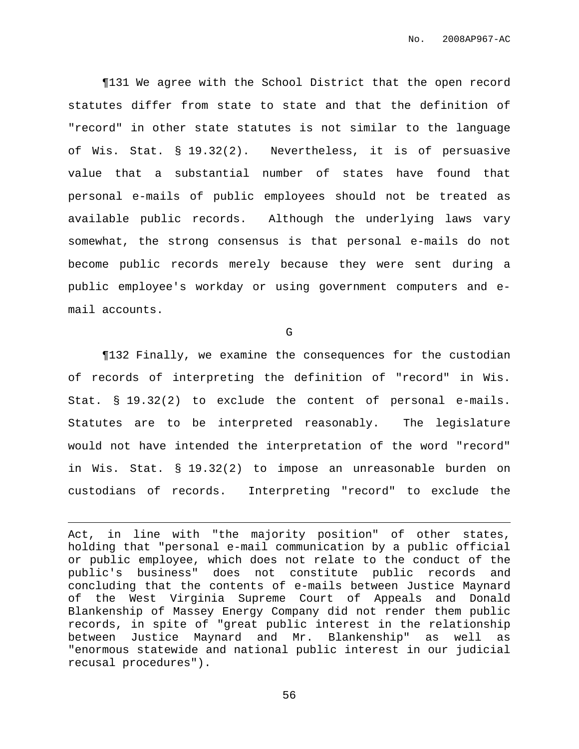¶131 We agree with the School District that the open record statutes differ from state to state and that the definition of "record" in other state statutes is not similar to the language of Wis. Stat. § 19.32(2). Nevertheless, it is of persuasive value that a substantial number of states have found that personal e-mails of public employees should not be treated as available public records. Although the underlying laws vary somewhat, the strong consensus is that personal e-mails do not become public records merely because they were sent during a public employee's workday or using government computers and e-mail accounts.

### G

¶132 Finally, we examine the consequences for the custodian of records of interpreting the definition of "record" in Wis. Stat. § 19.32(2) to exclude the content of personal e-mails. Statutes are to be interpreted reasonably. The legislature would not have intended the interpretation of the word "record" in Wis. Stat. § 19.32(2) to impose an unreasonable burden on custodians of records. Interpreting "record" to exclude the

---

Act, in line with "the majority position" of other states, holding that "personal e-mail communication by a public official or public employee, which does not relate to the conduct of the public's business" does not constitute public records and concluding that the contents of e-mails between Justice Maynard of the West Virginia Supreme Court of Appeals and Donald Blankenship of Massey Energy Company did not render them public records, in spite of "great public interest in the relationship between Justice Maynard and Mr. Blankenship" as well as "enormous statewide and national public interest in our judicial recusal procedures").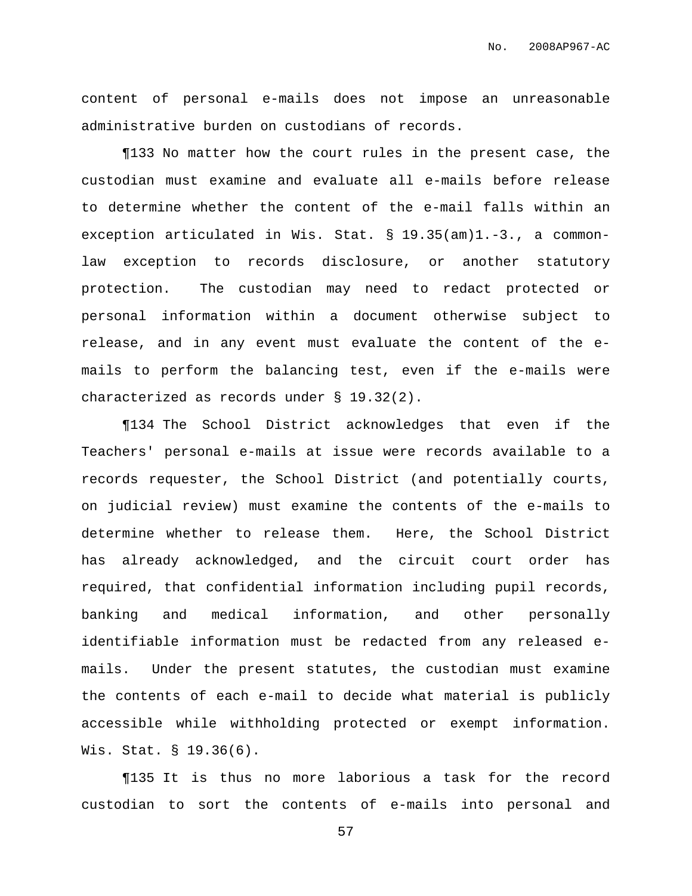content of personal e-mails does not impose an unreasonable administrative burden on custodians of records.

¶133 No matter how the court rules in the present case, the custodian must examine and evaluate all e-mails before release to determine whether the content of the e-mail falls within an exception articulated in Wis. Stat. § 19.35(am)1.-3., a common-law exception to records disclosure, or another statutory protection. The custodian may need to redact protected or personal information within a document otherwise subject to release, and in any event must evaluate the content of the e-mails to perform the balancing test, even if the e-mails were characterized as records under § 19.32(2).

¶134 The School District acknowledges that even if the Teachers' personal e-mails at issue were records available to a records requester, the School District (and potentially courts, on judicial review) must examine the contents of the e-mails to determine whether to release them. Here, the School District has already acknowledged, and the circuit court order has required, that confidential information including pupil records, banking and medical information, and other personally identifiable information must be redacted from any released e-mails. Under the present statutes, the custodian must examine the contents of each e-mail to decide what material is publicly accessible while withholding protected or exempt information. Wis. Stat. § 19.36(6).

¶135 It is thus no more laborious a task for the record custodian to sort the contents of e-mails into personal and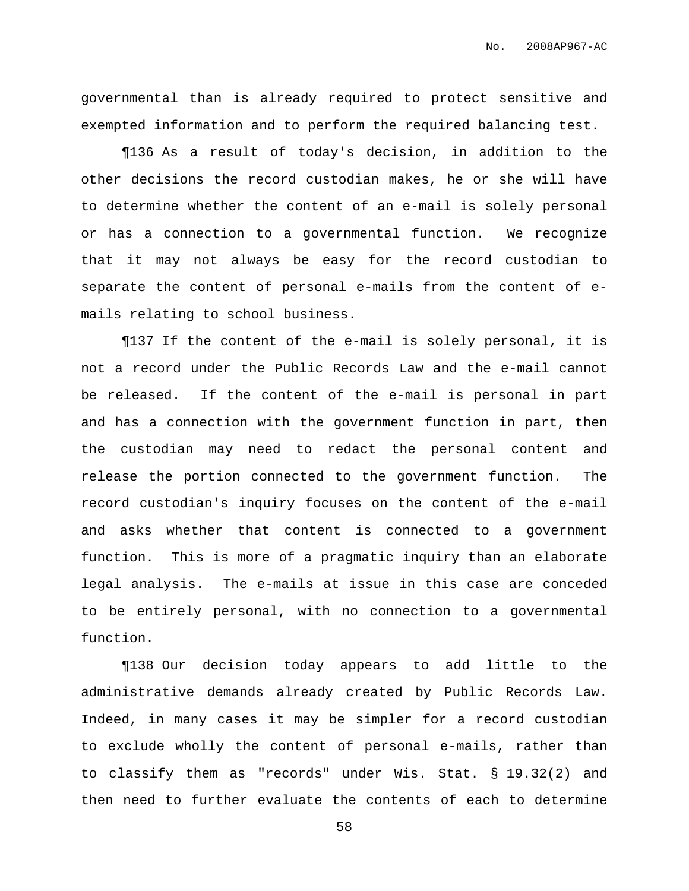governmental than is already required to protect sensitive and exempted information and to perform the required balancing test.

¶136 As a result of today's decision, in addition to the other decisions the record custodian makes, he or she will have to determine whether the content of an e-mail is solely personal or has a connection to a governmental function. We recognize that it may not always be easy for the record custodian to separate the content of personal e-mails from the content of e-mails relating to school business.

¶137 If the content of the e-mail is solely personal, it is not a record under the Public Records Law and the e-mail cannot be released. If the content of the e-mail is personal in part and has a connection with the government function in part, then the custodian may need to redact the personal content and release the portion connected to the government function. The record custodian's inquiry focuses on the content of the e-mail and asks whether that content is connected to a government function. This is more of a pragmatic inquiry than an elaborate legal analysis. The e-mails at issue in this case are conceded to be entirely personal, with no connection to a governmental function.

¶138 Our decision today appears to add little to the administrative demands already created by Public Records Law. Indeed, in many cases it may be simpler for a record custodian to exclude wholly the content of personal e-mails, rather than to classify them as "records" under Wis. Stat. § 19.32(2) and then need to further evaluate the contents of each to determine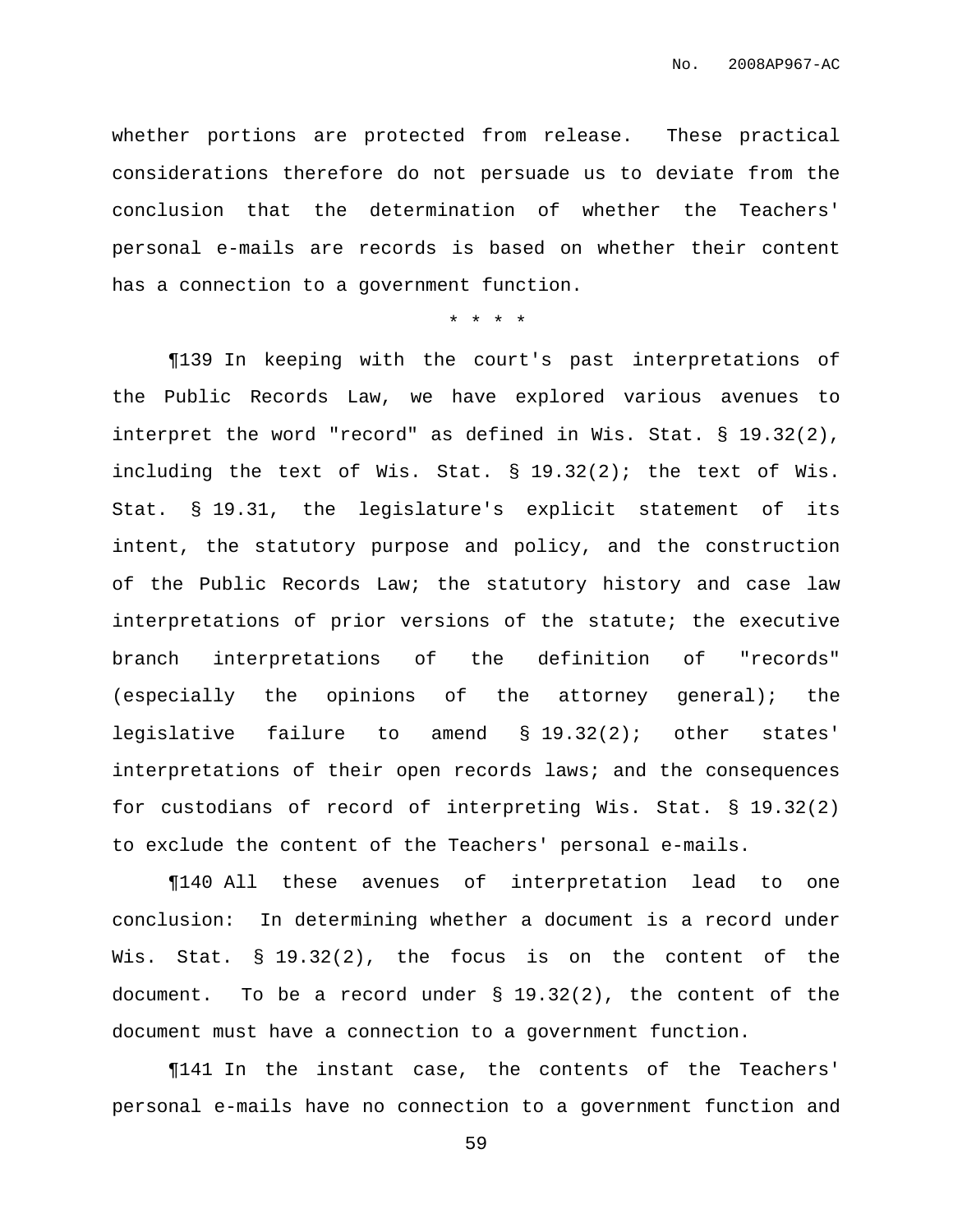whether portions are protected from release. These practical considerations therefore do not persuade us to deviate from the conclusion that the determination of whether the Teachers' personal e-mails are records is based on whether their content has a connection to a government function.

\* \* \* \*

¶139 In keeping with the court's past interpretations of the Public Records Law, we have explored various avenues to interpret the word "record" as defined in Wis. Stat. § 19.32(2), including the text of Wis. Stat. § 19.32(2); the text of Wis. Stat. § 19.31, the legislature's explicit statement of its intent, the statutory purpose and policy, and the construction of the Public Records Law; the statutory history and case law interpretations of prior versions of the statute; the executive branch interpretations of the definition of "records" (especially the opinions of the attorney general); the legislative failure to amend § 19.32(2); other states' interpretations of their open records laws; and the consequences for custodians of record of interpreting Wis. Stat. § 19.32(2) to exclude the content of the Teachers' personal e-mails.

¶140 All these avenues of interpretation lead to one conclusion: In determining whether a document is a record under Wis. Stat. § 19.32(2), the focus is on the content of the document. To be a record under § 19.32(2), the content of the document must have a connection to a government function.

¶141 In the instant case, the contents of the Teachers' personal e-mails have no connection to a government function and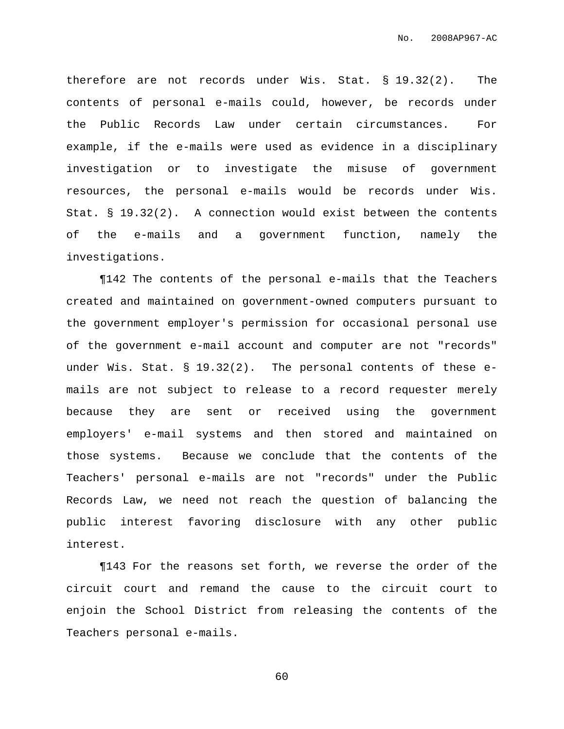therefore are not records under Wis. Stat. § 19.32(2). The contents of personal e-mails could, however, be records under the Public Records Law under certain circumstances. For example, if the e-mails were used as evidence in a disciplinary investigation or to investigate the misuse of government resources, the personal e-mails would be records under Wis. Stat. § 19.32(2). A connection would exist between the contents of the e-mails and a government function, namely the investigations.

¶142 The contents of the personal e-mails that the Teachers created and maintained on government-owned computers pursuant to the government employer's permission for occasional personal use of the government e-mail account and computer are not "records" under Wis. Stat. § 19.32(2). The personal contents of these e-mails are not subject to release to a record requester merely because they are sent or received using the government employers' e-mail systems and then stored and maintained on those systems. Because we conclude that the contents of the Teachers' personal e-mails are not "records" under the Public Records Law, we need not reach the question of balancing the public interest favoring disclosure with any other public interest.

¶143 For the reasons set forth, we reverse the order of the circuit court and remand the cause to the circuit court to enjoin the School District from releasing the contents of the Teachers personal e-mails.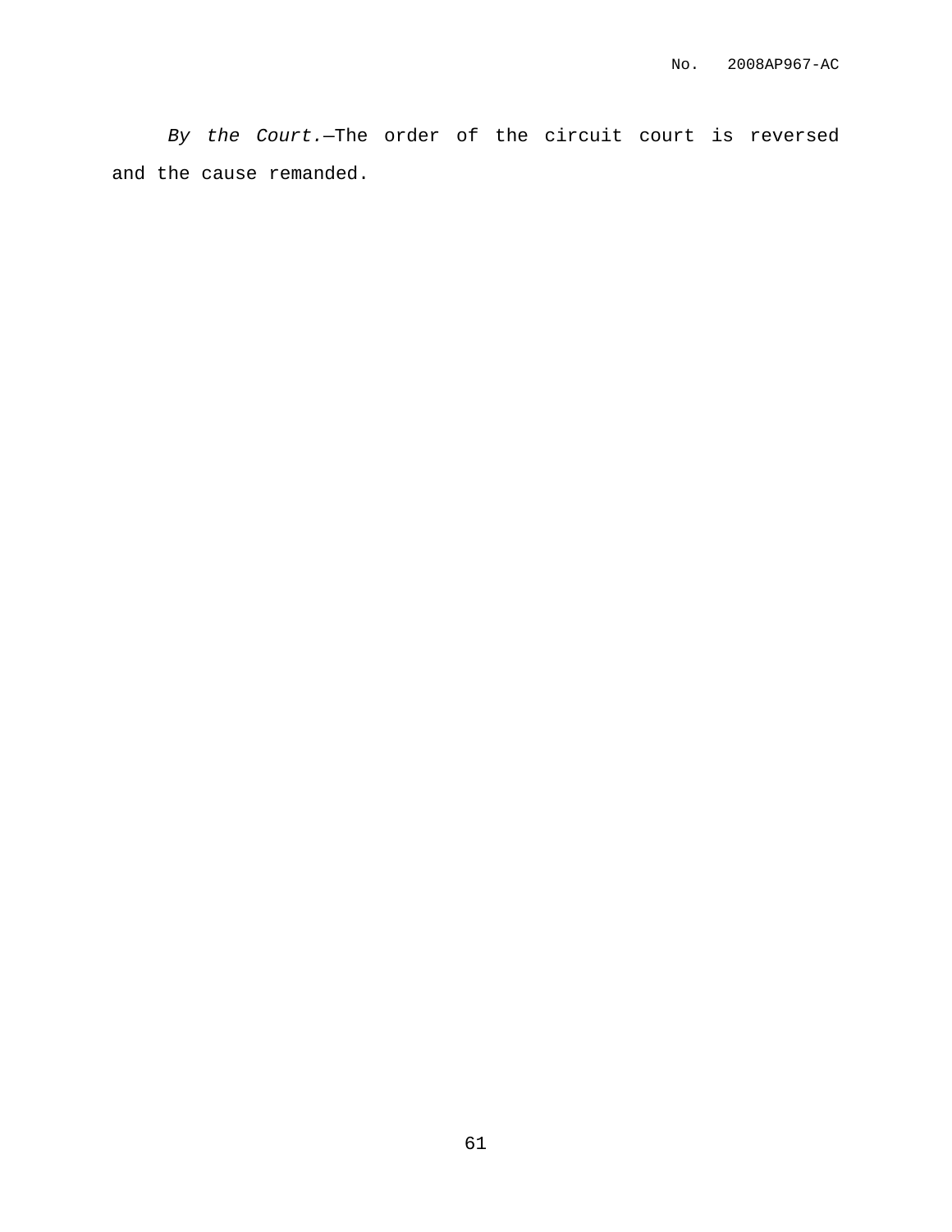*By the Court.*—The order of the circuit court is reversed and the cause remanded.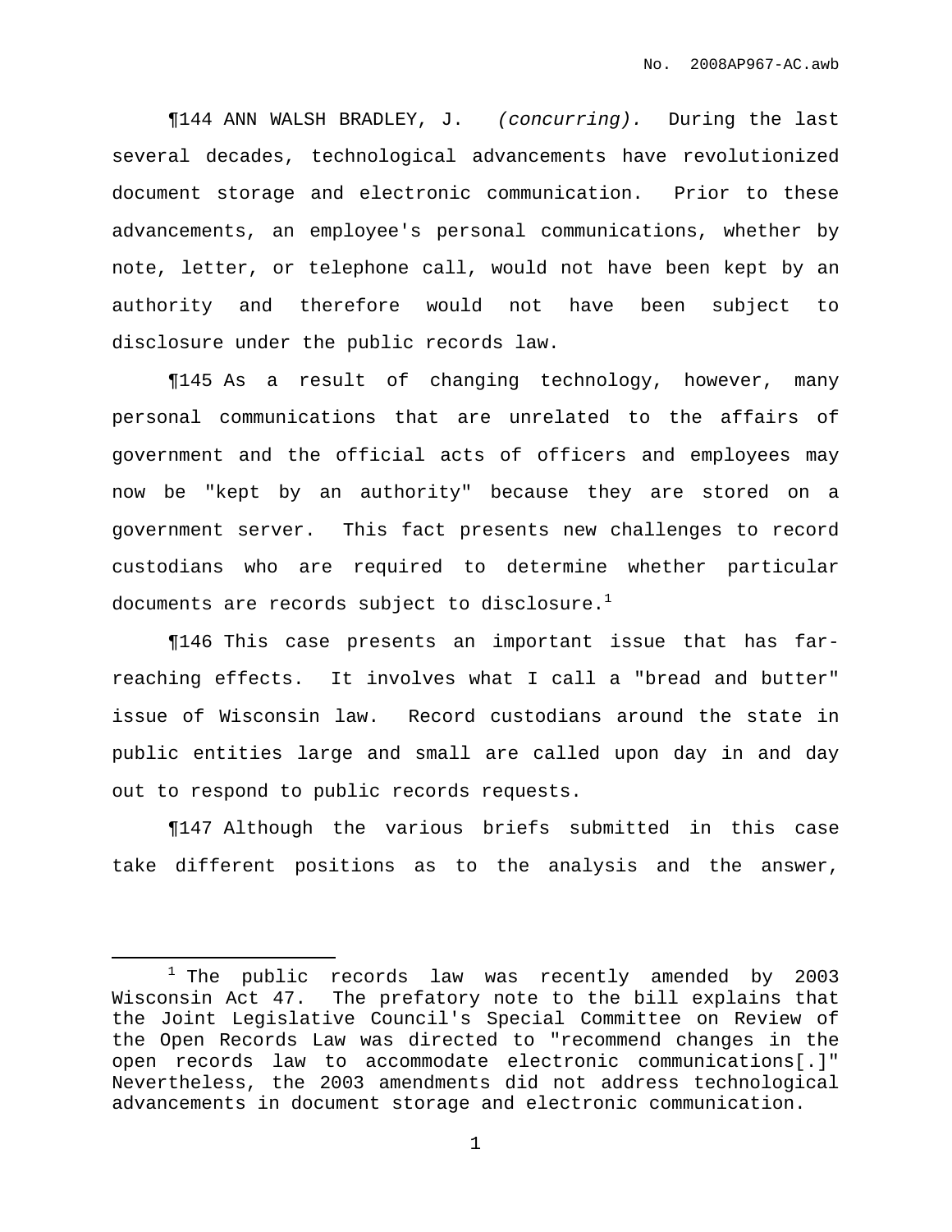¶144 ANN WALSH BRADLEY, J. *(concurring).* During the last several decades, technological advancements have revolutionized document storage and electronic communication. Prior to these advancements, an employee's personal communications, whether by note, letter, or telephone call, would not have been kept by an authority and therefore would not have been subject to disclosure under the public records law.

¶145 As a result of changing technology, however, many personal communications that are unrelated to the affairs of government and the official acts of officers and employees may now be "kept by an authority" because they are stored on a government server. This fact presents new challenges to record custodians who are required to determine whether particular documents are records subject to disclosure.[1]

¶146 This case presents an important issue that has far-reaching effects. It involves what I call a "bread and butter" issue of Wisconsin law. Record custodians around the state in public entities large and small are called upon day in and day out to respond to public records requests.

¶147 Although the various briefs submitted in this case take different positions as to the analysis and the answer,

---

[1] The public records law was recently amended by 2003 Wisconsin Act 47. The prefatory note to the bill explains that the Joint Legislative Council's Special Committee on Review of the Open Records Law was directed to "recommend changes in the open records law to accommodate electronic communications[.]" Nevertheless, the 2003 amendments did not address technological advancements in document storage and electronic communication.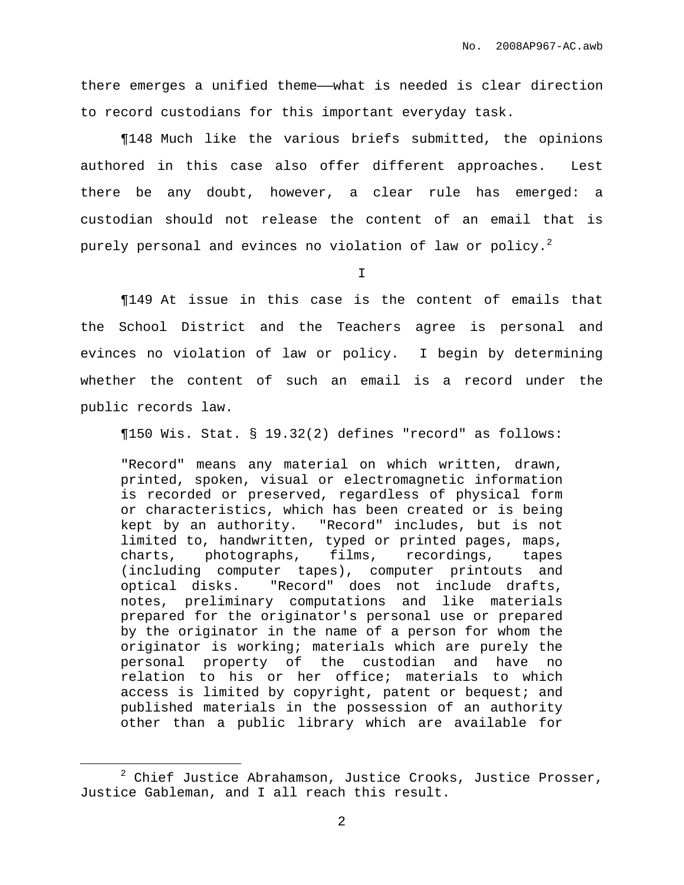there emerges a unified theme——what is needed is clear direction to record custodians for this important everyday task.

¶148 Much like the various briefs submitted, the opinions authored in this case also offer different approaches. Lest there be any doubt, however, a clear rule has emerged: a custodian should not release the content of an email that is purely personal and evinces no violation of law or policy.[2]

I

¶149 At issue in this case is the content of emails that the School District and the Teachers agree is personal and evinces no violation of law or policy. I begin by determining whether the content of such an email is a record under the public records law.

¶150 Wis. Stat. § 19.32(2) defines "record" as follows:

> "Record" means any material on which written, drawn, printed, spoken, visual or electromagnetic information is recorded or preserved, regardless of physical form or characteristics, which has been created or is being kept by an authority. "Record" includes, but is not limited to, handwritten, typed or printed pages, maps, charts, photographs, films, recordings, tapes (including computer tapes), computer printouts and optical disks. "Record" does not include drafts, notes, preliminary computations and like materials prepared for the originator's personal use or prepared by the originator in the name of a person for whom the originator is working; materials which are purely the personal property of the custodian and have no relation to his or her office; materials to which access is limited by copyright, patent or bequest; and published materials in the possession of an authority other than a public library which are available for

---

[2] Chief Justice Abrahamson, Justice Crooks, Justice Prosser, Justice Gableman, and I all reach this result.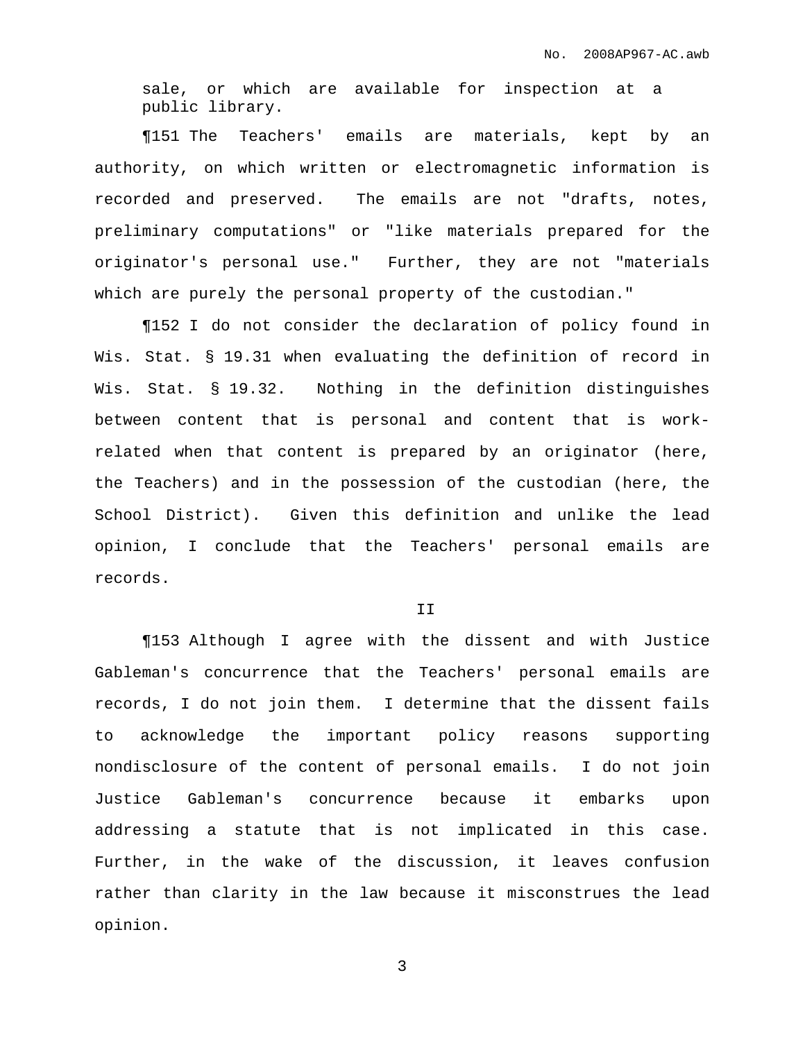sale, or which are available for inspection at a public library.

¶151 The Teachers' emails are materials, kept by an authority, on which written or electromagnetic information is recorded and preserved. The emails are not "drafts, notes, preliminary computations" or "like materials prepared for the originator's personal use." Further, they are not "materials which are purely the personal property of the custodian."

¶152 I do not consider the declaration of policy found in Wis. Stat. § 19.31 when evaluating the definition of record in Wis. Stat. § 19.32. Nothing in the definition distinguishes between content that is personal and content that is work-related when that content is prepared by an originator (here, the Teachers) and in the possession of the custodian (here, the School District). Given this definition and unlike the lead opinion, I conclude that the Teachers' personal emails are records.

## II

¶153 Although I agree with the dissent and with Justice Gableman's concurrence that the Teachers' personal emails are records, I do not join them. I determine that the dissent fails to acknowledge the important policy reasons supporting nondisclosure of the content of personal emails. I do not join Justice Gableman's concurrence because it embarks upon addressing a statute that is not implicated in this case. Further, in the wake of the discussion, it leaves confusion rather than clarity in the law because it misconstrues the lead opinion.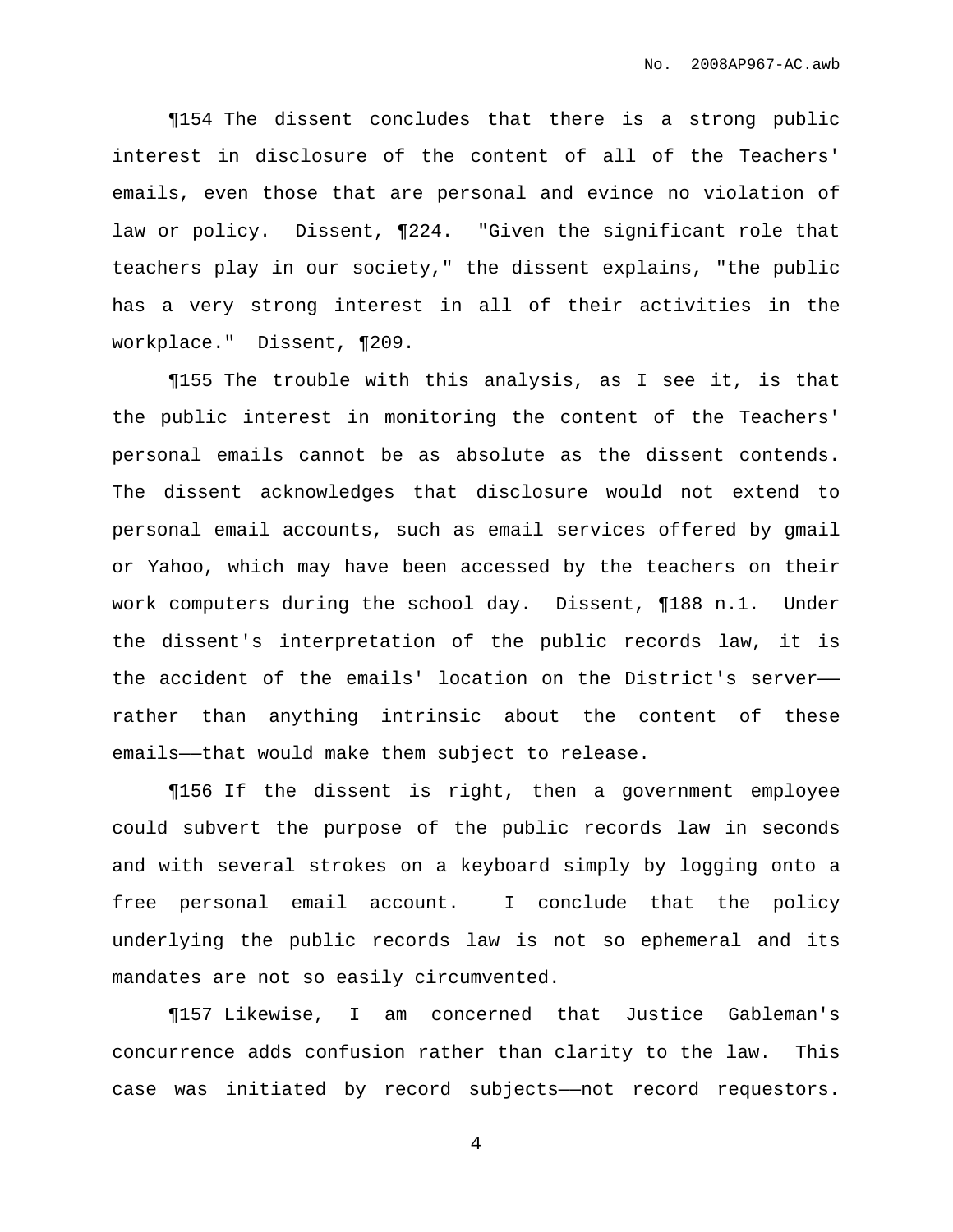¶154 The dissent concludes that there is a strong public interest in disclosure of the content of all of the Teachers' emails, even those that are personal and evince no violation of law or policy. Dissent, ¶224. "Given the significant role that teachers play in our society," the dissent explains, "the public has a very strong interest in all of their activities in the workplace." Dissent, ¶209.

¶155 The trouble with this analysis, as I see it, is that the public interest in monitoring the content of the Teachers' personal emails cannot be as absolute as the dissent contends. The dissent acknowledges that disclosure would not extend to personal email accounts, such as email services offered by gmail or Yahoo, which may have been accessed by the teachers on their work computers during the school day. Dissent, ¶188 n.1. Under the dissent's interpretation of the public records law, it is the accident of the emails' location on the District's server——rather than anything intrinsic about the content of these emails——that would make them subject to release.

¶156 If the dissent is right, then a government employee could subvert the purpose of the public records law in seconds and with several strokes on a keyboard simply by logging onto a free personal email account. I conclude that the policy underlying the public records law is not so ephemeral and its mandates are not so easily circumvented.

¶157 Likewise, I am concerned that Justice Gableman's concurrence adds confusion rather than clarity to the law. This case was initiated by record subjects——not record requestors.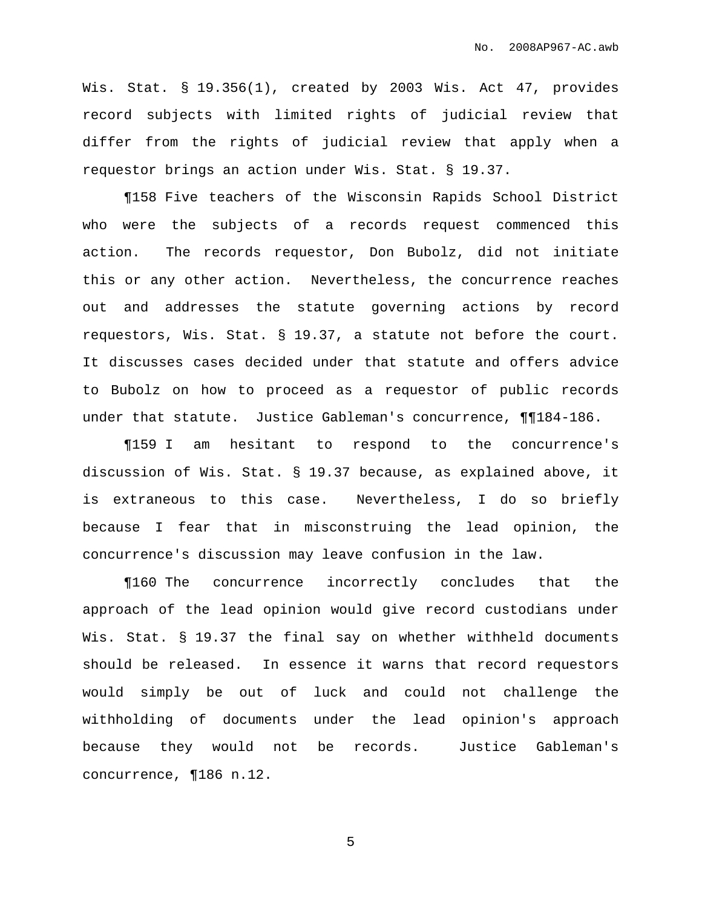Wis. Stat. § 19.356(1), created by 2003 Wis. Act 47, provides record subjects with limited rights of judicial review that differ from the rights of judicial review that apply when a requestor brings an action under Wis. Stat. § 19.37.

¶158 Five teachers of the Wisconsin Rapids School District who were the subjects of a records request commenced this action. The records requestor, Don Bubolz, did not initiate this or any other action. Nevertheless, the concurrence reaches out and addresses the statute governing actions by record requestors, Wis. Stat. § 19.37, a statute not before the court. It discusses cases decided under that statute and offers advice to Bubolz on how to proceed as a requestor of public records under that statute. Justice Gableman's concurrence, ¶¶184-186.

¶159 I am hesitant to respond to the concurrence's discussion of Wis. Stat. § 19.37 because, as explained above, it is extraneous to this case. Nevertheless, I do so briefly because I fear that in misconstruing the lead opinion, the concurrence's discussion may leave confusion in the law.

¶160 The concurrence incorrectly concludes that the approach of the lead opinion would give record custodians under Wis. Stat. § 19.37 the final say on whether withheld documents should be released. In essence it warns that record requestors would simply be out of luck and could not challenge the withholding of documents under the lead opinion's approach because they would not be records. Justice Gableman's concurrence, ¶186 n.12.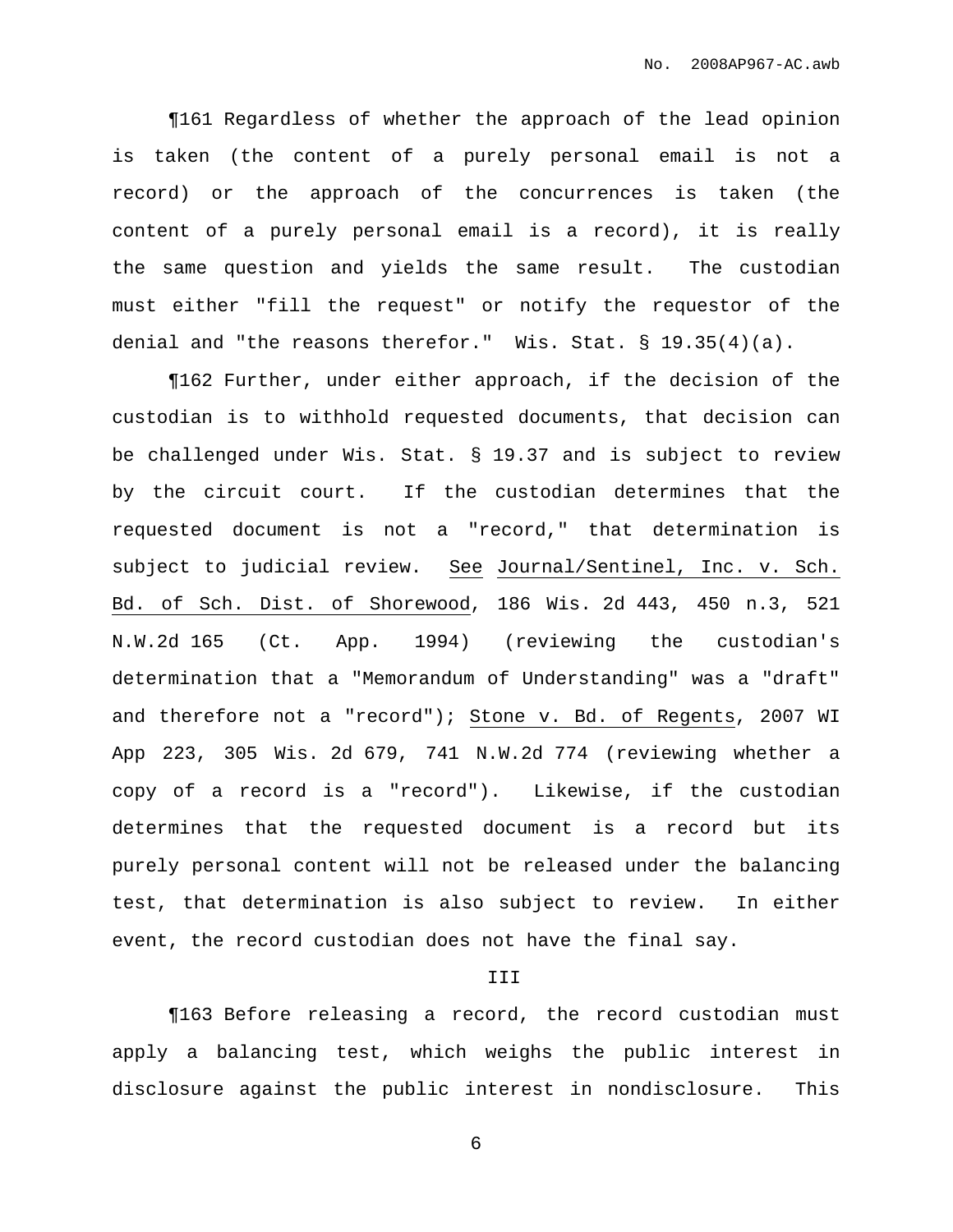¶161 Regardless of whether the approach of the lead opinion is taken (the content of a purely personal email is not a record) or the approach of the concurrences is taken (the content of a purely personal email is a record), it is really the same question and yields the same result. The custodian must either "fill the request" or notify the requestor of the denial and "the reasons therefor." Wis. Stat. § 19.35(4)(a).

¶162 Further, under either approach, if the decision of the custodian is to withhold requested documents, that decision can be challenged under Wis. Stat. § 19.37 and is subject to review by the circuit court. If the custodian determines that the requested document is not a "record," that determination is subject to judicial review. See Journal/Sentinel, Inc. v. Sch. Bd. of Sch. Dist. of Shorewood, 186 Wis. 2d 443, 450 n.3, 521 N.W.2d 165 (Ct. App. 1994) (reviewing the custodian's determination that a "Memorandum of Understanding" was a "draft" and therefore not a "record"); Stone v. Bd. of Regents, 2007 WI App 223, 305 Wis. 2d 679, 741 N.W.2d 774 (reviewing whether a copy of a record is a "record"). Likewise, if the custodian determines that the requested document is a record but its purely personal content will not be released under the balancing test, that determination is also subject to review. In either event, the record custodian does not have the final say.

## III

¶163 Before releasing a record, the record custodian must apply a balancing test, which weighs the public interest in disclosure against the public interest in nondisclosure. This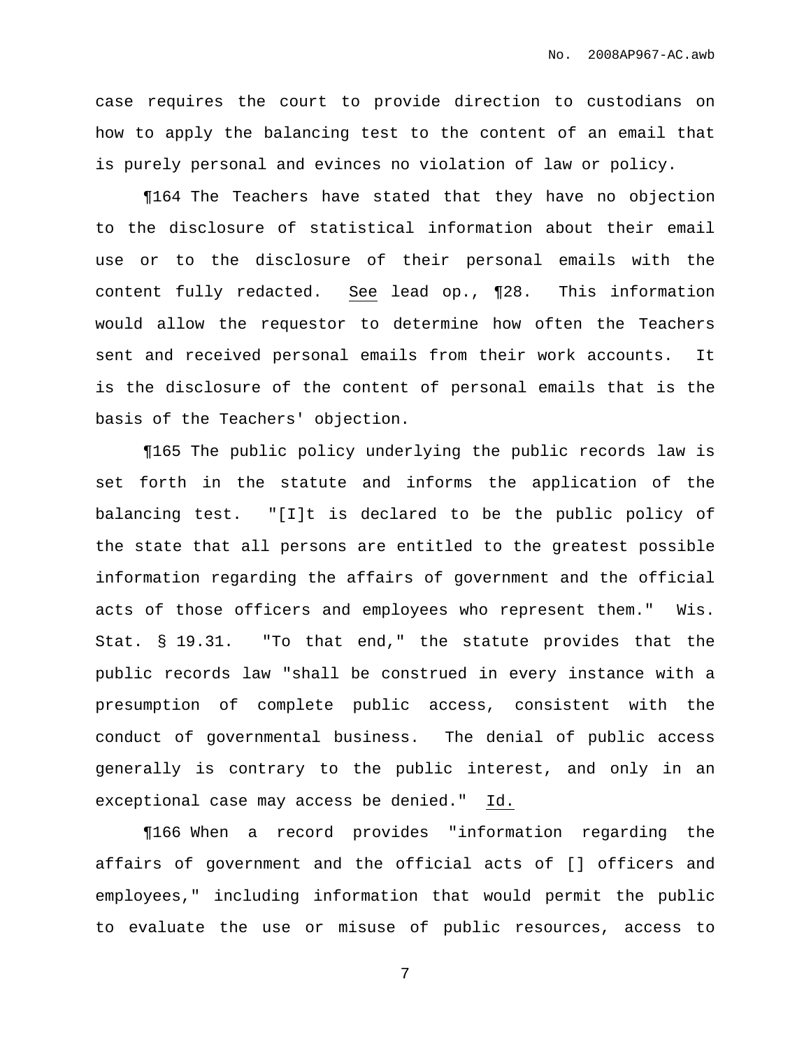case requires the court to provide direction to custodians on how to apply the balancing test to the content of an email that is purely personal and evinces no violation of law or policy.

¶164 The Teachers have stated that they have no objection to the disclosure of statistical information about their email use or to the disclosure of their personal emails with the content fully redacted. See lead op., ¶28. This information would allow the requestor to determine how often the Teachers sent and received personal emails from their work accounts. It is the disclosure of the content of personal emails that is the basis of the Teachers' objection.

¶165 The public policy underlying the public records law is set forth in the statute and informs the application of the balancing test. "[I]t is declared to be the public policy of the state that all persons are entitled to the greatest possible information regarding the affairs of government and the official acts of those officers and employees who represent them." Wis. Stat. § 19.31. "To that end," the statute provides that the public records law "shall be construed in every instance with a presumption of complete public access, consistent with the conduct of governmental business. The denial of public access generally is contrary to the public interest, and only in an exceptional case may access be denied." Id.

¶166 When a record provides "information regarding the affairs of government and the official acts of [] officers and employees," including information that would permit the public to evaluate the use or misuse of public resources, access to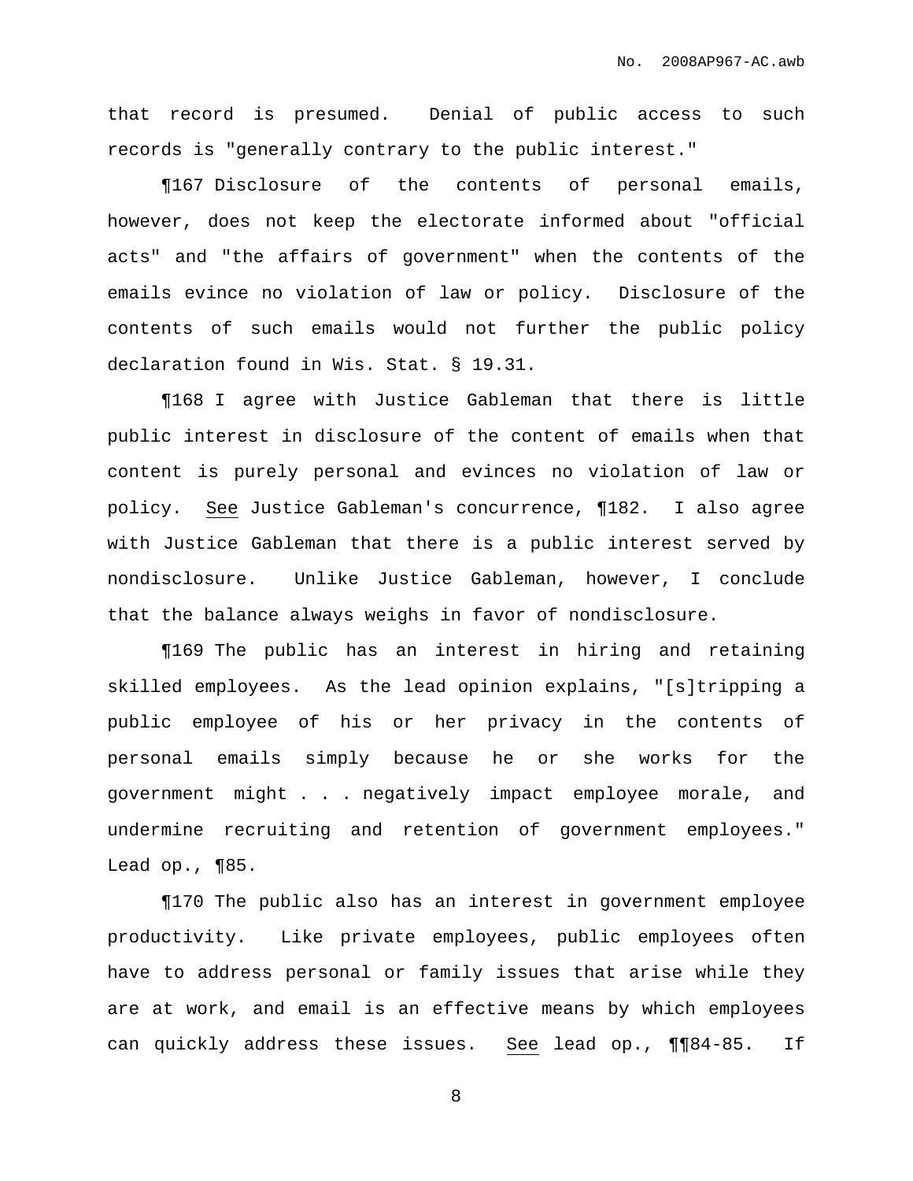that record is presumed. Denial of public access to such records is "generally contrary to the public interest."

¶167 Disclosure of the contents of personal emails, however, does not keep the electorate informed about "official acts" and "the affairs of government" when the contents of the emails evince no violation of law or policy. Disclosure of the contents of such emails would not further the public policy declaration found in Wis. Stat. § 19.31.

¶168 I agree with Justice Gableman that there is little public interest in disclosure of the content of emails when that content is purely personal and evinces no violation of law or policy. See Justice Gableman's concurrence, ¶182. I also agree with Justice Gableman that there is a public interest served by nondisclosure. Unlike Justice Gableman, however, I conclude that the balance always weighs in favor of nondisclosure.

¶169 The public has an interest in hiring and retaining skilled employees. As the lead opinion explains, "[s]tripping a public employee of his or her privacy in the contents of personal emails simply because he or she works for the government might . . . negatively impact employee morale, and undermine recruiting and retention of government employees." Lead op., ¶85.

¶170 The public also has an interest in government employee productivity. Like private employees, public employees often have to address personal or family issues that arise while they are at work, and email is an effective means by which employees can quickly address these issues. See lead op., ¶¶84-85. If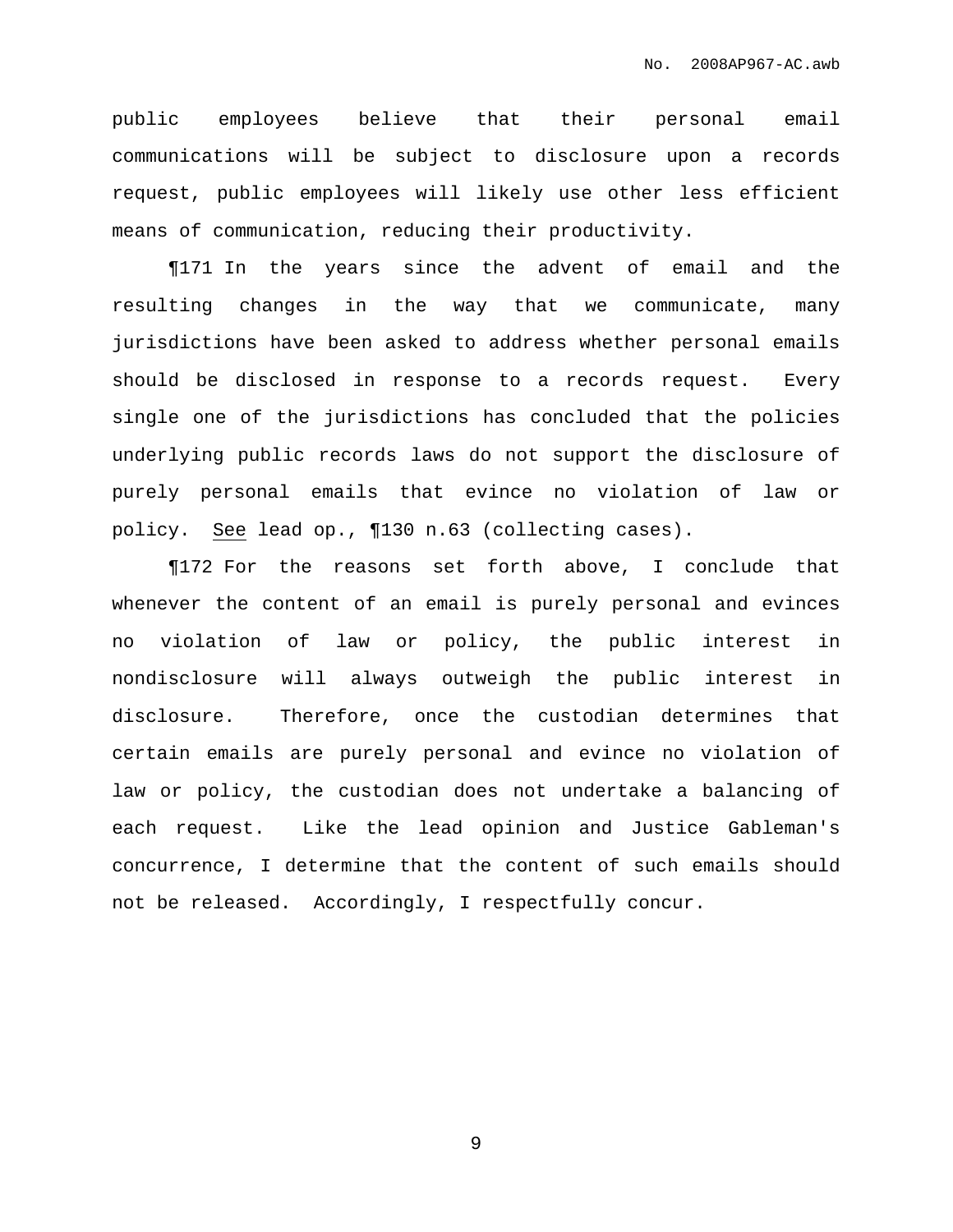public employees believe that their personal email communications will be subject to disclosure upon a records request, public employees will likely use other less efficient means of communication, reducing their productivity.

¶171 In the years since the advent of email and the resulting changes in the way that we communicate, many jurisdictions have been asked to address whether personal emails should be disclosed in response to a records request. Every single one of the jurisdictions has concluded that the policies underlying public records laws do not support the disclosure of purely personal emails that evince no violation of law or policy. See lead op., ¶130 n.63 (collecting cases).

¶172 For the reasons set forth above, I conclude that whenever the content of an email is purely personal and evinces no violation of law or policy, the public interest in nondisclosure will always outweigh the public interest in disclosure. Therefore, once the custodian determines that certain emails are purely personal and evince no violation of law or policy, the custodian does not undertake a balancing of each request. Like the lead opinion and Justice Gableman's concurrence, I determine that the content of such emails should not be released. Accordingly, I respectfully concur.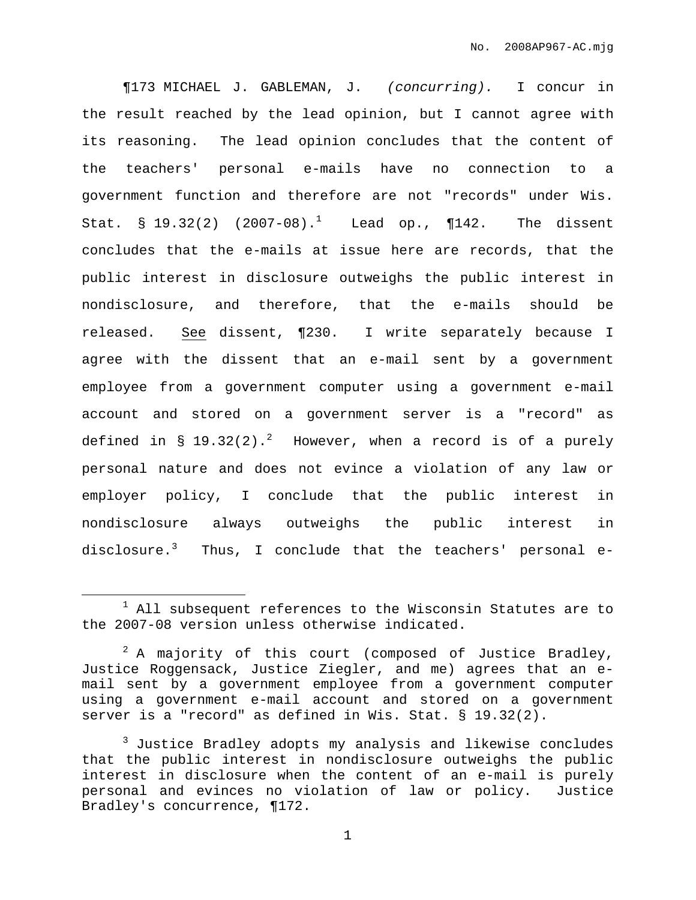¶173 MICHAEL J. GABLEMAN, J. *(concurring).* I concur in the result reached by the lead opinion, but I cannot agree with its reasoning. The lead opinion concludes that the content of the teachers' personal e-mails have no connection to a government function and therefore are not "records" under Wis. Stat. § 19.32(2) (2007-08).[1] Lead op., ¶142. The dissent concludes that the e-mails at issue here are records, that the public interest in disclosure outweighs the public interest in nondisclosure, and therefore, that the e-mails should be released. See dissent, ¶230. I write separately because I agree with the dissent that an e-mail sent by a government employee from a government computer using a government e-mail account and stored on a government server is a "record" as defined in § 19.32(2).[2] However, when a record is of a purely personal nature and does not evince a violation of any law or employer policy, I conclude that the public interest in nondisclosure always outweighs the public interest in disclosure.[3] Thus, I conclude that the teachers' personal e-

---

[1] All subsequent references to the Wisconsin Statutes are to the 2007-08 version unless otherwise indicated.

[2] A majority of this court (composed of Justice Bradley, Justice Roggensack, Justice Ziegler, and me) agrees that an e-mail sent by a government employee from a government computer using a government e-mail account and stored on a government server is a "record" as defined in Wis. Stat. § 19.32(2).

[3] Justice Bradley adopts my analysis and likewise concludes that the public interest in nondisclosure outweighs the public interest in disclosure when the content of an e-mail is purely personal and evinces no violation of law or policy. Justice Bradley's concurrence, ¶172.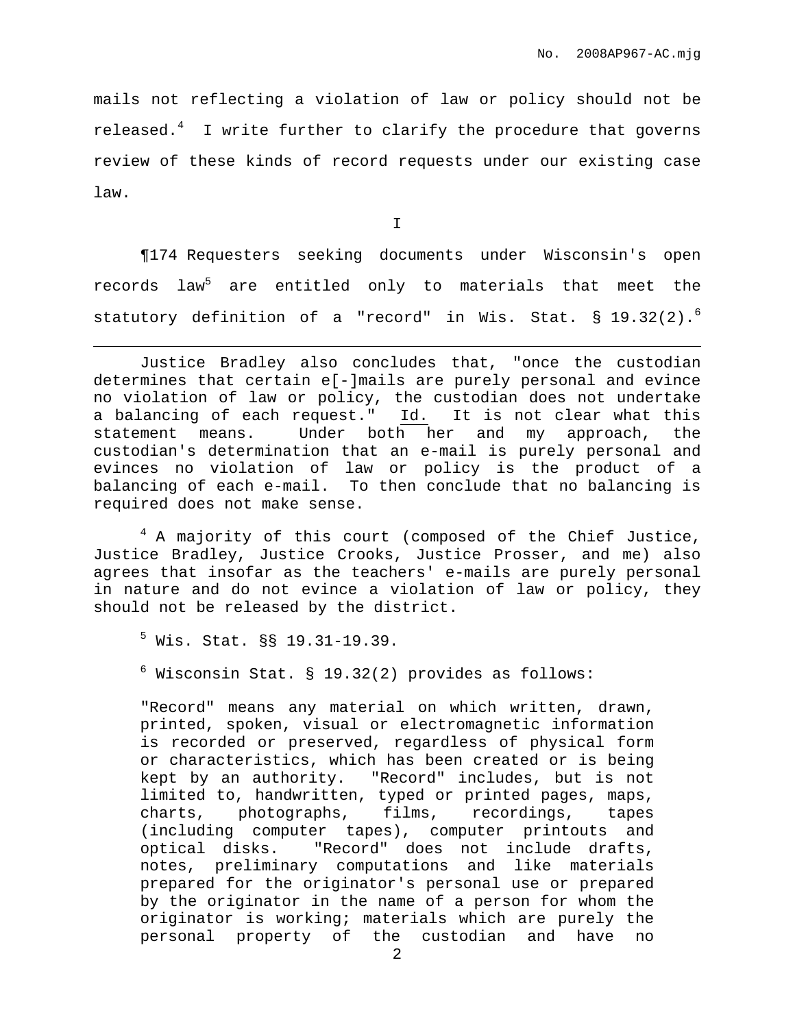mails not reflecting a violation of law or policy should not be released.[4] I write further to clarify the procedure that governs review of these kinds of record requests under our existing case law.

I

¶174 Requesters seeking documents under Wisconsin's open records law[5] are entitled only to materials that meet the statutory definition of a "record" in Wis. Stat. § 19.32(2).[6]

---

Justice Bradley also concludes that, "once the custodian determines that certain e[-]mails are purely personal and evince no violation of law or policy, the custodian does not undertake a balancing of each request." Id. It is not clear what this statement means. Under both her and my approach, the custodian's determination that an e-mail is purely personal and evinces no violation of law or policy is the product of a balancing of each e-mail. To then conclude that no balancing is required does not make sense.

[4] A majority of this court (composed of the Chief Justice, Justice Bradley, Justice Crooks, Justice Prosser, and me) also agrees that insofar as the teachers' e-mails are purely personal in nature and do not evince a violation of law or policy, they should not be released by the district.

[5] Wis. Stat. §§ 19.31-19.39.

[6] Wisconsin Stat. § 19.32(2) provides as follows:

> "Record" means any material on which written, drawn, printed, spoken, visual or electromagnetic information is recorded or preserved, regardless of physical form or characteristics, which has been created or is being kept by an authority. "Record" includes, but is not limited to, handwritten, typed or printed pages, maps, charts, photographs, films, recordings, tapes (including computer tapes), computer printouts and optical disks. "Record" does not include drafts, notes, preliminary computations and like materials prepared for the originator's personal use or prepared by the originator in the name of a person for whom the originator is working; materials which are purely the personal property of the custodian and have no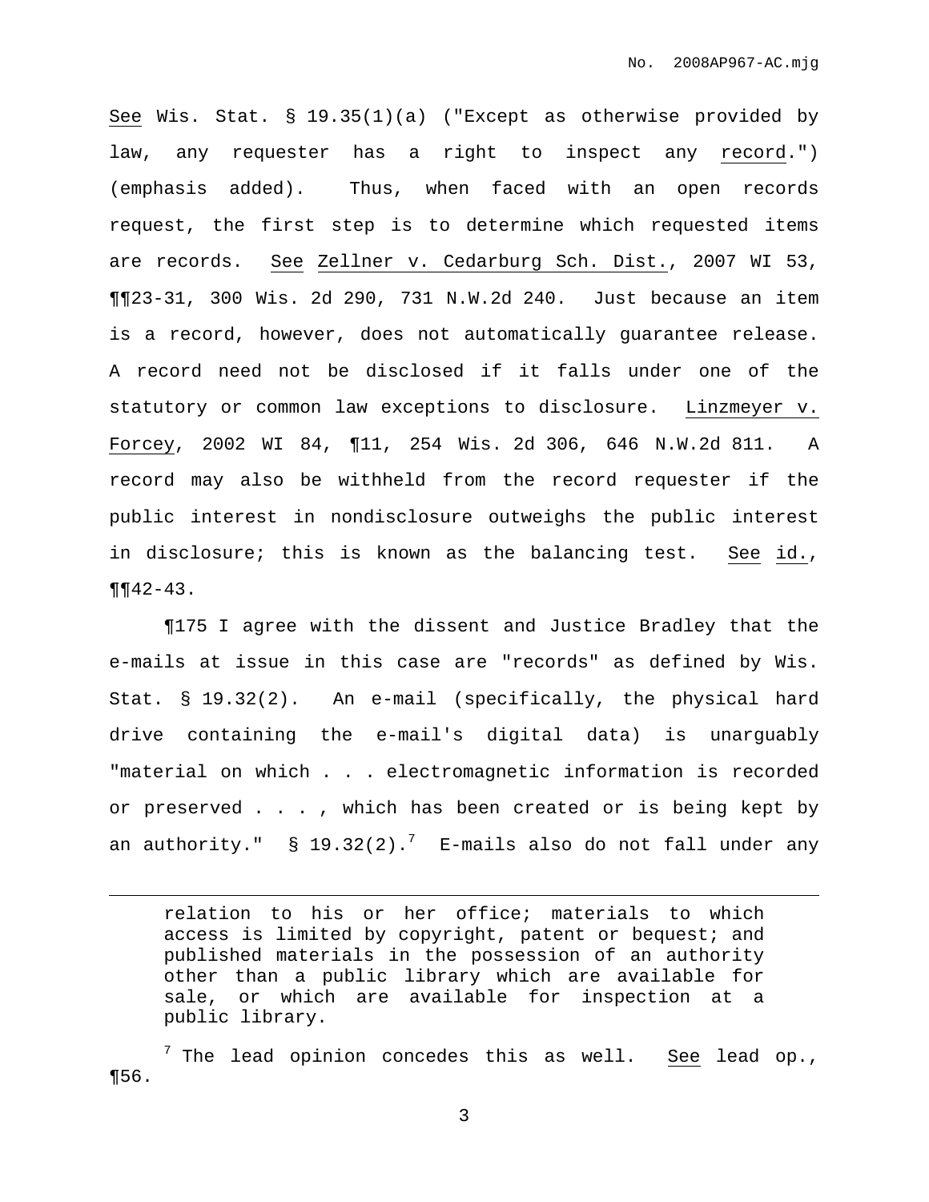See Wis. Stat. § 19.35(1)(a) ("Except as otherwise provided by law, any requester has a right to inspect any record.") (emphasis added). Thus, when faced with an open records request, the first step is to determine which requested items are records. See Zellner v. Cedarburg Sch. Dist., 2007 WI 53, ¶¶23-31, 300 Wis. 2d 290, 731 N.W.2d 240. Just because an item is a record, however, does not automatically guarantee release. A record need not be disclosed if it falls under one of the statutory or common law exceptions to disclosure. Linzmeyer v. Forcey, 2002 WI 84, ¶11, 254 Wis. 2d 306, 646 N.W.2d 811. A record may also be withheld from the record requester if the public interest in nondisclosure outweighs the public interest in disclosure; this is known as the balancing test. See id., ¶¶42-43.

¶175 I agree with the dissent and Justice Bradley that the e-mails at issue in this case are "records" as defined by Wis. Stat. § 19.32(2). An e-mail (specifically, the physical hard drive containing the e-mail's digital data) is unarguably "material on which . . . electromagnetic information is recorded or preserved . . . , which has been created or is being kept by an authority." § 19.32(2).[7] E-mails also do not fall under any

---

> relation to his or her office; materials to which access is limited by copyright, patent or bequest; and published materials in the possession of an authority other than a public library which are available for sale, or which are available for inspection at a public library.

[7] The lead opinion concedes this as well. See lead op., ¶56.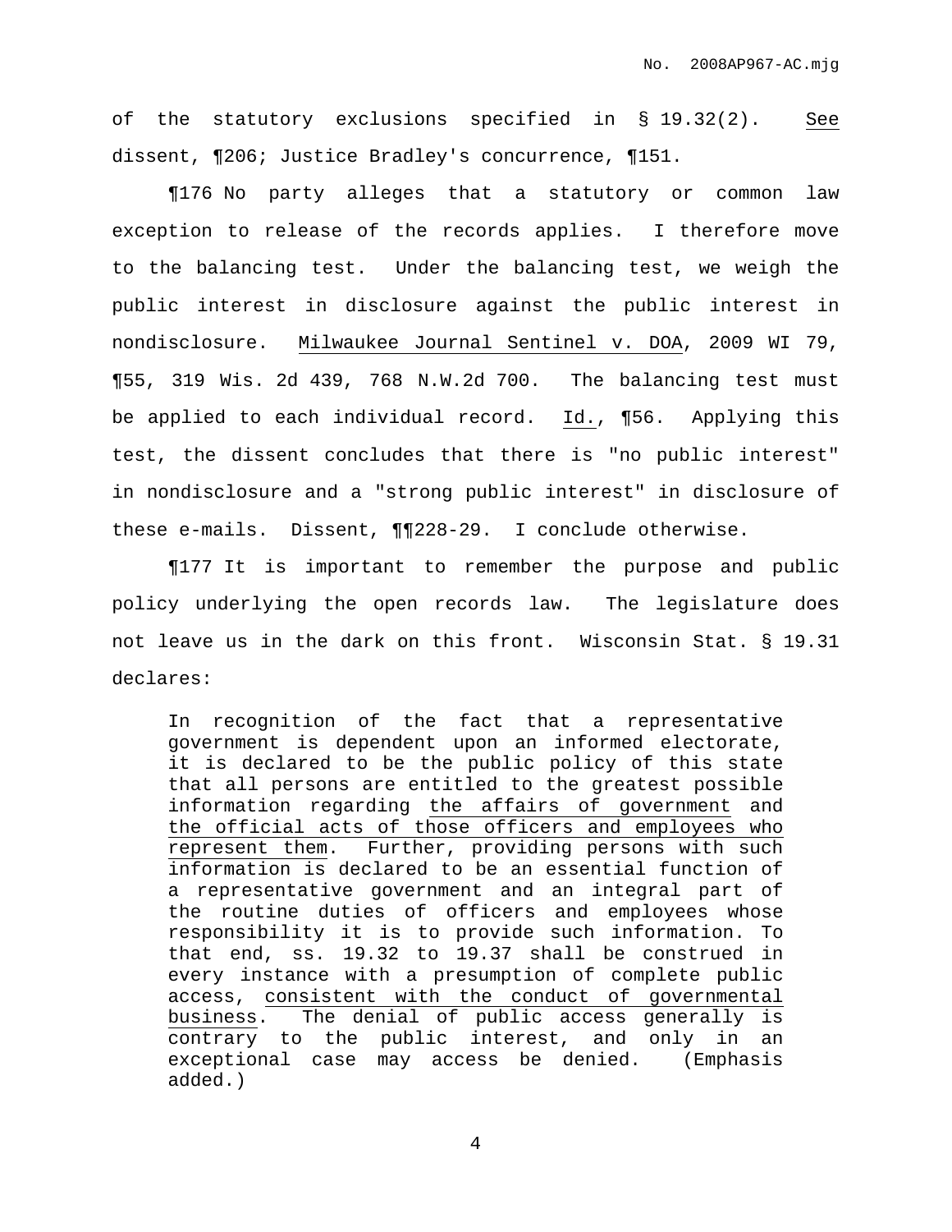of the statutory exclusions specified in § 19.32(2). See dissent, ¶206; Justice Bradley's concurrence, ¶151.

¶176 No party alleges that a statutory or common law exception to release of the records applies. I therefore move to the balancing test. Under the balancing test, we weigh the public interest in disclosure against the public interest in nondisclosure. Milwaukee Journal Sentinel v. DOA, 2009 WI 79, ¶55, 319 Wis. 2d 439, 768 N.W.2d 700. The balancing test must be applied to each individual record. Id., ¶56. Applying this test, the dissent concludes that there is "no public interest" in nondisclosure and a "strong public interest" in disclosure of these e-mails. Dissent, ¶¶228-29. I conclude otherwise.

¶177 It is important to remember the purpose and public policy underlying the open records law. The legislature does not leave us in the dark on this front. Wisconsin Stat. § 19.31 declares:

> In recognition of the fact that a representative government is dependent upon an informed electorate, it is declared to be the public policy of this state that all persons are entitled to the greatest possible information regarding the affairs of government and the official acts of those officers and employees who represent them. Further, providing persons with such information is declared to be an essential function of a representative government and an integral part of the routine duties of officers and employees whose responsibility it is to provide such information. To that end, ss. 19.32 to 19.37 shall be construed in every instance with a presumption of complete public access, consistent with the conduct of governmental business. The denial of public access generally is contrary to the public interest, and only in an exceptional case may access be denied. (Emphasis added.)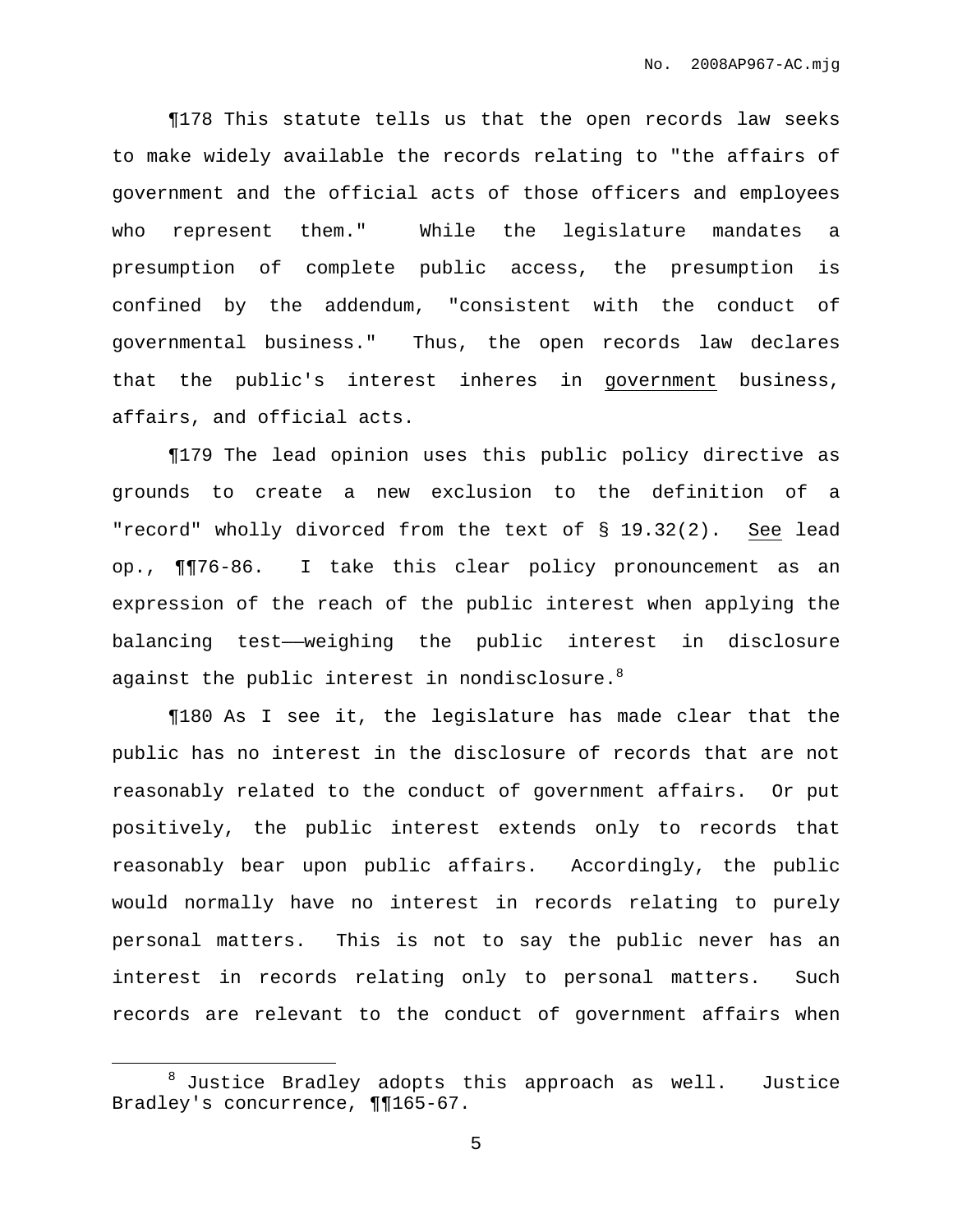¶178 This statute tells us that the open records law seeks to make widely available the records relating to "the affairs of government and the official acts of those officers and employees who represent them." While the legislature mandates a presumption of complete public access, the presumption is confined by the addendum, "consistent with the conduct of governmental business." Thus, the open records law declares that the public's interest inheres in <u>government</u> business, affairs, and official acts.

¶179 The lead opinion uses this public policy directive as grounds to create a new exclusion to the definition of a "record" wholly divorced from the text of § 19.32(2). <u>See</u> lead op., ¶¶76-86. I take this clear policy pronouncement as an expression of the reach of the public interest when applying the balancing test——weighing the public interest in disclosure against the public interest in nondisclosure.[8]

¶180 As I see it, the legislature has made clear that the public has no interest in the disclosure of records that are not reasonably related to the conduct of government affairs. Or put positively, the public interest extends only to records that reasonably bear upon public affairs. Accordingly, the public would normally have no interest in records relating to purely personal matters. This is not to say the public never has an interest in records relating only to personal matters. Such records are relevant to the conduct of government affairs when

---

[8] Justice Bradley adopts this approach as well. Justice Bradley's concurrence, ¶¶165-67.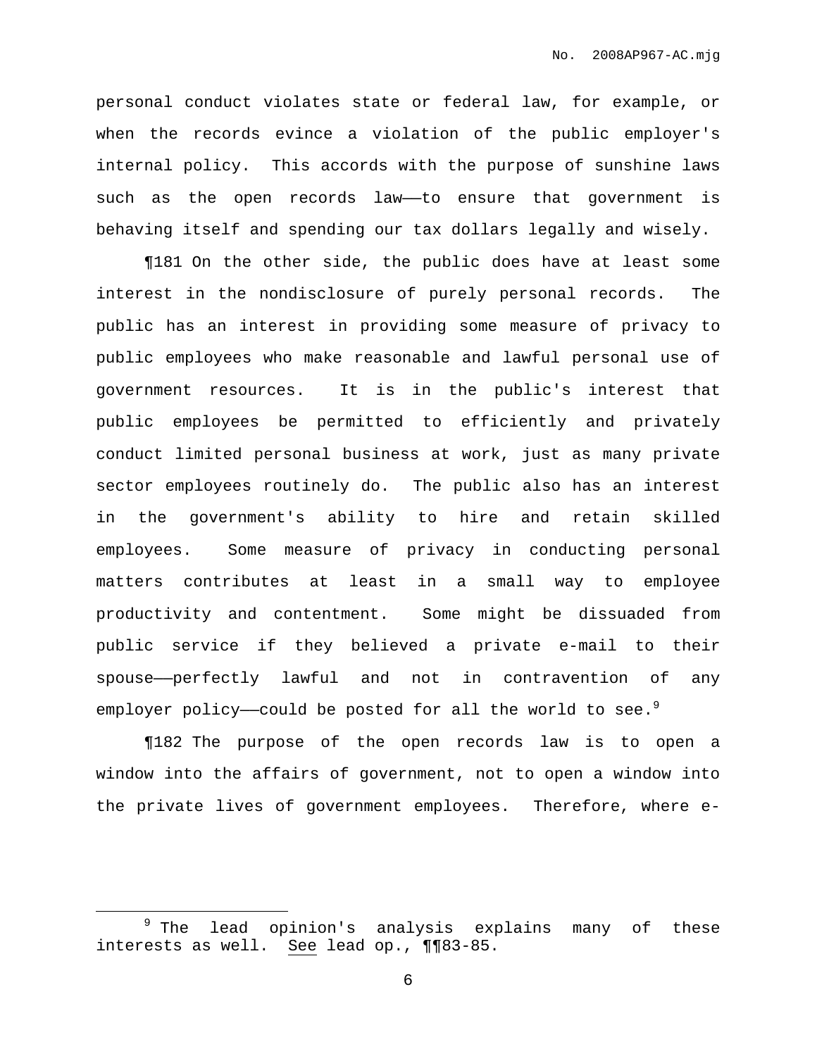personal conduct violates state or federal law, for example, or when the records evince a violation of the public employer's internal policy. This accords with the purpose of sunshine laws such as the open records law——to ensure that government is behaving itself and spending our tax dollars legally and wisely.

¶181 On the other side, the public does have at least some interest in the nondisclosure of purely personal records. The public has an interest in providing some measure of privacy to public employees who make reasonable and lawful personal use of government resources. It is in the public's interest that public employees be permitted to efficiently and privately conduct limited personal business at work, just as many private sector employees routinely do. The public also has an interest in the government's ability to hire and retain skilled employees. Some measure of privacy in conducting personal matters contributes at least in a small way to employee productivity and contentment. Some might be dissuaded from public service if they believed a private e-mail to their spouse——perfectly lawful and not in contravention of any employer policy——could be posted for all the world to see.[9]

¶182 The purpose of the open records law is to open a window into the affairs of government, not to open a window into the private lives of government employees. Therefore, where e-

---

[9] The lead opinion's analysis explains many of these interests as well. See lead op., ¶¶83-85.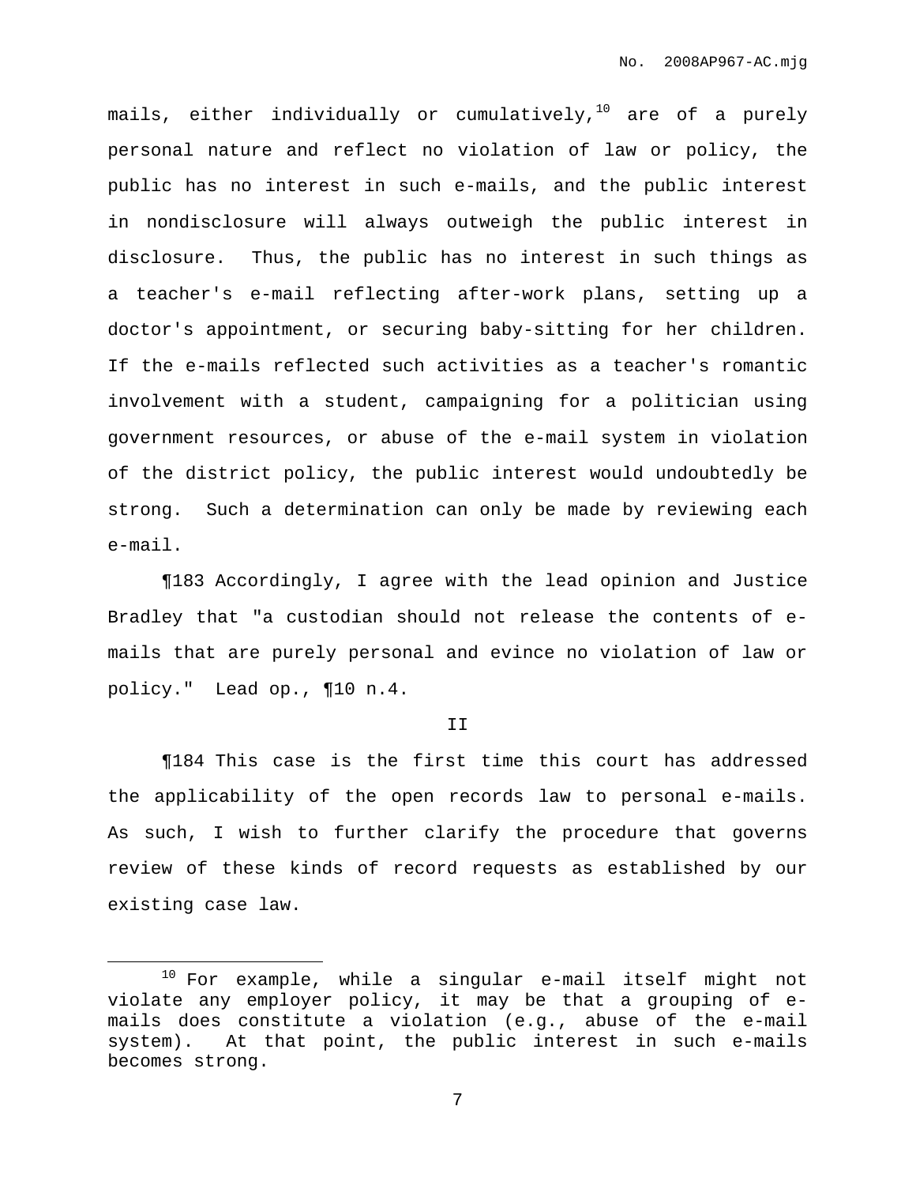mails, either individually or cumulatively,[10] are of a purely personal nature and reflect no violation of law or policy, the public has no interest in such e-mails, and the public interest in nondisclosure will always outweigh the public interest in disclosure. Thus, the public has no interest in such things as a teacher's e-mail reflecting after-work plans, setting up a doctor's appointment, or securing baby-sitting for her children. If the e-mails reflected such activities as a teacher's romantic involvement with a student, campaigning for a politician using government resources, or abuse of the e-mail system in violation of the district policy, the public interest would undoubtedly be strong. Such a determination can only be made by reviewing each e-mail.

¶183 Accordingly, I agree with the lead opinion and Justice Bradley that "a custodian should not release the contents of e-mails that are purely personal and evince no violation of law or policy." Lead op., ¶10 n.4.

II

¶184 This case is the first time this court has addressed the applicability of the open records law to personal e-mails. As such, I wish to further clarify the procedure that governs review of these kinds of record requests as established by our existing case law.

[10] For example, while a singular e-mail itself might not violate any employer policy, it may be that a grouping of e-mails does constitute a violation (e.g., abuse of the e-mail system). At that point, the public interest in such e-mails becomes strong.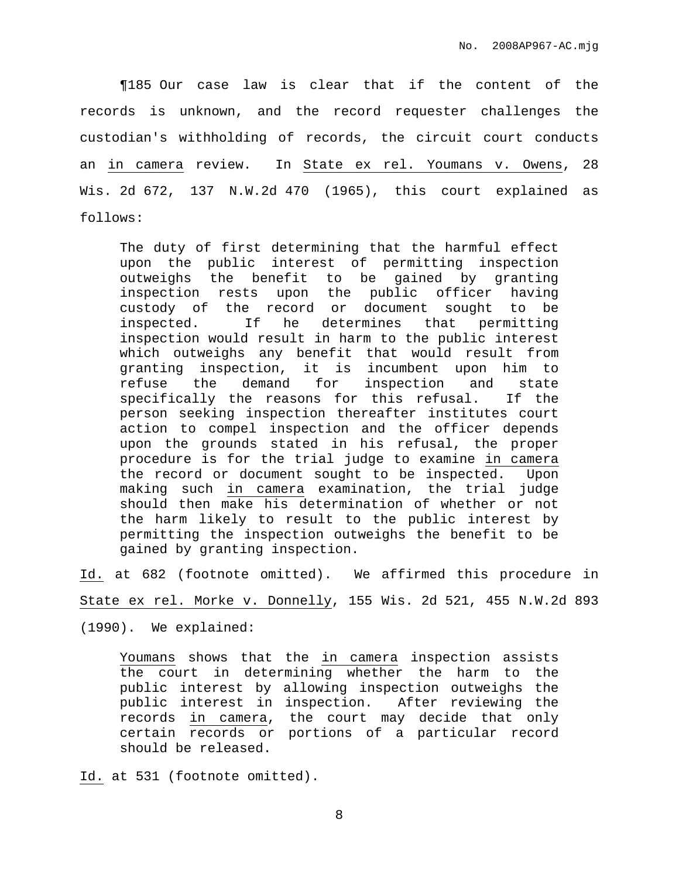¶185 Our case law is clear that if the content of the records is unknown, and the record requester challenges the custodian's withholding of records, the circuit court conducts an _in camera_ review. In _State ex rel. Youmans v. Owens_, 28 Wis. 2d 672, 137 N.W.2d 470 (1965), this court explained as follows:

> The duty of first determining that the harmful effect upon the public interest of permitting inspection outweighs the benefit to be gained by granting inspection rests upon the public officer having custody of the record or document sought to be inspected. If he determines that permitting inspection would result in harm to the public interest which outweighs any benefit that would result from granting inspection, it is incumbent upon him to refuse the demand for inspection and state specifically the reasons for this refusal. If the person seeking inspection thereafter institutes court action to compel inspection and the officer depends upon the grounds stated in his refusal, the proper procedure is for the trial judge to examine _in camera_ the record or document sought to be inspected. Upon making such _in camera_ examination, the trial judge should then make his determination of whether or not the harm likely to result to the public interest by permitting the inspection outweighs the benefit to be gained by granting inspection.

_Id._ at 682 (footnote omitted). We affirmed this procedure in _State ex rel. Morke v. Donnelly_, 155 Wis. 2d 521, 455 N.W.2d 893 (1990). We explained:

> _Youmans_ shows that the _in camera_ inspection assists the court in determining whether the harm to the public interest by allowing inspection outweighs the public interest in inspection. After reviewing the records _in camera_, the court may decide that only certain records or portions of a particular record should be released.

_Id._ at 531 (footnote omitted).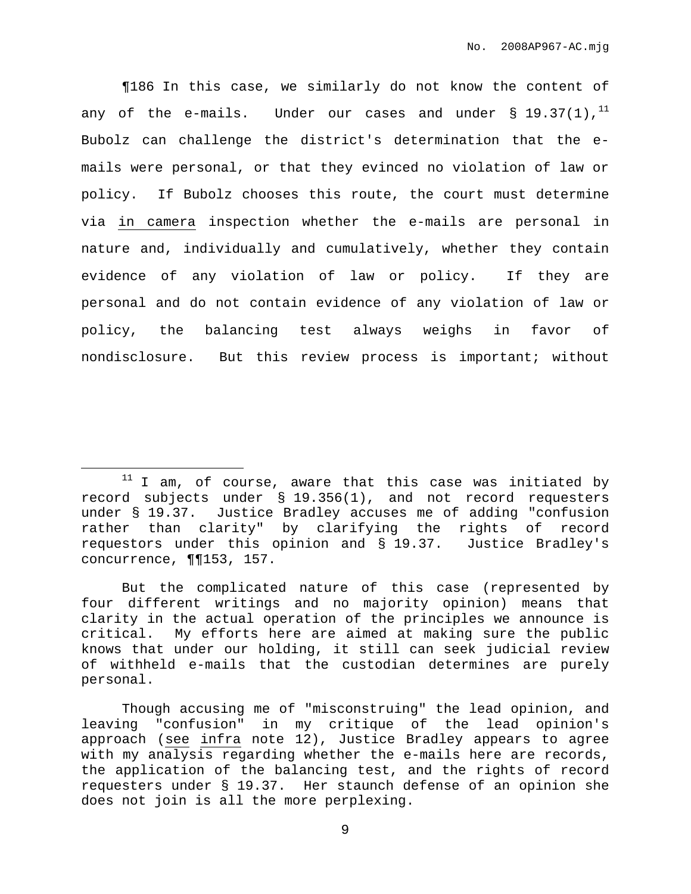¶186 In this case, we similarly do not know the content of any of the e-mails. Under our cases and under § 19.37(1),[11] Bubolz can challenge the district's determination that the e-mails were personal, or that they evinced no violation of law or policy. If Bubolz chooses this route, the court must determine via in camera inspection whether the e-mails are personal in nature and, individually and cumulatively, whether they contain evidence of any violation of law or policy. If they are personal and do not contain evidence of any violation of law or policy, the balancing test always weighs in favor of nondisclosure. But this review process is important; without

---

[11] I am, of course, aware that this case was initiated by record subjects under § 19.356(1), and not record requesters under § 19.37. Justice Bradley accuses me of adding "confusion rather than clarity" by clarifying the rights of record requestors under this opinion and § 19.37. Justice Bradley's concurrence, ¶¶153, 157.

But the complicated nature of this case (represented by four different writings and no majority opinion) means that clarity in the actual operation of the principles we announce is critical. My efforts here are aimed at making sure the public knows that under our holding, it still can seek judicial review of withheld e-mails that the custodian determines are purely personal.

Though accusing me of "misconstruing" the lead opinion, and leaving "confusion" in my critique of the lead opinion's approach (see infra note 12), Justice Bradley appears to agree with my analysis regarding whether the e-mails here are records, the application of the balancing test, and the rights of record requesters under § 19.37. Her staunch defense of an opinion she does not join is all the more perplexing.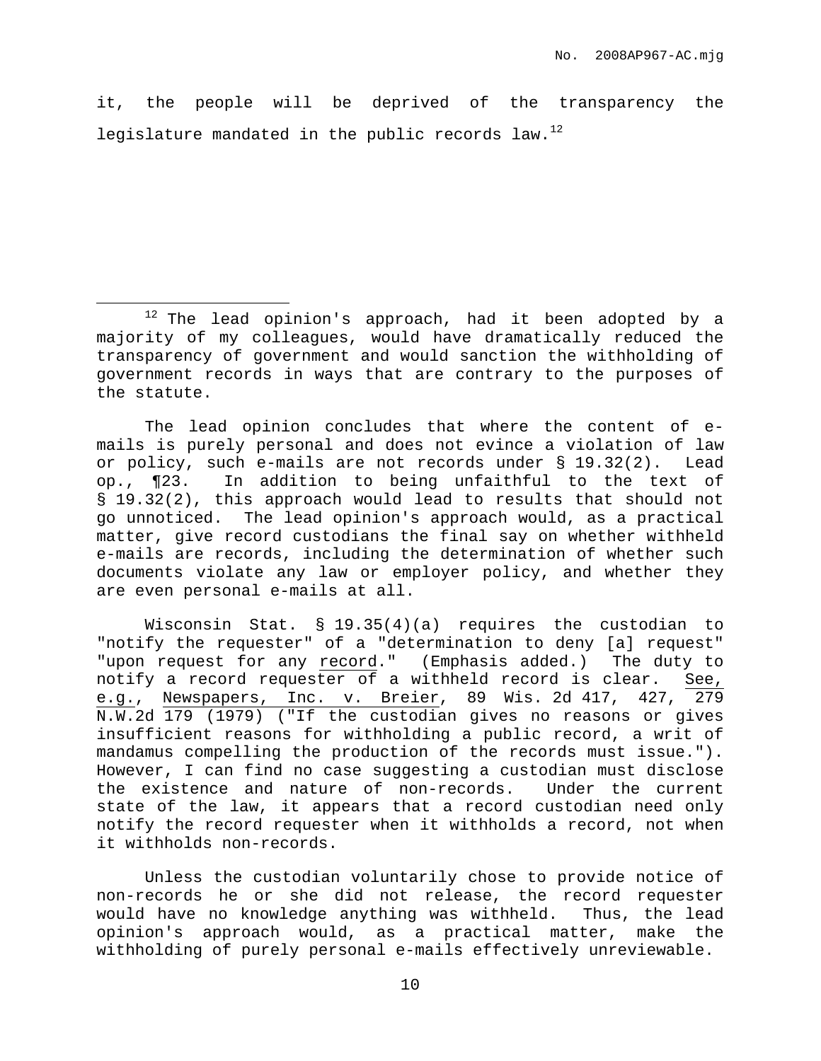it, the people will be deprived of the transparency the legislature mandated in the public records law.[12]

---

[12] The lead opinion's approach, had it been adopted by a majority of my colleagues, would have dramatically reduced the transparency of government and would sanction the withholding of government records in ways that are contrary to the purposes of the statute.

The lead opinion concludes that where the content of e-mails is purely personal and does not evince a violation of law or policy, such e-mails are not records under § 19.32(2). Lead op., ¶23. In addition to being unfaithful to the text of § 19.32(2), this approach would lead to results that should not go unnoticed. The lead opinion's approach would, as a practical matter, give record custodians the final say on whether withheld e-mails are records, including the determination of whether such documents violate any law or employer policy, and whether they are even personal e-mails at all.

Wisconsin Stat. § 19.35(4)(a) requires the custodian to "notify the requester" of a "determination to deny [a] request" "upon request for any <u>record</u>." (Emphasis added.) The duty to notify a record requester of a withheld record is clear. <u>See, e.g.</u>, <u>Newspapers, Inc. v. Breier</u>, 89 Wis. 2d 417, 427, 279 N.W.2d 179 (1979) ("If the custodian gives no reasons or gives insufficient reasons for withholding a public record, a writ of mandamus compelling the production of the records must issue."). However, I can find no case suggesting a custodian must disclose the existence and nature of non-records. Under the current state of the law, it appears that a record custodian need only notify the record requester when it withholds a record, not when it withholds non-records.

Unless the custodian voluntarily chose to provide notice of non-records he or she did not release, the record requester would have no knowledge anything was withheld. Thus, the lead opinion's approach would, as a practical matter, make the withholding of purely personal e-mails effectively unreviewable.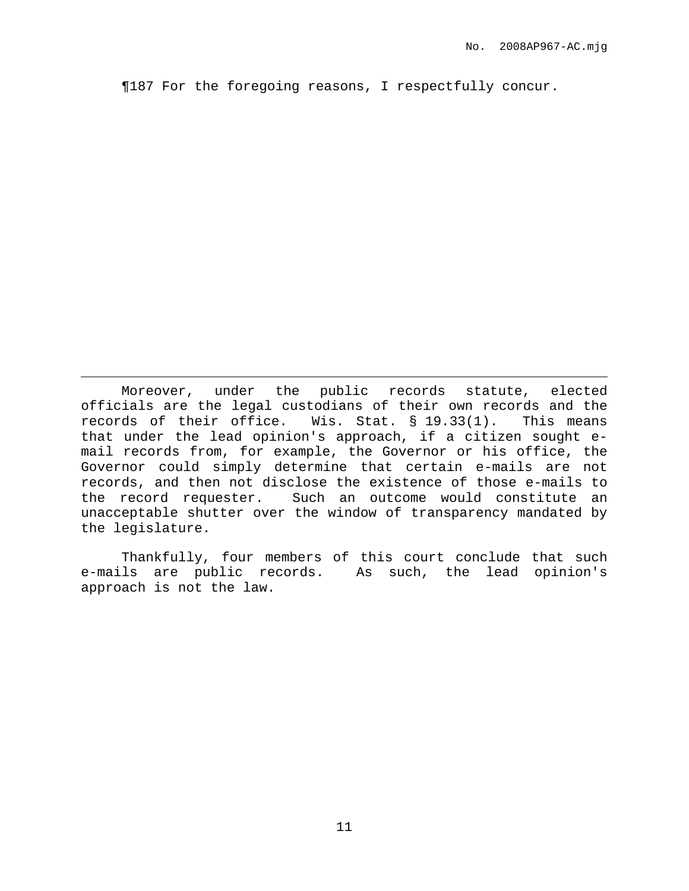¶187 For the foregoing reasons, I respectfully concur.

---

Moreover, under the public records statute, elected officials are the legal custodians of their own records and the records of their office. Wis. Stat. § 19.33(1). This means that under the lead opinion's approach, if a citizen sought e-mail records from, for example, the Governor or his office, the Governor could simply determine that certain e-mails are not records, and then not disclose the existence of those e-mails to the record requester. Such an outcome would constitute an unacceptable shutter over the window of transparency mandated by the legislature.

Thankfully, four members of this court conclude that such e-mails are public records. As such, the lead opinion's approach is not the law.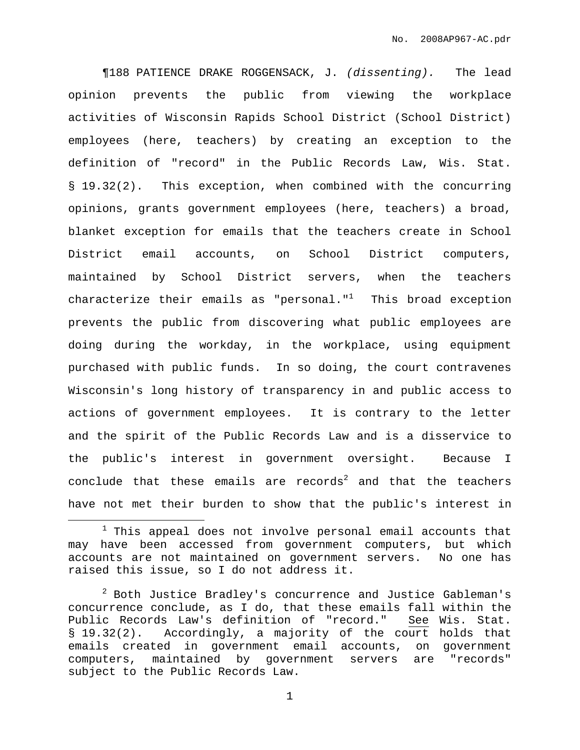¶188 PATIENCE DRAKE ROGGENSACK, J. *(dissenting).* The lead opinion prevents the public from viewing the workplace activities of Wisconsin Rapids School District (School District) employees (here, teachers) by creating an exception to the definition of "record" in the Public Records Law, Wis. Stat. § 19.32(2). This exception, when combined with the concurring opinions, grants government employees (here, teachers) a broad, blanket exception for emails that the teachers create in School District email accounts, on School District computers, maintained by School District servers, when the teachers characterize their emails as "personal."[1] This broad exception prevents the public from discovering what public employees are doing during the workday, in the workplace, using equipment purchased with public funds. In so doing, the court contravenes Wisconsin's long history of transparency in and public access to actions of government employees. It is contrary to the letter and the spirit of the Public Records Law and is a disservice to the public's interest in government oversight. Because I conclude that these emails are records[2] and that the teachers have not met their burden to show that the public's interest in

---

[1] This appeal does not involve personal email accounts that may have been accessed from government computers, but which accounts are not maintained on government servers. No one has raised this issue, so I do not address it.

[2] Both Justice Bradley's concurrence and Justice Gableman's concurrence conclude, as I do, that these emails fall within the Public Records Law's definition of "record." See Wis. Stat. § 19.32(2). Accordingly, a majority of the court holds that emails created in government email accounts, on government computers, maintained by government servers are "records" subject to the Public Records Law.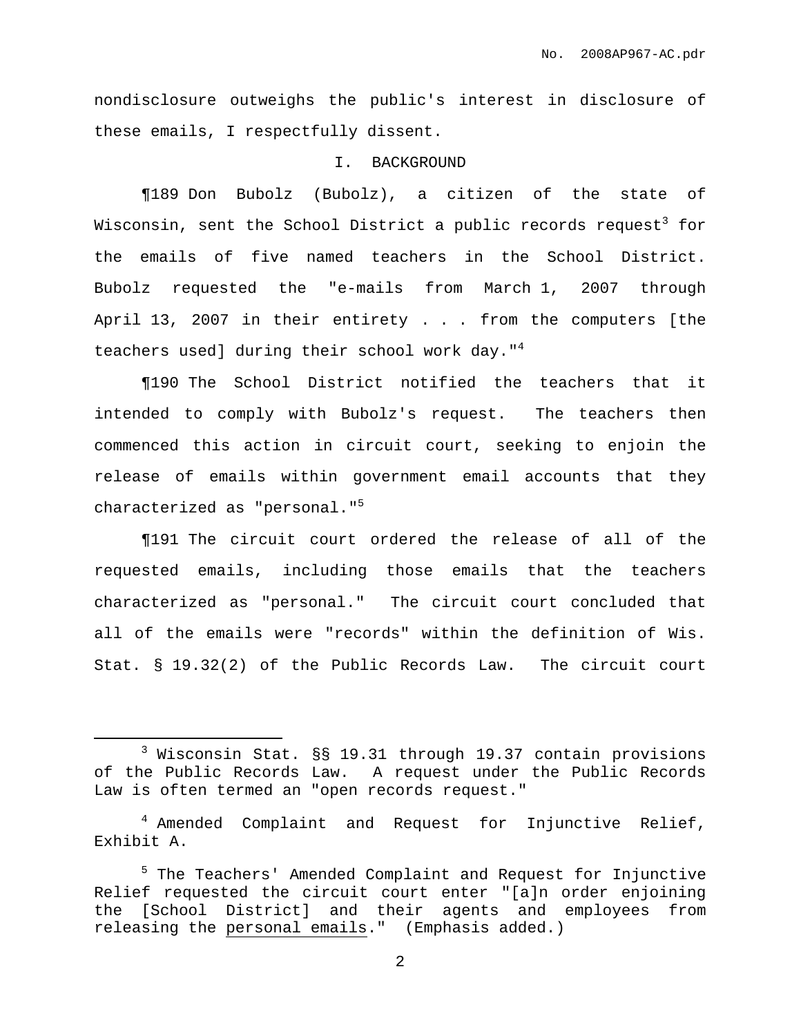nondisclosure outweighs the public's interest in disclosure of these emails, I respectfully dissent.

## I. BACKGROUND

¶189 Don Bubolz (Bubolz), a citizen of the state of Wisconsin, sent the School District a public records request[3] for the emails of five named teachers in the School District. Bubolz requested the "e-mails from March 1, 2007 through April 13, 2007 in their entirety . . . from the computers [the teachers used] during their school work day."[4]

¶190 The School District notified the teachers that it intended to comply with Bubolz's request. The teachers then commenced this action in circuit court, seeking to enjoin the release of emails within government email accounts that they characterized as "personal."[5]

¶191 The circuit court ordered the release of all of the requested emails, including those emails that the teachers characterized as "personal." The circuit court concluded that all of the emails were "records" within the definition of Wis. Stat. § 19.32(2) of the Public Records Law. The circuit court

---

[3] Wisconsin Stat. §§ 19.31 through 19.37 contain provisions of the Public Records Law. A request under the Public Records Law is often termed an "open records request."

[4] Amended Complaint and Request for Injunctive Relief, Exhibit A.

[5] The Teachers' Amended Complaint and Request for Injunctive Relief requested the circuit court enter "[a]n order enjoining the [School District] and their agents and employees from releasing the <u>personal emails</u>." (Emphasis added.)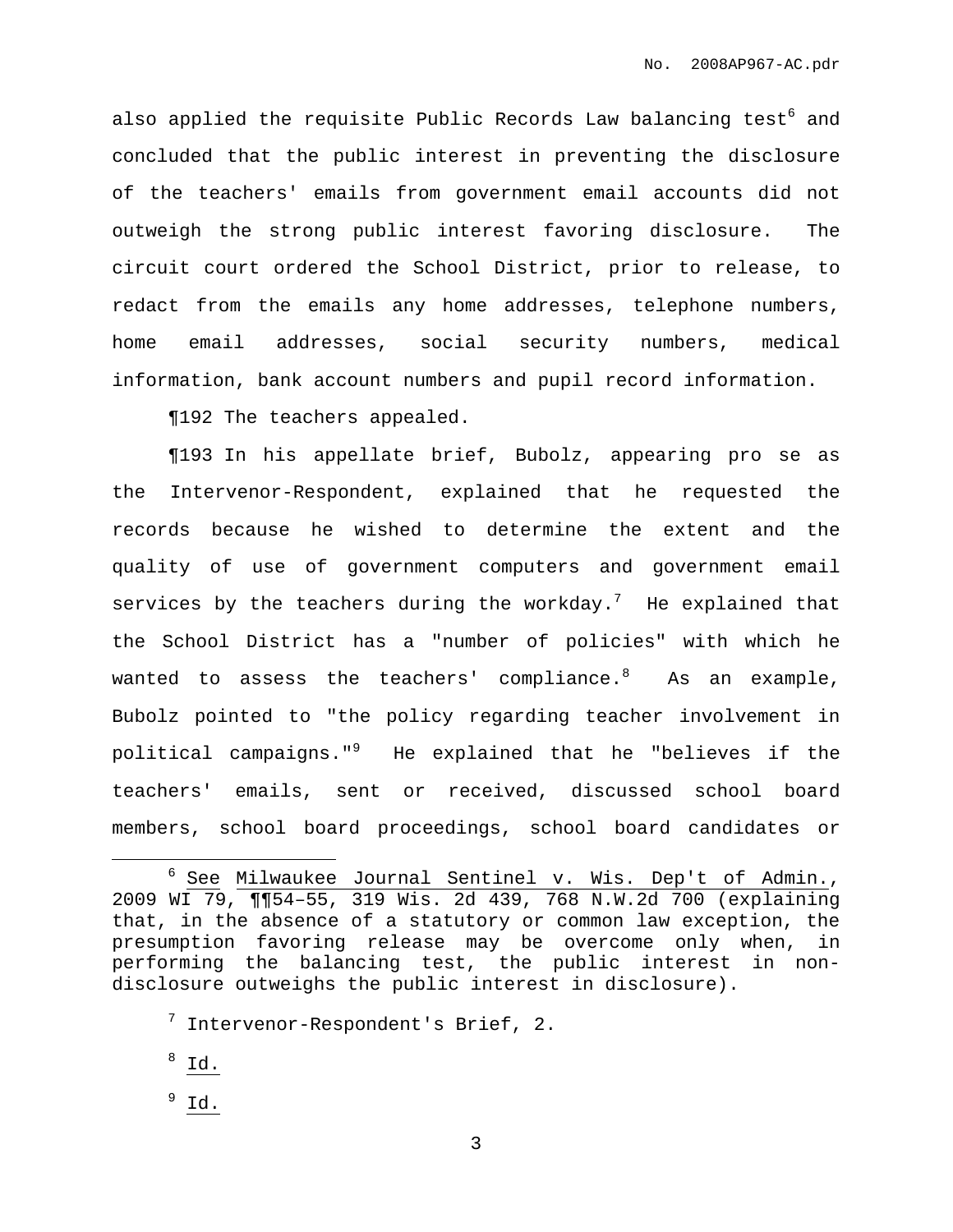also applied the requisite Public Records Law balancing test[6] and concluded that the public interest in preventing the disclosure of the teachers' emails from government email accounts did not outweigh the strong public interest favoring disclosure. The circuit court ordered the School District, prior to release, to redact from the emails any home addresses, telephone numbers, home email addresses, social security numbers, medical information, bank account numbers and pupil record information.

¶192 The teachers appealed.

¶193 In his appellate brief, Bubolz, appearing pro se as the Intervenor-Respondent, explained that he requested the records because he wished to determine the extent and the quality of use of government computers and government email services by the teachers during the workday.[7] He explained that the School District has a "number of policies" with which he wanted to assess the teachers' compliance.[8] As an example, Bubolz pointed to "the policy regarding teacher involvement in political campaigns."[9] He explained that he "believes if the teachers' emails, sent or received, discussed school board members, school board proceedings, school board candidates or

---

[6] See Milwaukee Journal Sentinel v. Wis. Dep't of Admin., 2009 WI 79, ¶¶54–55, 319 Wis. 2d 439, 768 N.W.2d 700 (explaining that, in the absence of a statutory or common law exception, the presumption favoring release may be overcome only when, in performing the balancing test, the public interest in non-disclosure outweighs the public interest in disclosure).

[7] Intervenor-Respondent's Brief, 2.

[8] Id.

[9] Id.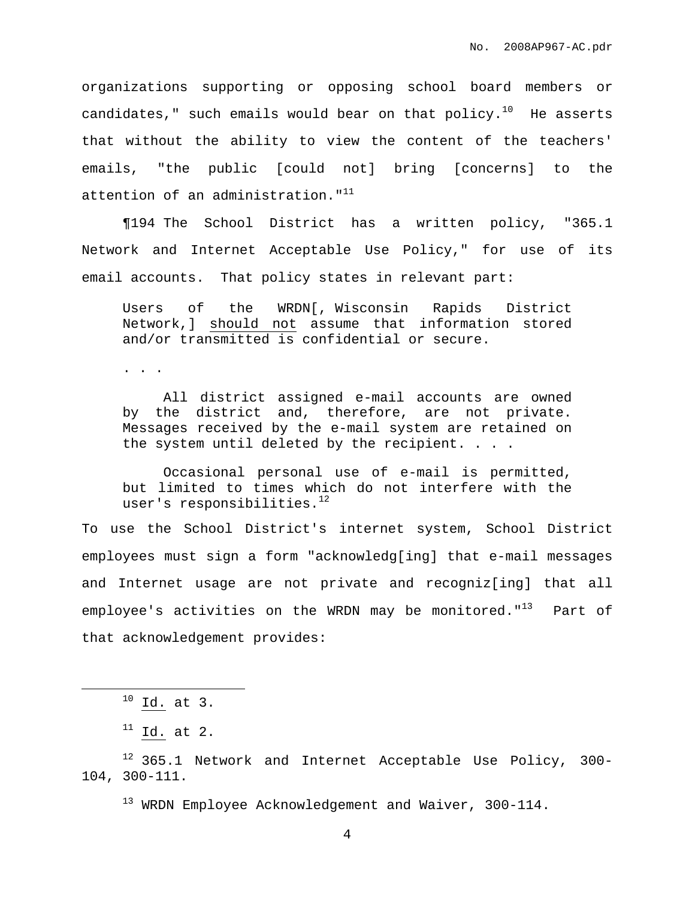organizations supporting or opposing school board members or candidates," such emails would bear on that policy.[10] He asserts that without the ability to view the content of the teachers' emails, "the public [could not] bring [concerns] to the attention of an administration."[11]

¶194 The School District has a written policy, "365.1 Network and Internet Acceptable Use Policy," for use of its email accounts. That policy states in relevant part:

> Users of the WRDN[, Wisconsin Rapids District Network,] <u>should not</u> assume that information stored and/or transmitted is confidential or secure.
>
> . . .
>
> All district assigned e-mail accounts are owned by the district and, therefore, are not private. Messages received by the e-mail system are retained on the system until deleted by the recipient. . . .
>
> Occasional personal use of e-mail is permitted, but limited to times which do not interfere with the user's responsibilities.[12]

To use the School District's internet system, School District employees must sign a form "acknowledg[ing] that e-mail messages and Internet usage are not private and recogniz[ing] that all employee's activities on the WRDN may be monitored."[13] Part of that acknowledgement provides:

---

[10] Id. at 3.

[11] Id. at 2.

[12] 365.1 Network and Internet Acceptable Use Policy, 300-104, 300-111.

[13] WRDN Employee Acknowledgement and Waiver, 300-114.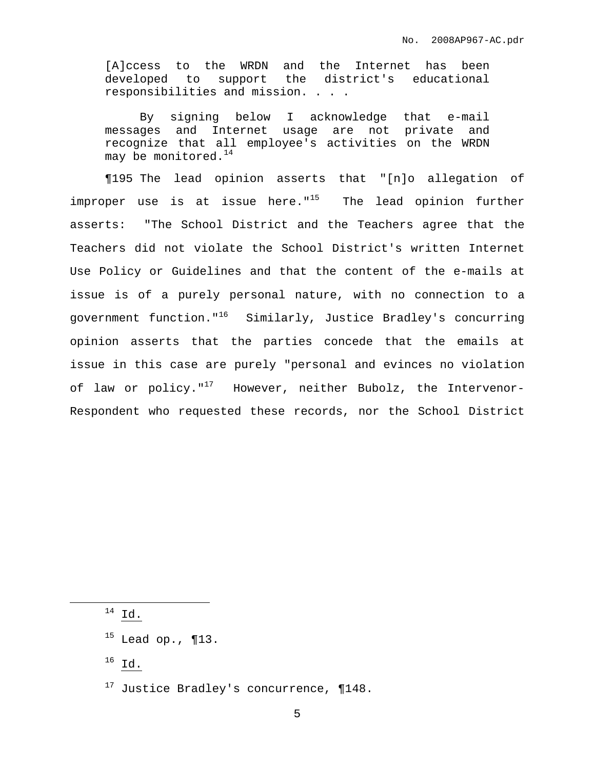> [A]ccess to the WRDN and the Internet has been developed to support the district's educational responsibilities and mission. . . .
>
> By signing below I acknowledge that e-mail messages and Internet usage are not private and recognize that all employee's activities on the WRDN may be monitored.[14]

¶195 The lead opinion asserts that "[n]o allegation of improper use is at issue here."[15] The lead opinion further asserts: "The School District and the Teachers agree that the Teachers did not violate the School District's written Internet Use Policy or Guidelines and that the content of the e-mails at issue is of a purely personal nature, with no connection to a government function."[16] Similarly, Justice Bradley's concurring opinion asserts that the parties concede that the emails at issue in this case are purely "personal and evinces no violation of law or policy."[17] However, neither Bubolz, the Intervenor-Respondent who requested these records, nor the School District

---

[14] Id.

[15] Lead op., ¶13.

[16] Id.

[17] Justice Bradley's concurrence, ¶148.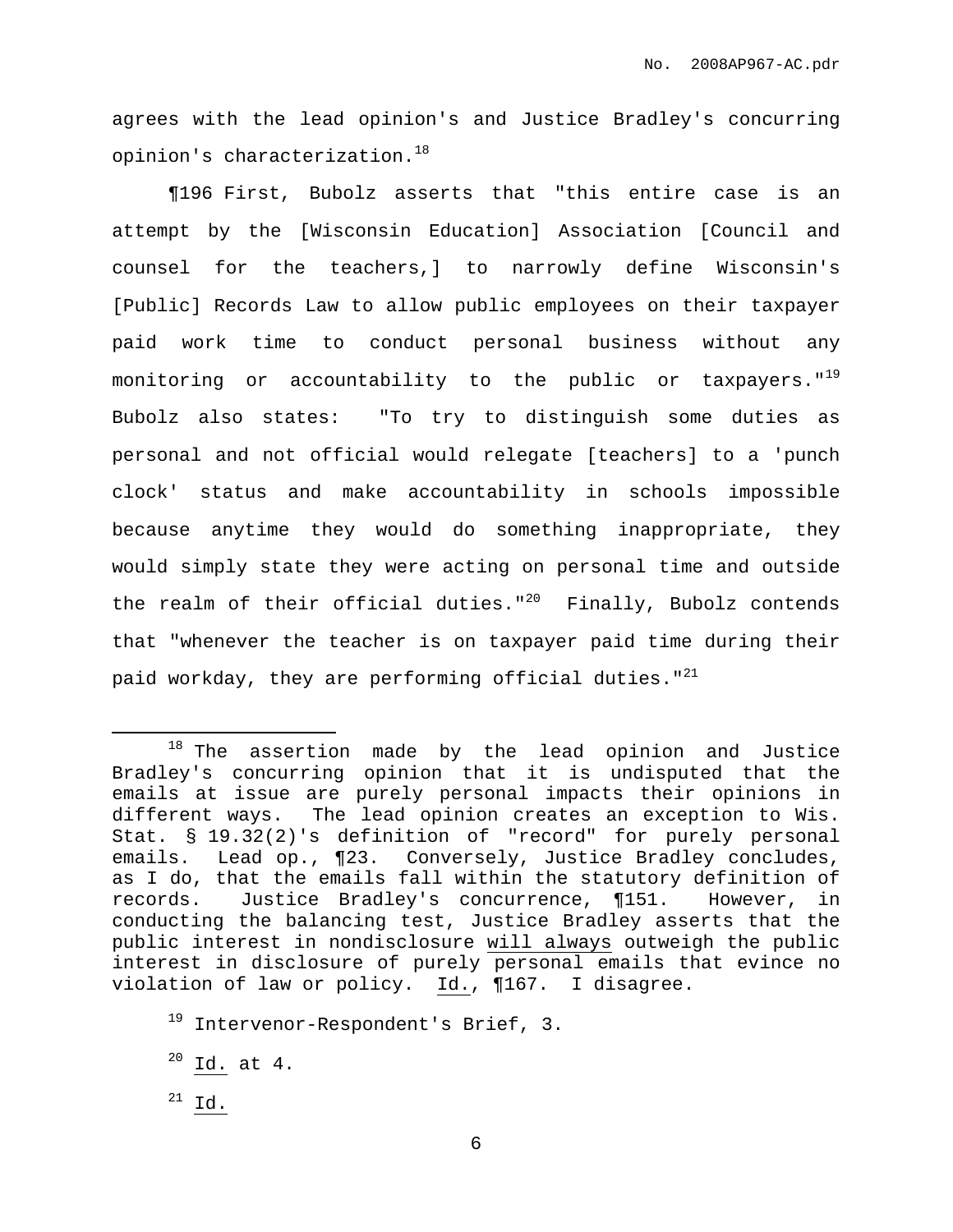agrees with the lead opinion's and Justice Bradley's concurring opinion's characterization.[18]

¶196 First, Bubolz asserts that "this entire case is an attempt by the [Wisconsin Education] Association [Council and counsel for the teachers,] to narrowly define Wisconsin's [Public] Records Law to allow public employees on their taxpayer paid work time to conduct personal business without any monitoring or accountability to the public or taxpayers."[19] Bubolz also states: "To try to distinguish some duties as personal and not official would relegate [teachers] to a 'punch clock' status and make accountability in schools impossible because anytime they would do something inappropriate, they would simply state they were acting on personal time and outside the realm of their official duties."[20] Finally, Bubolz contends that "whenever the teacher is on taxpayer paid time during their paid workday, they are performing official duties."[21]

---

[18] The assertion made by the lead opinion and Justice Bradley's concurring opinion that it is undisputed that the emails at issue are purely personal impacts their opinions in different ways. The lead opinion creates an exception to Wis. Stat. § 19.32(2)'s definition of "record" for purely personal emails. Lead op., ¶23. Conversely, Justice Bradley concludes, as I do, that the emails fall within the statutory definition of records. Justice Bradley's concurrence, ¶151. However, in conducting the balancing test, Justice Bradley asserts that the public interest in nondisclosure <u>will always</u> outweigh the public interest in disclosure of purely personal emails that evince no violation of law or policy. <u>Id.</u>, ¶167. I disagree.

[19] Intervenor-Respondent's Brief, 3.

[20] <u>Id.</u> at 4.

[21] <u>Id.</u>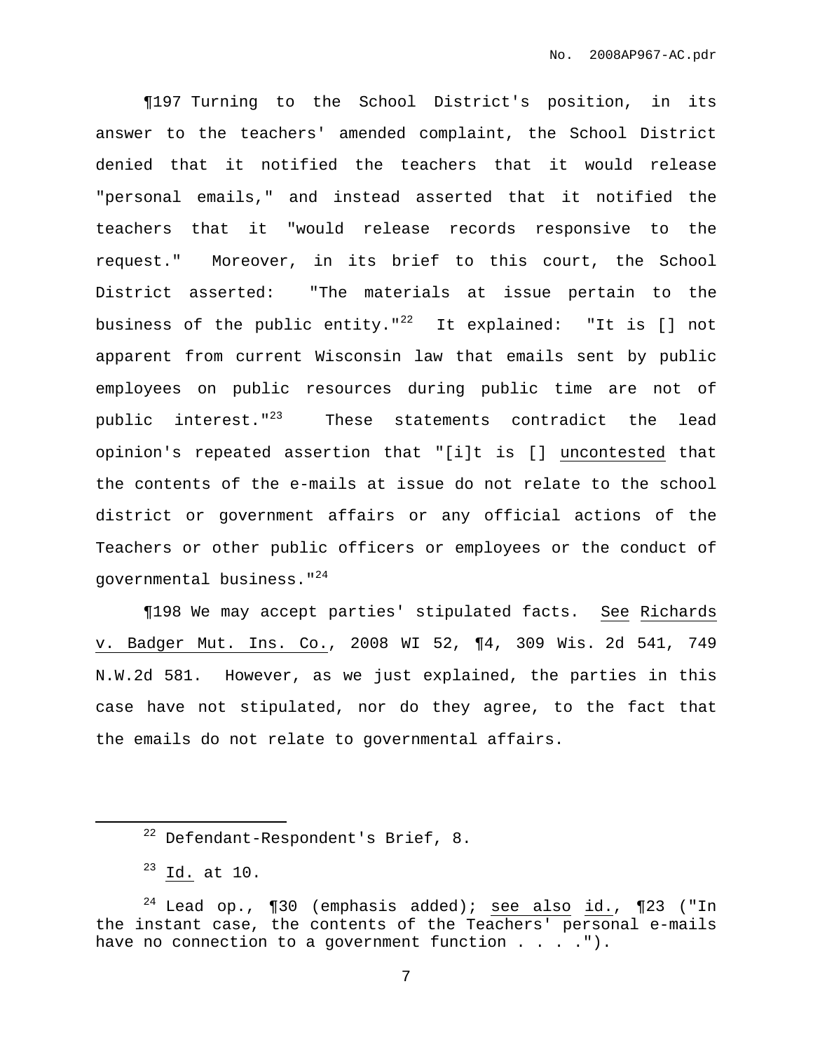¶197 Turning to the School District's position, in its answer to the teachers' amended complaint, the School District denied that it notified the teachers that it would release "personal emails," and instead asserted that it notified the teachers that it "would release records responsive to the request." Moreover, in its brief to this court, the School District asserted: "The materials at issue pertain to the business of the public entity."[22] It explained: "It is [] not apparent from current Wisconsin law that emails sent by public employees on public resources during public time are not of public interest."[23] These statements contradict the lead opinion's repeated assertion that "[i]t is [] uncontested that the contents of the e-mails at issue do not relate to the school district or government affairs or any official actions of the Teachers or other public officers or employees or the conduct of governmental business."[24]

¶198 We may accept parties' stipulated facts. See Richards v. Badger Mut. Ins. Co., 2008 WI 52, ¶4, 309 Wis. 2d 541, 749 N.W.2d 581. However, as we just explained, the parties in this case have not stipulated, nor do they agree, to the fact that the emails do not relate to governmental affairs.

---

[22] Defendant-Respondent's Brief, 8.

[23] Id. at 10.

[24] Lead op., ¶30 (emphasis added); see also id., ¶23 ("In the instant case, the contents of the Teachers' personal e-mails have no connection to a government function . . . .").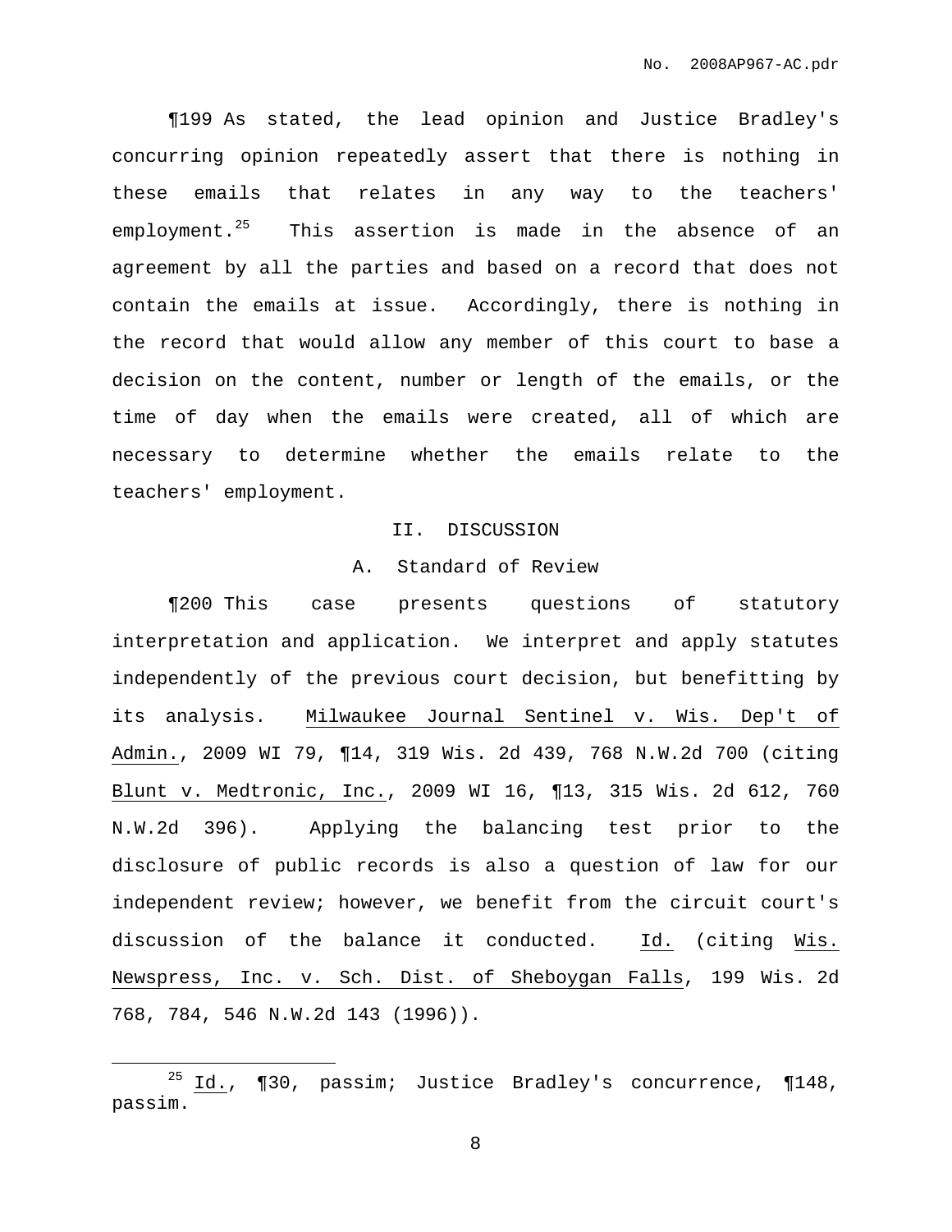¶199 As stated, the lead opinion and Justice Bradley's concurring opinion repeatedly assert that there is nothing in these emails that relates in any way to the teachers' employment.[25] This assertion is made in the absence of an agreement by all the parties and based on a record that does not contain the emails at issue. Accordingly, there is nothing in the record that would allow any member of this court to base a decision on the content, number or length of the emails, or the time of day when the emails were created, all of which are necessary to determine whether the emails relate to the teachers' employment.

## II. DISCUSSION

### A. Standard of Review

¶200 This case presents questions of statutory interpretation and application. We interpret and apply statutes independently of the previous court decision, but benefitting by its analysis. Milwaukee Journal Sentinel v. Wis. Dep't of Admin., 2009 WI 79, ¶14, 319 Wis. 2d 439, 768 N.W.2d 700 (citing Blunt v. Medtronic, Inc., 2009 WI 16, ¶13, 315 Wis. 2d 612, 760 N.W.2d 396). Applying the balancing test prior to the disclosure of public records is also a question of law for our independent review; however, we benefit from the circuit court's discussion of the balance it conducted. Id. (citing Wis. Newspress, Inc. v. Sch. Dist. of Sheboygan Falls, 199 Wis. 2d 768, 784, 546 N.W.2d 143 (1996)).

---

[25] Id., ¶30, passim; Justice Bradley's concurrence, ¶148, passim.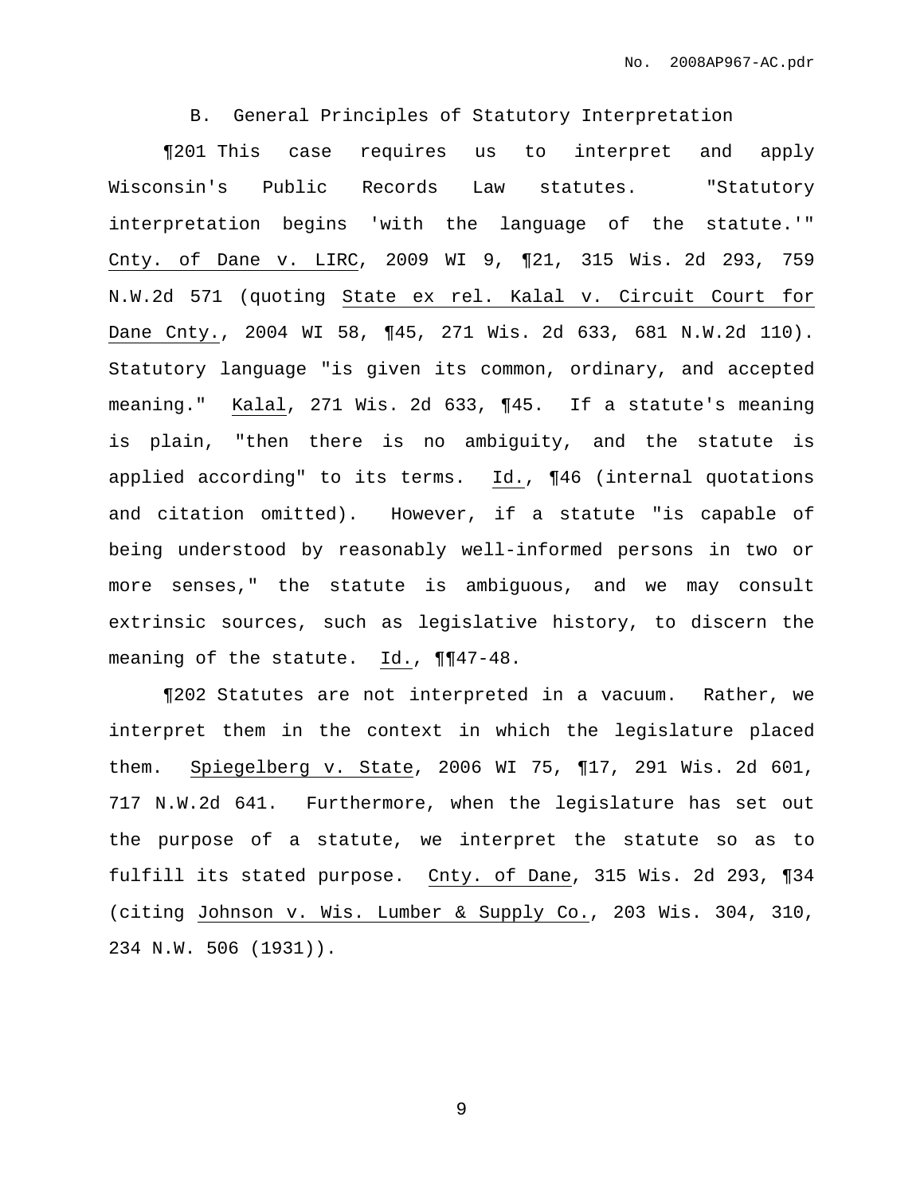### B. General Principles of Statutory Interpretation

¶201 This case requires us to interpret and apply Wisconsin's Public Records Law statutes. "Statutory interpretation begins 'with the language of the statute.'" Cnty. of Dane v. LIRC, 2009 WI 9, ¶21, 315 Wis. 2d 293, 759 N.W.2d 571 (quoting State ex rel. Kalal v. Circuit Court for Dane Cnty., 2004 WI 58, ¶45, 271 Wis. 2d 633, 681 N.W.2d 110). Statutory language "is given its common, ordinary, and accepted meaning." Kalal, 271 Wis. 2d 633, ¶45. If a statute's meaning is plain, "then there is no ambiguity, and the statute is applied according" to its terms. Id., ¶46 (internal quotations and citation omitted). However, if a statute "is capable of being understood by reasonably well-informed persons in two or more senses," the statute is ambiguous, and we may consult extrinsic sources, such as legislative history, to discern the meaning of the statute. Id., ¶¶47-48.

¶202 Statutes are not interpreted in a vacuum. Rather, we interpret them in the context in which the legislature placed them. Spiegelberg v. State, 2006 WI 75, ¶17, 291 Wis. 2d 601, 717 N.W.2d 641. Furthermore, when the legislature has set out the purpose of a statute, we interpret the statute so as to fulfill its stated purpose. Cnty. of Dane, 315 Wis. 2d 293, ¶34 (citing Johnson v. Wis. Lumber & Supply Co., 203 Wis. 304, 310, 234 N.W. 506 (1931)).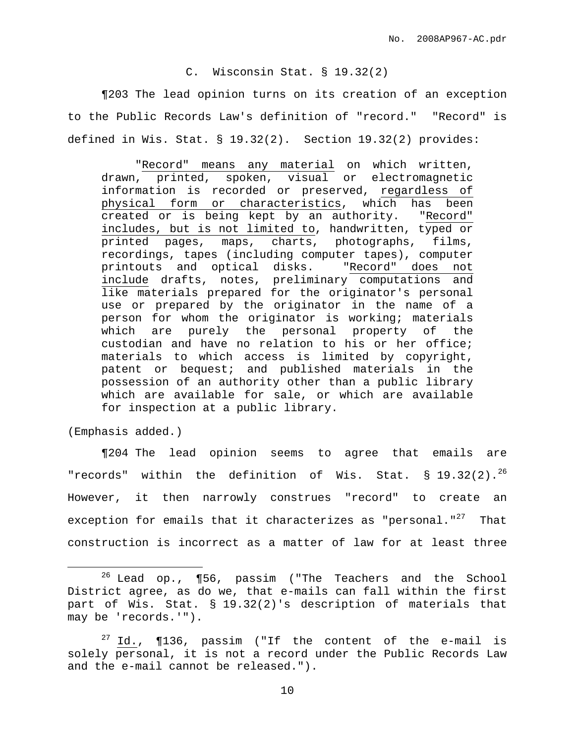### C. Wisconsin Stat. § 19.32(2)

¶203 The lead opinion turns on its creation of an exception to the Public Records Law's definition of "record." "Record" is defined in Wis. Stat. § 19.32(2). Section 19.32(2) provides:

> "Record" means any material on which written, drawn, printed, spoken, visual or electromagnetic information is recorded or preserved, regardless of physical form or characteristics, which has been created or is being kept by an authority. "Record" includes, but is not limited to, handwritten, typed or printed pages, maps, charts, photographs, films, recordings, tapes (including computer tapes), computer printouts and optical disks. "Record" does not include drafts, notes, preliminary computations and like materials prepared for the originator's personal use or prepared by the originator in the name of a person for whom the originator is working; materials which are purely the personal property of the custodian and have no relation to his or her office; materials to which access is limited by copyright, patent or bequest; and published materials in the possession of an authority other than a public library which are available for sale, or which are available for inspection at a public library.

(Emphasis added.)

¶204 The lead opinion seems to agree that emails are "records" within the definition of Wis. Stat. § 19.32(2).[26] However, it then narrowly construes "record" to create an exception for emails that it characterizes as "personal."[27] That construction is incorrect as a matter of law for at least three

---

[26] Lead op., ¶56, passim ("The Teachers and the School District agree, as do we, that e-mails can fall within the first part of Wis. Stat. § 19.32(2)'s description of materials that may be 'records.'").

[27] Id., ¶136, passim ("If the content of the e-mail is solely personal, it is not a record under the Public Records Law and the e-mail cannot be released.").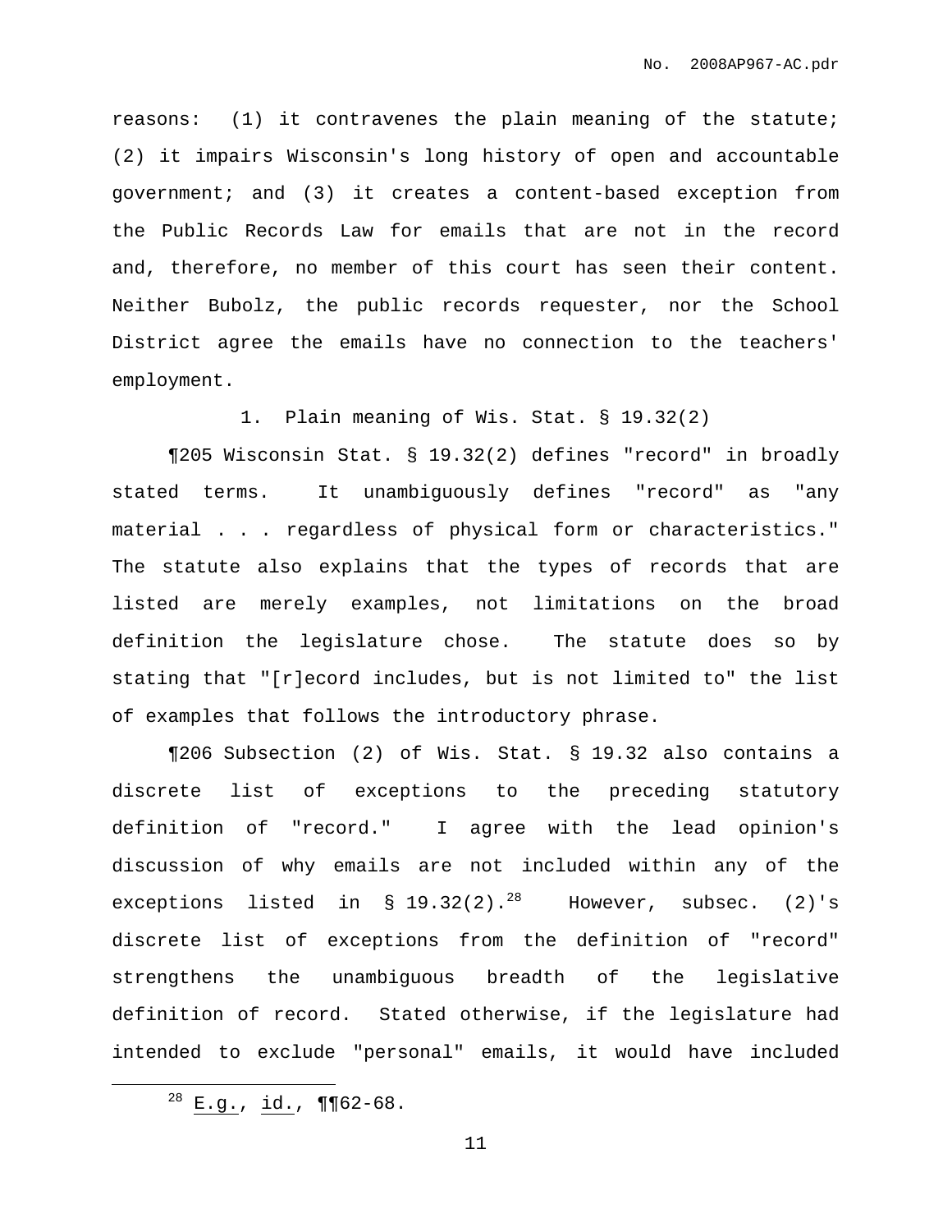reasons: (1) it contravenes the plain meaning of the statute; (2) it impairs Wisconsin's long history of open and accountable government; and (3) it creates a content-based exception from the Public Records Law for emails that are not in the record and, therefore, no member of this court has seen their content. Neither Bubolz, the public records requester, nor the School District agree the emails have no connection to the teachers' employment.

1. Plain meaning of Wis. Stat. § 19.32(2)

¶205 Wisconsin Stat. § 19.32(2) defines "record" in broadly stated terms. It unambiguously defines "record" as "any material . . . regardless of physical form or characteristics." The statute also explains that the types of records that are listed are merely examples, not limitations on the broad definition the legislature chose. The statute does so by stating that "[r]ecord includes, but is not limited to" the list of examples that follows the introductory phrase.

¶206 Subsection (2) of Wis. Stat. § 19.32 also contains a discrete list of exceptions to the preceding statutory definition of "record." I agree with the lead opinion's discussion of why emails are not included within any of the exceptions listed in § 19.32(2).[28] However, subsec. (2)'s discrete list of exceptions from the definition of "record" strengthens the unambiguous breadth of the legislative definition of record. Stated otherwise, if the legislature had intended to exclude "personal" emails, it would have included

[28] E.g., id., ¶¶62-68.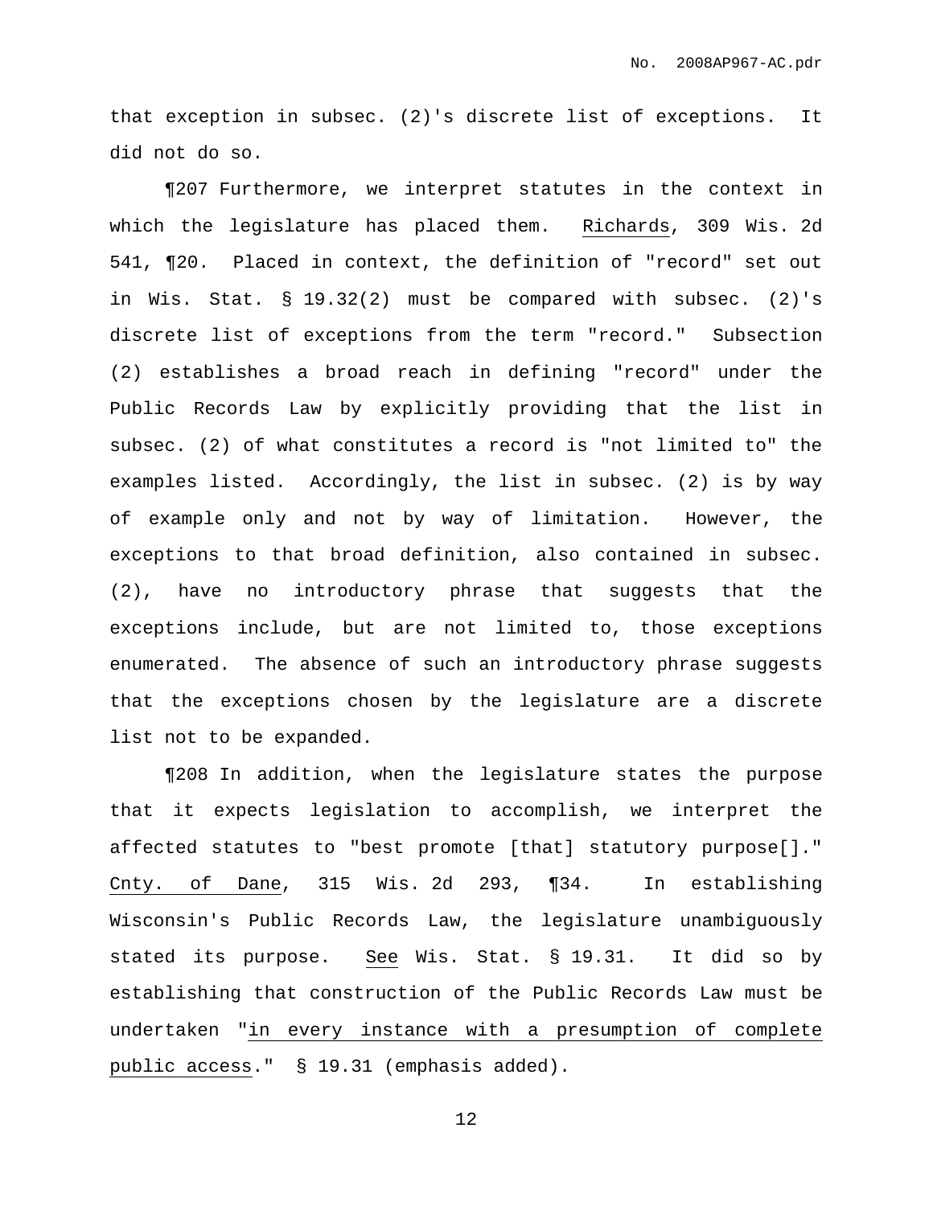that exception in subsec. (2)'s discrete list of exceptions. It did not do so.

¶207 Furthermore, we interpret statutes in the context in which the legislature has placed them. Richards, 309 Wis. 2d 541, ¶20. Placed in context, the definition of "record" set out in Wis. Stat. § 19.32(2) must be compared with subsec. (2)'s discrete list of exceptions from the term "record." Subsection (2) establishes a broad reach in defining "record" under the Public Records Law by explicitly providing that the list in subsec. (2) of what constitutes a record is "not limited to" the examples listed. Accordingly, the list in subsec. (2) is by way of example only and not by way of limitation. However, the exceptions to that broad definition, also contained in subsec. (2), have no introductory phrase that suggests that the exceptions include, but are not limited to, those exceptions enumerated. The absence of such an introductory phrase suggests that the exceptions chosen by the legislature are a discrete list not to be expanded.

¶208 In addition, when the legislature states the purpose that it expects legislation to accomplish, we interpret the affected statutes to "best promote [that] statutory purpose[]." Cnty. of Dane, 315 Wis. 2d 293, ¶34. In establishing Wisconsin's Public Records Law, the legislature unambiguously stated its purpose. *See* Wis. Stat. § 19.31. It did so by establishing that construction of the Public Records Law must be undertaken "in every instance with a presumption of complete public access." § 19.31 (emphasis added).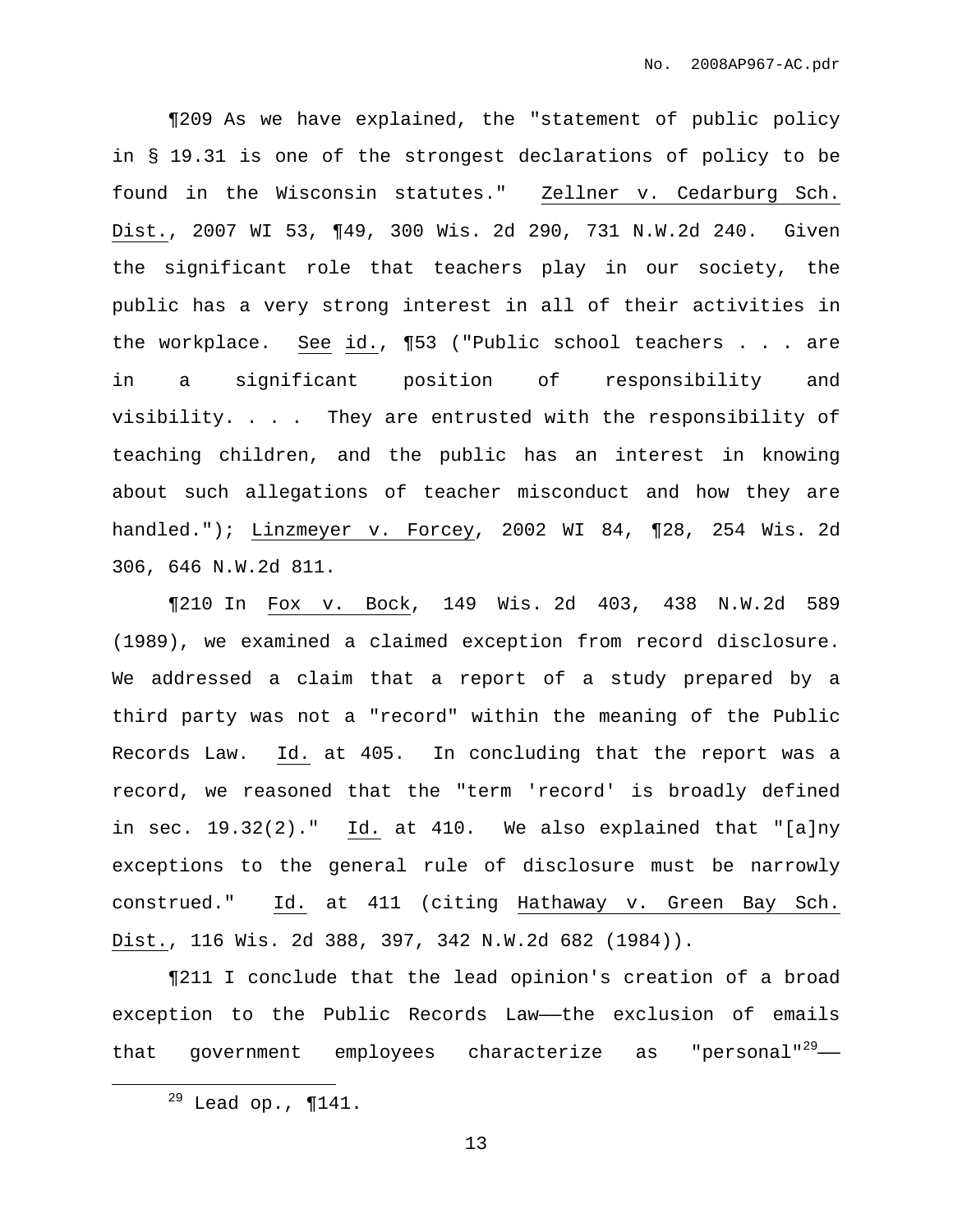¶209 As we have explained, the "statement of public policy in § 19.31 is one of the strongest declarations of policy to be found in the Wisconsin statutes." Zellner v. Cedarburg Sch. Dist., 2007 WI 53, ¶49, 300 Wis. 2d 290, 731 N.W.2d 240. Given the significant role that teachers play in our society, the public has a very strong interest in all of their activities in the workplace. See id., ¶53 ("Public school teachers . . . are in a significant position of responsibility and visibility. . . . They are entrusted with the responsibility of teaching children, and the public has an interest in knowing about such allegations of teacher misconduct and how they are handled."); Linzmeyer v. Forcey, 2002 WI 84, ¶28, 254 Wis. 2d 306, 646 N.W.2d 811.

¶210 In Fox v. Bock, 149 Wis. 2d 403, 438 N.W.2d 589 (1989), we examined a claimed exception from record disclosure. We addressed a claim that a report of a study prepared by a third party was not a "record" within the meaning of the Public Records Law. Id. at 405. In concluding that the report was a record, we reasoned that the "term 'record' is broadly defined in sec. 19.32(2)." Id. at 410. We also explained that "[a]ny exceptions to the general rule of disclosure must be narrowly construed." Id. at 411 (citing Hathaway v. Green Bay Sch. Dist., 116 Wis. 2d 388, 397, 342 N.W.2d 682 (1984)).

¶211 I conclude that the lead opinion's creation of a broad exception to the Public Records Law——the exclusion of emails that government employees characterize as "personal"[29]——

[29] Lead op., ¶141.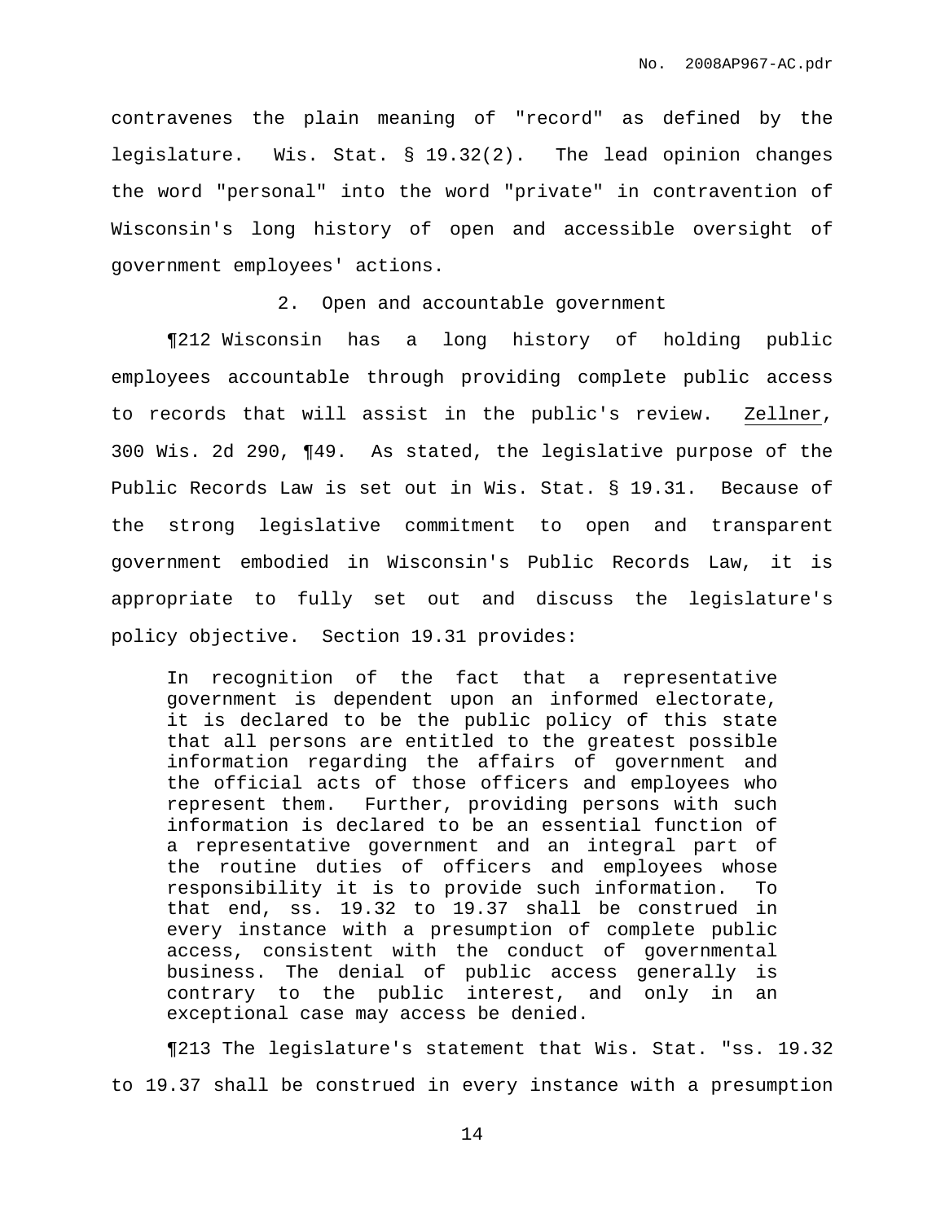contravenes the plain meaning of "record" as defined by the legislature. Wis. Stat. § 19.32(2). The lead opinion changes the word "personal" into the word "private" in contravention of Wisconsin's long history of open and accessible oversight of government employees' actions.

### 2. Open and accountable government

¶212 Wisconsin has a long history of holding public employees accountable through providing complete public access to records that will assist in the public's review. Zellner, 300 Wis. 2d 290, ¶49. As stated, the legislative purpose of the Public Records Law is set out in Wis. Stat. § 19.31. Because of the strong legislative commitment to open and transparent government embodied in Wisconsin's Public Records Law, it is appropriate to fully set out and discuss the legislature's policy objective. Section 19.31 provides:

> In recognition of the fact that a representative government is dependent upon an informed electorate, it is declared to be the public policy of this state that all persons are entitled to the greatest possible information regarding the affairs of government and the official acts of those officers and employees who represent them. Further, providing persons with such information is declared to be an essential function of a representative government and an integral part of the routine duties of officers and employees whose responsibility it is to provide such information. To that end, ss. 19.32 to 19.37 shall be construed in every instance with a presumption of complete public access, consistent with the conduct of governmental business. The denial of public access generally is contrary to the public interest, and only in an exceptional case may access be denied.

¶213 The legislature's statement that Wis. Stat. "ss. 19.32 to 19.37 shall be construed in every instance with a presumption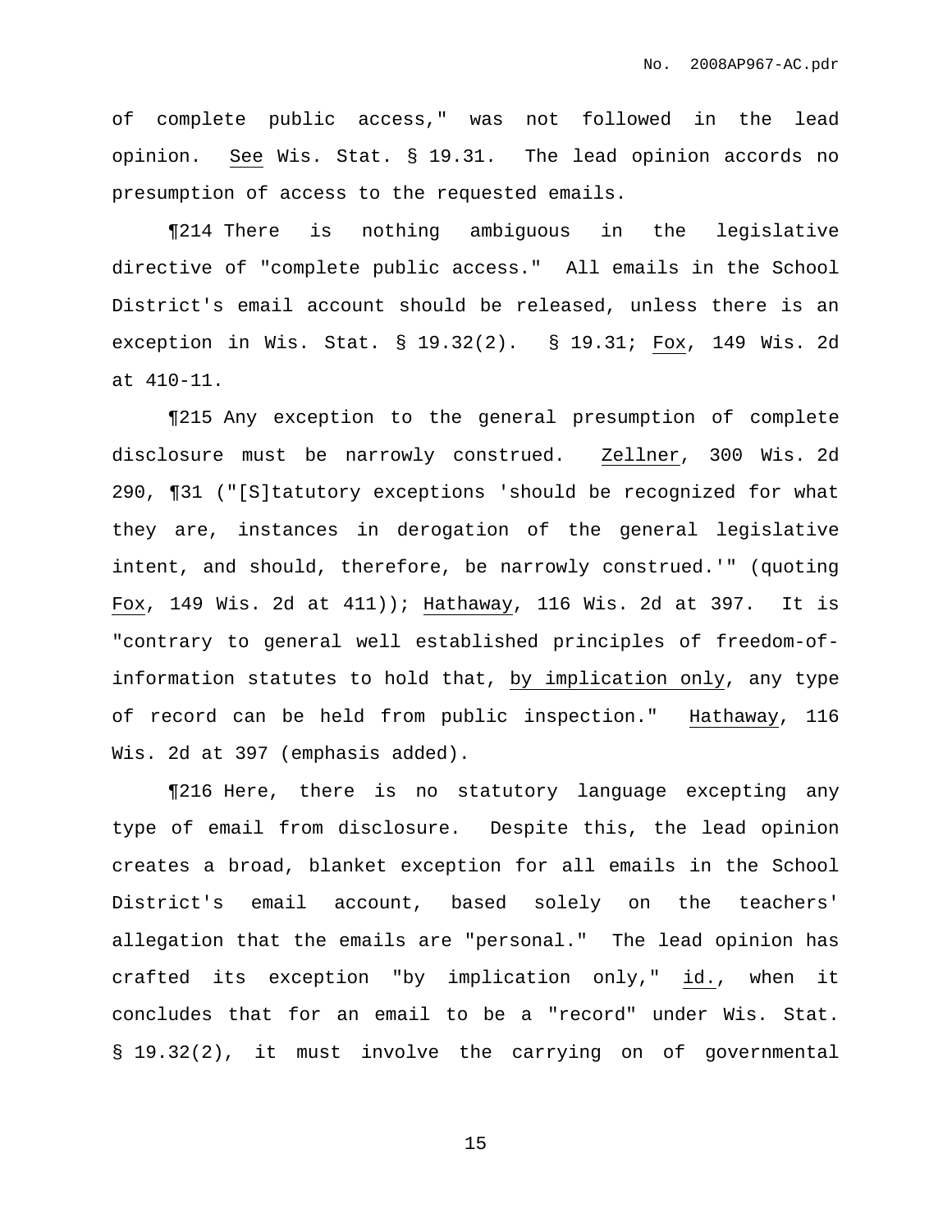of complete public access," was not followed in the lead opinion. See Wis. Stat. § 19.31. The lead opinion accords no presumption of access to the requested emails.

¶214 There is nothing ambiguous in the legislative directive of "complete public access." All emails in the School District's email account should be released, unless there is an exception in Wis. Stat. § 19.32(2). § 19.31; Fox, 149 Wis. 2d at 410-11.

¶215 Any exception to the general presumption of complete disclosure must be narrowly construed. Zellner, 300 Wis. 2d 290, ¶31 ("[S]tatutory exceptions 'should be recognized for what they are, instances in derogation of the general legislative intent, and should, therefore, be narrowly construed.'" (quoting Fox, 149 Wis. 2d at 411)); Hathaway, 116 Wis. 2d at 397. It is "contrary to general well established principles of freedom-of-information statutes to hold that, by implication only, any type of record can be held from public inspection." Hathaway, 116 Wis. 2d at 397 (emphasis added).

¶216 Here, there is no statutory language excepting any type of email from disclosure. Despite this, the lead opinion creates a broad, blanket exception for all emails in the School District's email account, based solely on the teachers' allegation that the emails are "personal." The lead opinion has crafted its exception "by implication only," id., when it concludes that for an email to be a "record" under Wis. Stat. § 19.32(2), it must involve the carrying on of governmental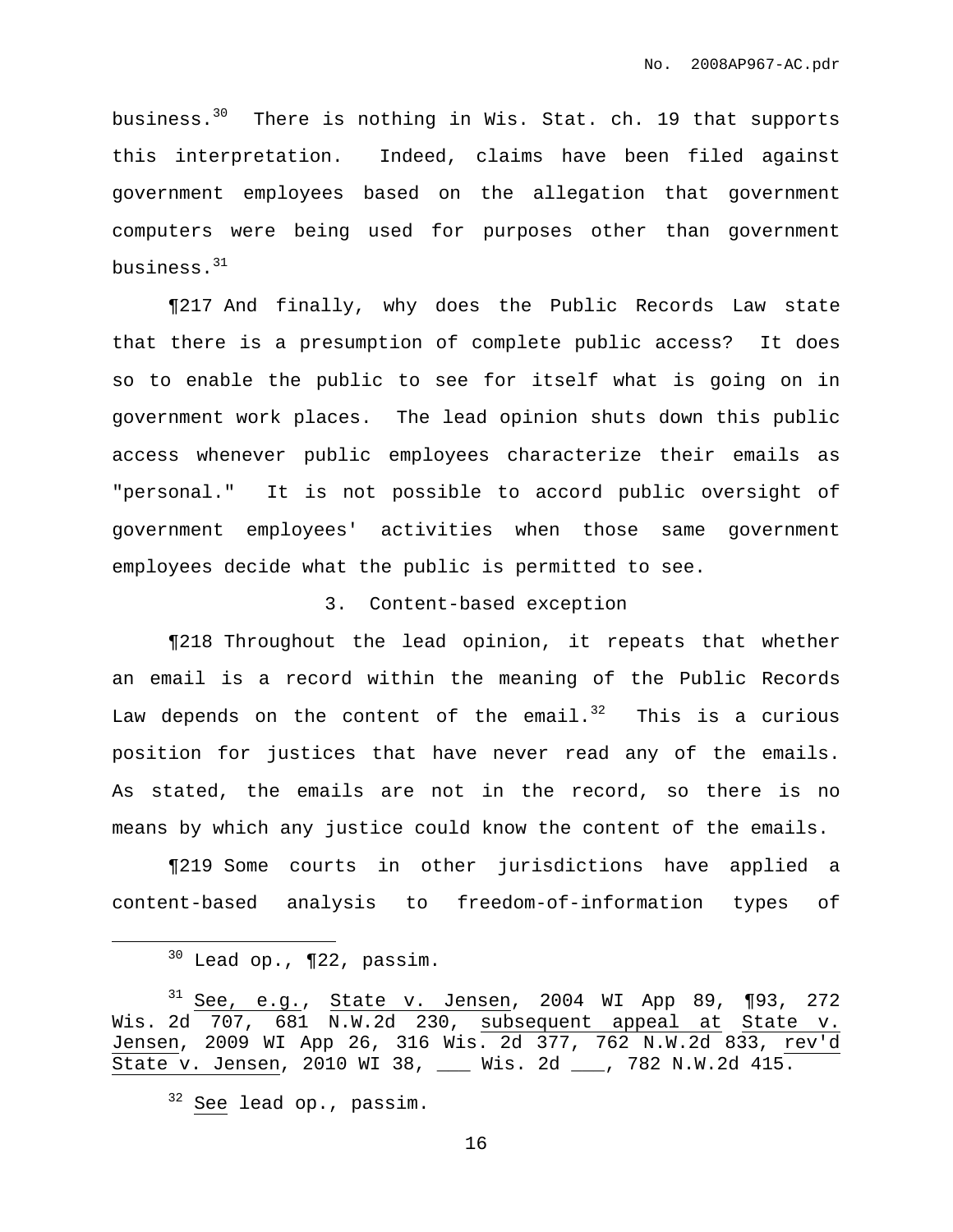business.[30] There is nothing in Wis. Stat. ch. 19 that supports this interpretation. Indeed, claims have been filed against government employees based on the allegation that government computers were being used for purposes other than government business.[31]

¶217 And finally, why does the Public Records Law state that there is a presumption of complete public access? It does so to enable the public to see for itself what is going on in government work places. The lead opinion shuts down this public access whenever public employees characterize their emails as "personal." It is not possible to accord public oversight of government employees' activities when those same government employees decide what the public is permitted to see.

### 3. Content-based exception

¶218 Throughout the lead opinion, it repeats that whether an email is a record within the meaning of the Public Records Law depends on the content of the email.[32] This is a curious position for justices that have never read any of the emails. As stated, the emails are not in the record, so there is no means by which any justice could know the content of the emails.

¶219 Some courts in other jurisdictions have applied a content-based analysis to freedom-of-information types of

---

[30] Lead op., ¶22, passim.

[31] See, e.g., State v. Jensen, 2004 WI App 89, ¶93, 272 Wis. 2d 707, 681 N.W.2d 230, subsequent appeal at State v. Jensen, 2009 WI App 26, 316 Wis. 2d 377, 762 N.W.2d 833, rev'd State v. Jensen, 2010 WI 38, ___ Wis. 2d ___, 782 N.W.2d 415.

[32] See lead op., passim.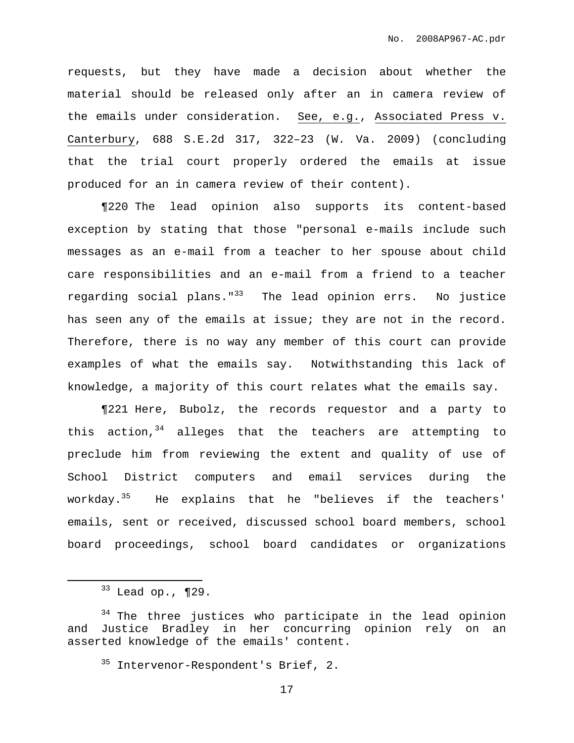requests, but they have made a decision about whether the material should be released only after an in camera review of the emails under consideration. See, e.g., Associated Press v. Canterbury, 688 S.E.2d 317, 322–23 (W. Va. 2009) (concluding that the trial court properly ordered the emails at issue produced for an in camera review of their content).

¶220 The lead opinion also supports its content-based exception by stating that those "personal e-mails include such messages as an e-mail from a teacher to her spouse about child care responsibilities and an e-mail from a friend to a teacher regarding social plans."[33] The lead opinion errs. No justice has seen any of the emails at issue; they are not in the record. Therefore, there is no way any member of this court can provide examples of what the emails say. Notwithstanding this lack of knowledge, a majority of this court relates what the emails say.

¶221 Here, Bubolz, the records requestor and a party to this action,[34] alleges that the teachers are attempting to preclude him from reviewing the extent and quality of use of School District computers and email services during the workday.[35] He explains that he "believes if the teachers' emails, sent or received, discussed school board members, school board proceedings, school board candidates or organizations

---

[33] Lead op., ¶29.

[34] The three justices who participate in the lead opinion and Justice Bradley in her concurring opinion rely on an asserted knowledge of the emails' content.

[35] Intervenor-Respondent's Brief, 2.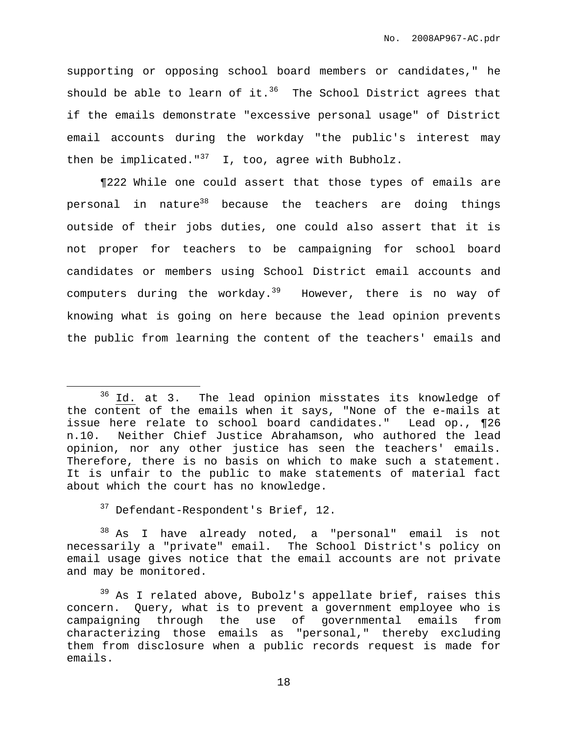supporting or opposing school board members or candidates," he should be able to learn of it.[36] The School District agrees that if the emails demonstrate "excessive personal usage" of District email accounts during the workday "the public's interest may then be implicated."[37] I, too, agree with Bubholz.

¶222 While one could assert that those types of emails are personal in nature[38] because the teachers are doing things outside of their jobs duties, one could also assert that it is not proper for teachers to be campaigning for school board candidates or members using School District email accounts and computers during the workday.[39] However, there is no way of knowing what is going on here because the lead opinion prevents the public from learning the content of the teachers' emails and

---

[36] Id. at 3. The lead opinion misstates its knowledge of the content of the emails when it says, "None of the e-mails at issue here relate to school board candidates." Lead op., ¶26 n.10. Neither Chief Justice Abrahamson, who authored the lead opinion, nor any other justice has seen the teachers' emails. Therefore, there is no basis on which to make such a statement. It is unfair to the public to make statements of material fact about which the court has no knowledge.

[37] Defendant-Respondent's Brief, 12.

[38] As I have already noted, a "personal" email is not necessarily a "private" email. The School District's policy on email usage gives notice that the email accounts are not private and may be monitored.

[39] As I related above, Bubolz's appellate brief, raises this concern. Query, what is to prevent a government employee who is campaigning through the use of governmental emails from characterizing those emails as "personal," thereby excluding them from disclosure when a public records request is made for emails.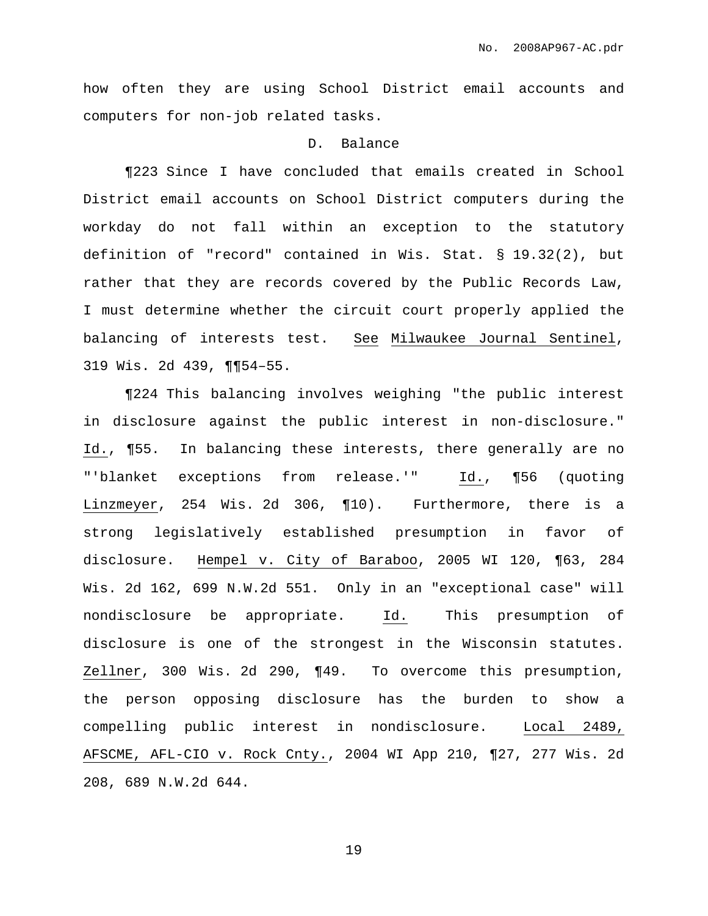how often they are using School District email accounts and computers for non-job related tasks.

### D. Balance

¶223 Since I have concluded that emails created in School District email accounts on School District computers during the workday do not fall within an exception to the statutory definition of "record" contained in Wis. Stat. § 19.32(2), but rather that they are records covered by the Public Records Law, I must determine whether the circuit court properly applied the balancing of interests test. See Milwaukee Journal Sentinel, 319 Wis. 2d 439, ¶¶54–55.

¶224 This balancing involves weighing "the public interest in disclosure against the public interest in non-disclosure." Id., ¶55. In balancing these interests, there generally are no "'blanket exceptions from release.'" Id., ¶56 (quoting Linzmeyer, 254 Wis. 2d 306, ¶10). Furthermore, there is a strong legislatively established presumption in favor of disclosure. Hempel v. City of Baraboo, 2005 WI 120, ¶63, 284 Wis. 2d 162, 699 N.W.2d 551. Only in an "exceptional case" will nondisclosure be appropriate. Id. This presumption of disclosure is one of the strongest in the Wisconsin statutes. Zellner, 300 Wis. 2d 290, ¶49. To overcome this presumption, the person opposing disclosure has the burden to show a compelling public interest in nondisclosure. Local 2489, AFSCME, AFL-CIO v. Rock Cnty., 2004 WI App 210, ¶27, 277 Wis. 2d 208, 689 N.W.2d 644.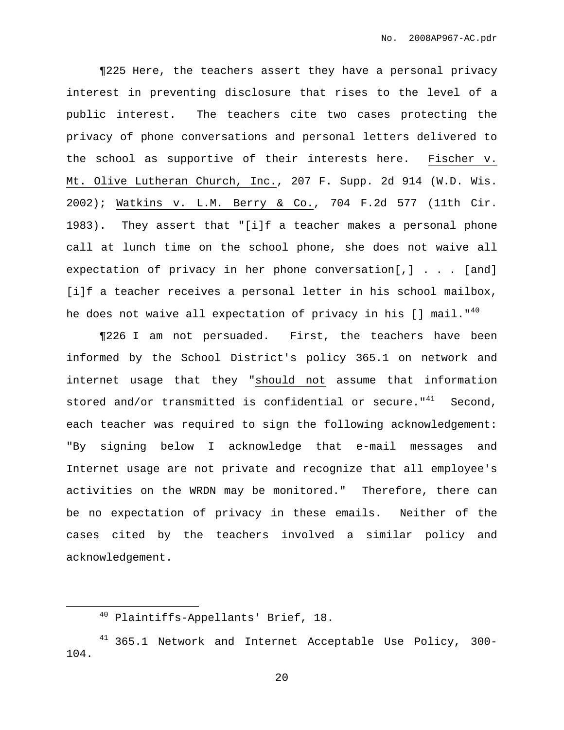¶225 Here, the teachers assert they have a personal privacy interest in preventing disclosure that rises to the level of a public interest. The teachers cite two cases protecting the privacy of phone conversations and personal letters delivered to the school as supportive of their interests here. Fischer v. Mt. Olive Lutheran Church, Inc., 207 F. Supp. 2d 914 (W.D. Wis. 2002); Watkins v. L.M. Berry & Co., 704 F.2d 577 (11th Cir. 1983). They assert that "[i]f a teacher makes a personal phone call at lunch time on the school phone, she does not waive all expectation of privacy in her phone conversation[,] . . . [and] [i]f a teacher receives a personal letter in his school mailbox, he does not waive all expectation of privacy in his [] mail."[40]

¶226 I am not persuaded. First, the teachers have been informed by the School District's policy 365.1 on network and internet usage that they "should not assume that information stored and/or transmitted is confidential or secure."[41] Second, each teacher was required to sign the following acknowledgement: "By signing below I acknowledge that e-mail messages and Internet usage are not private and recognize that all employee's activities on the WRDN may be monitored." Therefore, there can be no expectation of privacy in these emails. Neither of the cases cited by the teachers involved a similar policy and acknowledgement.

---

[40] Plaintiffs-Appellants' Brief, 18.

[41] 365.1 Network and Internet Acceptable Use Policy, 300-104.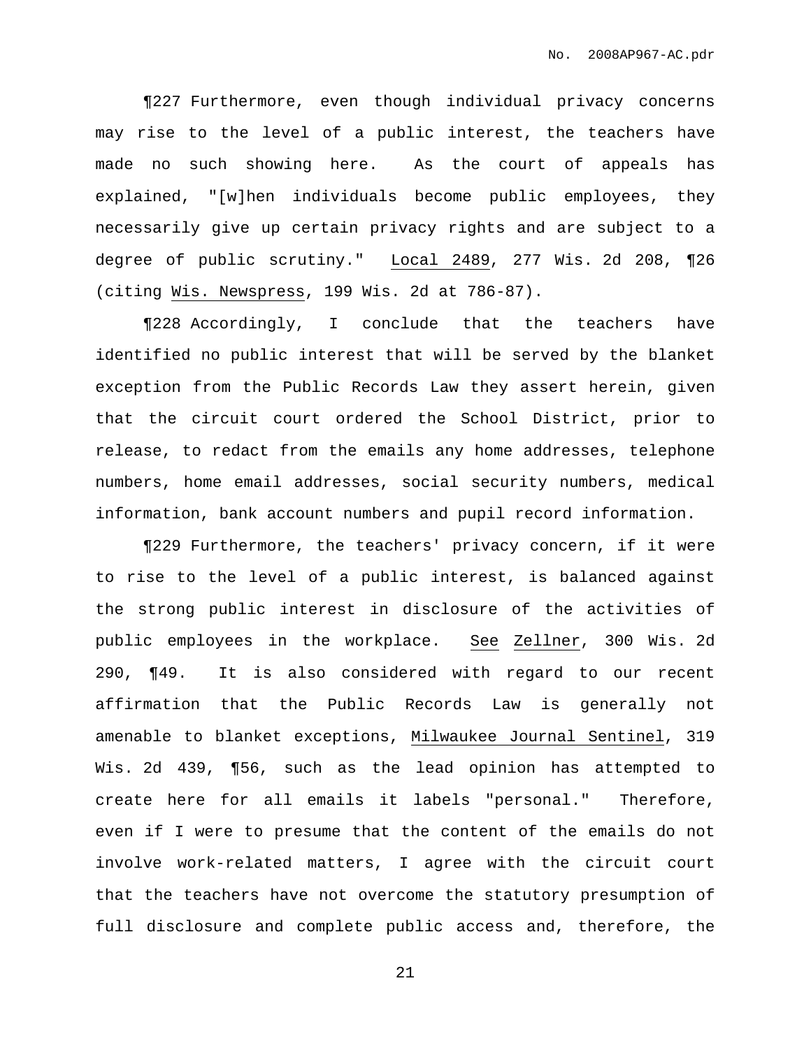¶227 Furthermore, even though individual privacy concerns may rise to the level of a public interest, the teachers have made no such showing here. As the court of appeals has explained, "[w]hen individuals become public employees, they necessarily give up certain privacy rights and are subject to a degree of public scrutiny." Local 2489, 277 Wis. 2d 208, ¶26 (citing Wis. Newspress, 199 Wis. 2d at 786-87).

¶228 Accordingly, I conclude that the teachers have identified no public interest that will be served by the blanket exception from the Public Records Law they assert herein, given that the circuit court ordered the School District, prior to release, to redact from the emails any home addresses, telephone numbers, home email addresses, social security numbers, medical information, bank account numbers and pupil record information.

¶229 Furthermore, the teachers' privacy concern, if it were to rise to the level of a public interest, is balanced against the strong public interest in disclosure of the activities of public employees in the workplace. See Zellner, 300 Wis. 2d 290, ¶49. It is also considered with regard to our recent affirmation that the Public Records Law is generally not amenable to blanket exceptions, Milwaukee Journal Sentinel, 319 Wis. 2d 439, ¶56, such as the lead opinion has attempted to create here for all emails it labels "personal." Therefore, even if I were to presume that the content of the emails do not involve work-related matters, I agree with the circuit court that the teachers have not overcome the statutory presumption of full disclosure and complete public access and, therefore, the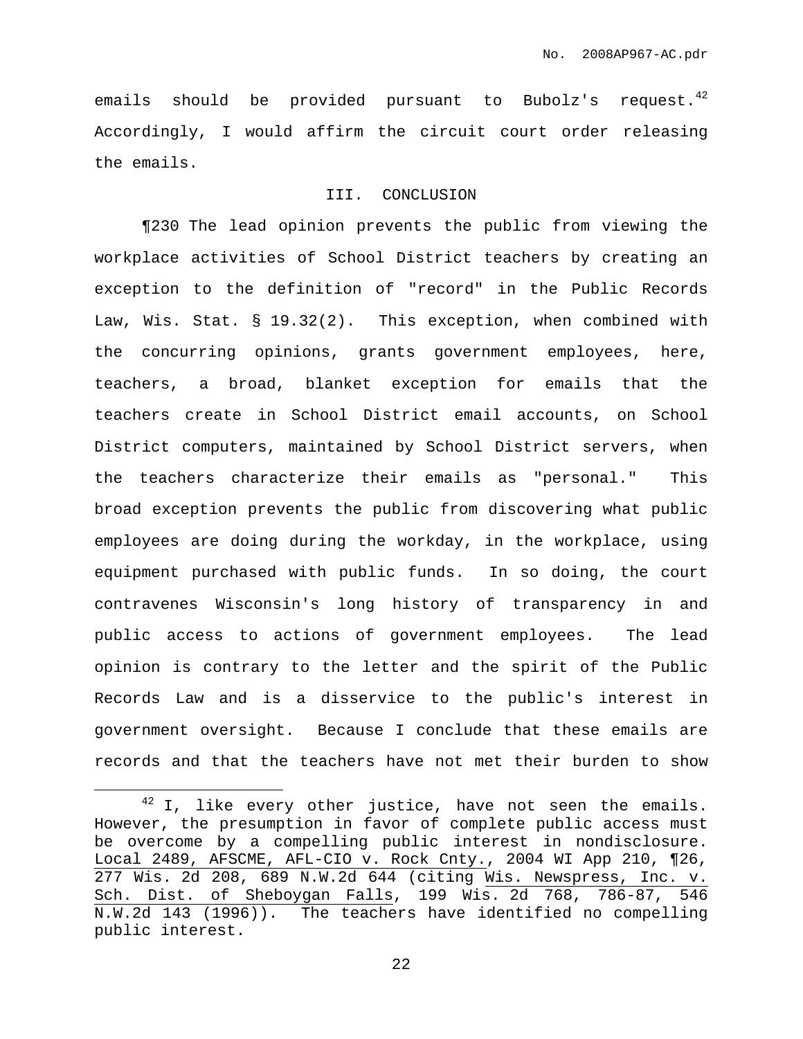emails should be provided pursuant to Bubolz's request.[42] Accordingly, I would affirm the circuit court order releasing the emails.

### III. CONCLUSION

¶230 The lead opinion prevents the public from viewing the workplace activities of School District teachers by creating an exception to the definition of "record" in the Public Records Law, Wis. Stat. § 19.32(2). This exception, when combined with the concurring opinions, grants government employees, here, teachers, a broad, blanket exception for emails that the teachers create in School District email accounts, on School District computers, maintained by School District servers, when the teachers characterize their emails as "personal." This broad exception prevents the public from discovering what public employees are doing during the workday, in the workplace, using equipment purchased with public funds. In so doing, the court contravenes Wisconsin's long history of transparency in and public access to actions of government employees. The lead opinion is contrary to the letter and the spirit of the Public Records Law and is a disservice to the public's interest in government oversight. Because I conclude that these emails are records and that the teachers have not met their burden to show

---

[42] I, like every other justice, have not seen the emails. However, the presumption in favor of complete public access must be overcome by a compelling public interest in nondisclosure. Local 2489, AFSCME, AFL-CIO v. Rock Cnty., 2004 WI App 210, ¶26, 277 Wis. 2d 208, 689 N.W.2d 644 (citing Wis. Newspress, Inc. v. Sch. Dist. of Sheboygan Falls, 199 Wis. 2d 768, 786-87, 546 N.W.2d 143 (1996)). The teachers have identified no compelling public interest.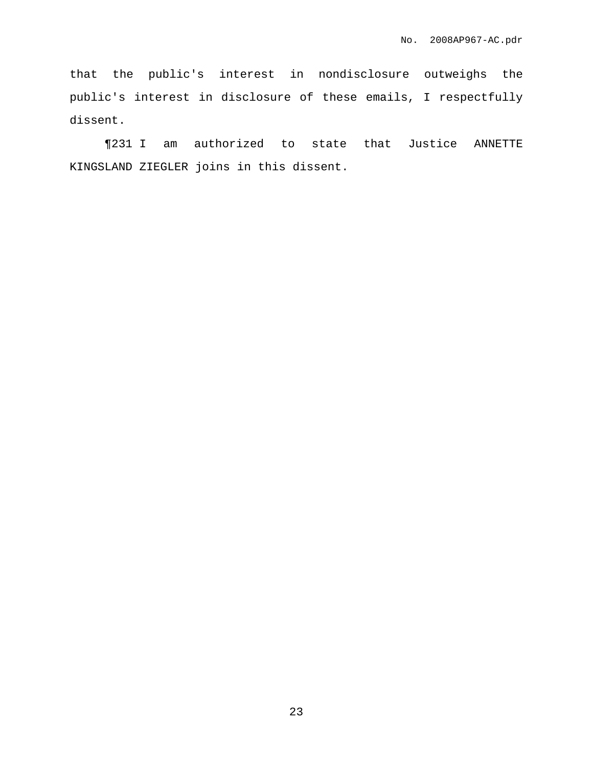that the public's interest in nondisclosure outweighs the public's interest in disclosure of these emails, I respectfully dissent.

¶231 I am authorized to state that Justice ANNETTE KINGSLAND ZIEGLER joins in this dissent.